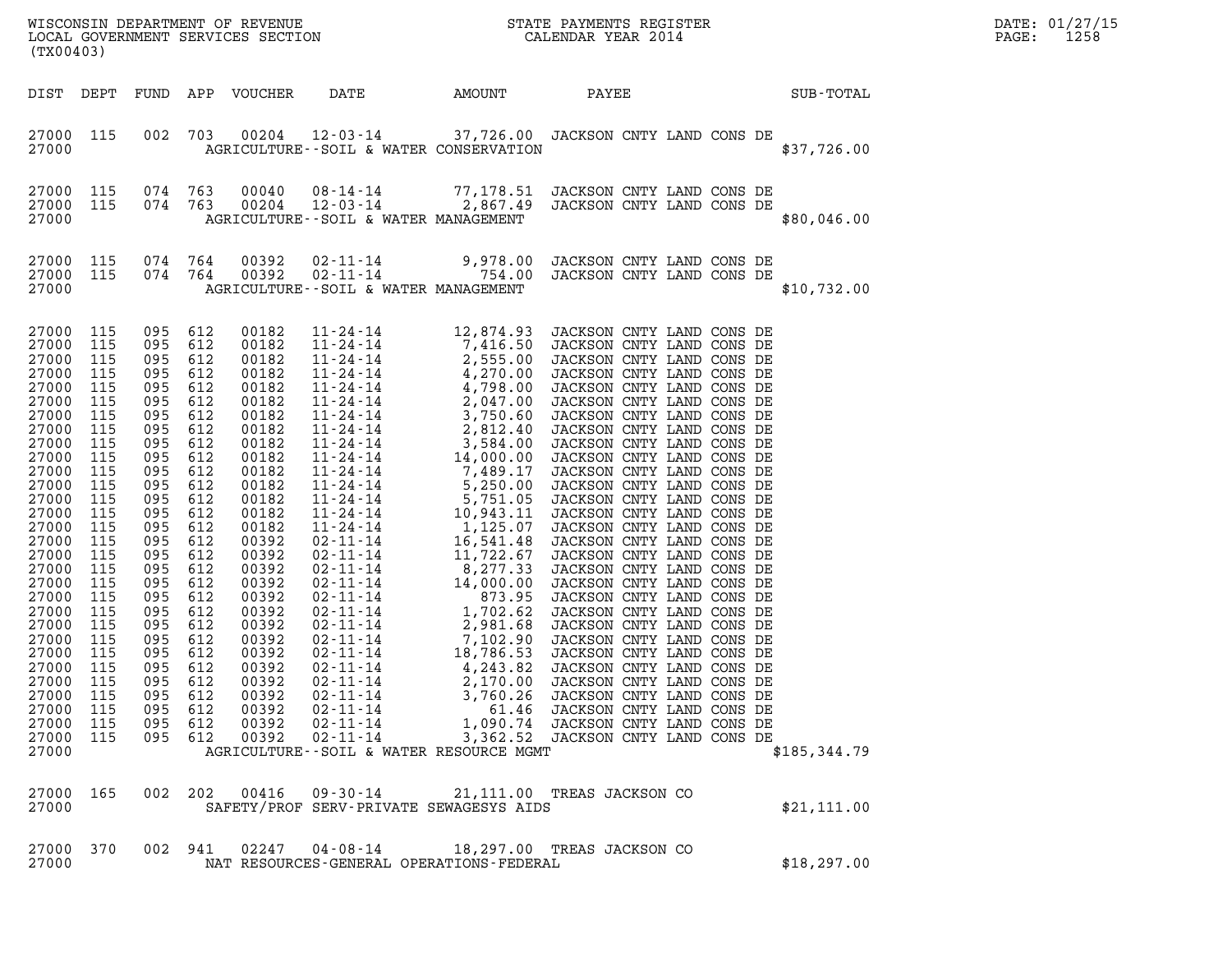WISCONSIN DEPARTMENT OF REVENUE
LOCAL GOVERNMENT SERVICES SECTION
(TX00403)

STATE PAYMENTS REGISTER
CALENDAR YEAR 2014

DATE: 01/27/15
PAGE: 1258

| DIST | DEPT | FUND | APP | VOUCHER | DATE | AMOUNT | PAYEE | SUB-TOTAL |
|---|---|---|---|---|---|---|---|---|
| 27000 | 115 | 002 | 703 | 00204 | 12-03-14 | 37,726.00 | JACKSON CNTY LAND CONS DE | |
| 27000 | | | | | | AGRICULTURE--SOIL & WATER CONSERVATION | | $37,726.00 |
| 27000 | 115 | 074 | 763 | 00040 | 08-14-14 | 77,178.51 | JACKSON CNTY LAND CONS DE | |
| 27000 | 115 | 074 | 763 | 00204 | 12-03-14 | 2,867.49 | JACKSON CNTY LAND CONS DE | |
| 27000 | | | | | | AGRICULTURE--SOIL & WATER MANAGEMENT | | $80,046.00 |
| 27000 | 115 | 074 | 764 | 00392 | 02-11-14 | 9,978.00 | JACKSON CNTY LAND CONS DE | |
| 27000 | 115 | 074 | 764 | 00392 | 02-11-14 | 754.00 | JACKSON CNTY LAND CONS DE | |
| 27000 | | | | | | AGRICULTURE--SOIL & WATER MANAGEMENT | | $10,732.00 |
| 27000 | 115 | 095 | 612 | 00182 | 11-24-14 | 12,874.93 | JACKSON CNTY LAND CONS DE | |
| 27000 | 115 | 095 | 612 | 00182 | 11-24-14 | 7,416.50 | JACKSON CNTY LAND CONS DE | |
| 27000 | 115 | 095 | 612 | 00182 | 11-24-14 | 2,555.00 | JACKSON CNTY LAND CONS DE | |
| 27000 | 115 | 095 | 612 | 00182 | 11-24-14 | 4,270.00 | JACKSON CNTY LAND CONS DE | |
| 27000 | 115 | 095 | 612 | 00182 | 11-24-14 | 4,798.00 | JACKSON CNTY LAND CONS DE | |
| 27000 | 115 | 095 | 612 | 00182 | 11-24-14 | 2,047.00 | JACKSON CNTY LAND CONS DE | |
| 27000 | 115 | 095 | 612 | 00182 | 11-24-14 | 3,750.60 | JACKSON CNTY LAND CONS DE | |
| 27000 | 115 | 095 | 612 | 00182 | 11-24-14 | 2,812.40 | JACKSON CNTY LAND CONS DE | |
| 27000 | 115 | 095 | 612 | 00182 | 11-24-14 | 3,584.00 | JACKSON CNTY LAND CONS DE | |
| 27000 | 115 | 095 | 612 | 00182 | 11-24-14 | 14,000.00 | JACKSON CNTY LAND CONS DE | |
| 27000 | 115 | 095 | 612 | 00182 | 11-24-14 | 7,489.17 | JACKSON CNTY LAND CONS DE | |
| 27000 | 115 | 095 | 612 | 00182 | 11-24-14 | 5,250.00 | JACKSON CNTY LAND CONS DE | |
| 27000 | 115 | 095 | 612 | 00182 | 11-24-14 | 5,751.05 | JACKSON CNTY LAND CONS DE | |
| 27000 | 115 | 095 | 612 | 00182 | 11-24-14 | 10,943.11 | JACKSON CNTY LAND CONS DE | |
| 27000 | 115 | 095 | 612 | 00182 | 11-24-14 | 1,125.07 | JACKSON CNTY LAND CONS DE | |
| 27000 | 115 | 095 | 612 | 00392 | 02-11-14 | 16,541.48 | JACKSON CNTY LAND CONS DE | |
| 27000 | 115 | 095 | 612 | 00392 | 02-11-14 | 11,722.67 | JACKSON CNTY LAND CONS DE | |
| 27000 | 115 | 095 | 612 | 00392 | 02-11-14 | 8,277.33 | JACKSON CNTY LAND CONS DE | |
| 27000 | 115 | 095 | 612 | 00392 | 02-11-14 | 14,000.00 | JACKSON CNTY LAND CONS DE | |
| 27000 | 115 | 095 | 612 | 00392 | 02-11-14 | 873.95 | JACKSON CNTY LAND CONS DE | |
| 27000 | 115 | 095 | 612 | 00392 | 02-11-14 | 1,702.62 | JACKSON CNTY LAND CONS DE | |
| 27000 | 115 | 095 | 612 | 00392 | 02-11-14 | 2,981.68 | JACKSON CNTY LAND CONS DE | |
| 27000 | 115 | 095 | 612 | 00392 | 02-11-14 | 7,102.90 | JACKSON CNTY LAND CONS DE | |
| 27000 | 115 | 095 | 612 | 00392 | 02-11-14 | 18,786.53 | JACKSON CNTY LAND CONS DE | |
| 27000 | 115 | 095 | 612 | 00392 | 02-11-14 | 4,243.82 | JACKSON CNTY LAND CONS DE | |
| 27000 | 115 | 095 | 612 | 00392 | 02-11-14 | 2,170.00 | JACKSON CNTY LAND CONS DE | |
| 27000 | 115 | 095 | 612 | 00392 | 02-11-14 | 3,760.26 | JACKSON CNTY LAND CONS DE | |
| 27000 | 115 | 095 | 612 | 00392 | 02-11-14 | 61.46 | JACKSON CNTY LAND CONS DE | |
| 27000 | 115 | 095 | 612 | 00392 | 02-11-14 | 1,090.74 | JACKSON CNTY LAND CONS DE | |
| 27000 | 115 | 095 | 612 | 00392 | 02-11-14 | 3,362.52 | JACKSON CNTY LAND CONS DE | |
| 27000 | | | | | | AGRICULTURE--SOIL & WATER RESOURCE MGMT | | $185,344.79 |
| 27000 | 165 | 002 | 202 | 00416 | 09-30-14 | 21,111.00 | TREAS JACKSON CO | |
| 27000 | | | | | | SAFETY/PROF SERV-PRIVATE SEWAGESYS AIDS | | $21,111.00 |
| 27000 | 370 | 002 | 941 | 02247 | 04-08-14 | 18,297.00 | TREAS JACKSON CO | |
| 27000 | | | | | | NAT RESOURCES-GENERAL OPERATIONS-FEDERAL | | $18,297.00 |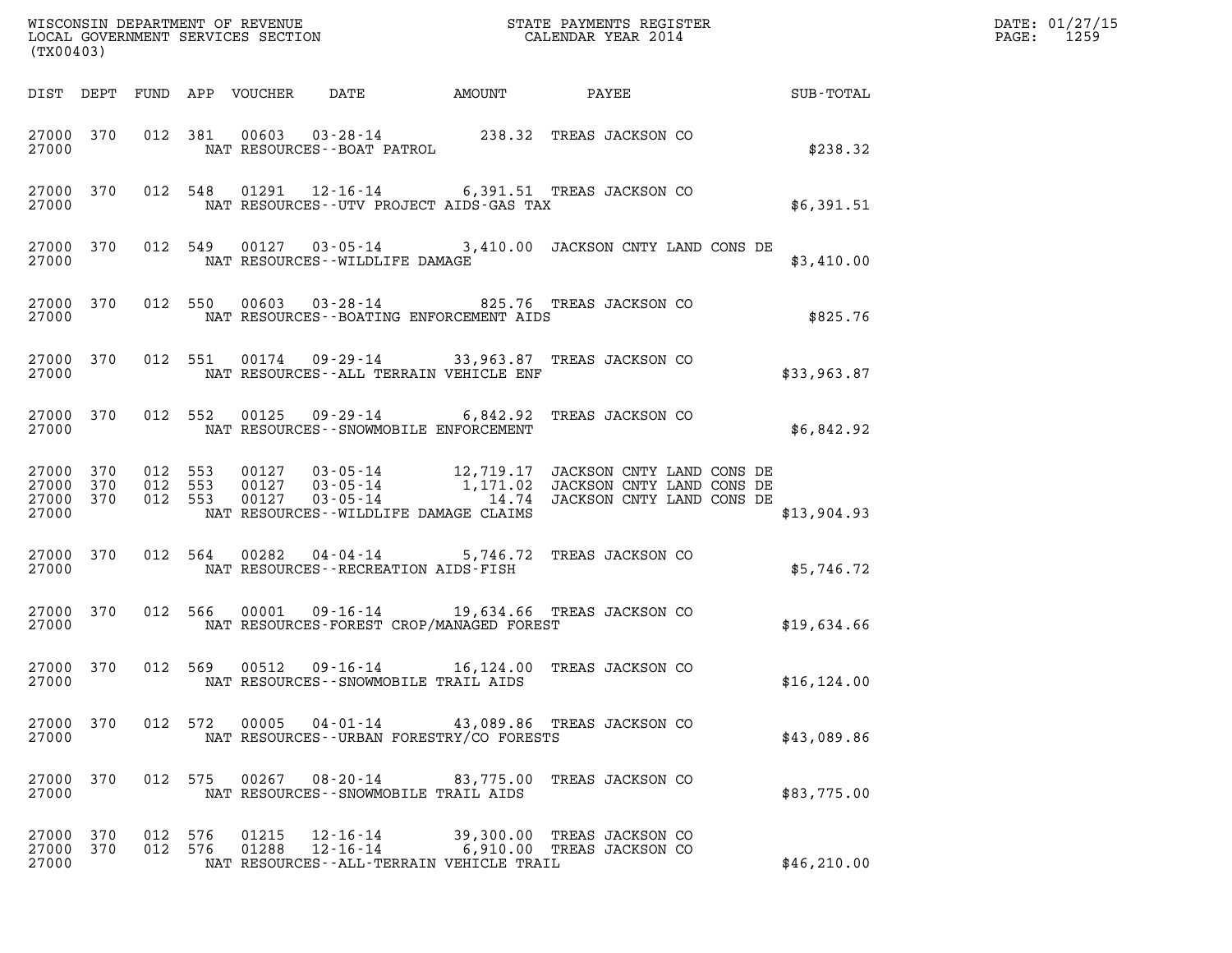| DIST | DEPT | FUND | APP | VOUCHER | DATE | AMOUNT | PAYEE | SUB-TOTAL |
|---|---|---|---|---|---|---|---|---|
| 27000 | 370 | 012 | 381 | 00603 | 03-28-14 | 238.32 | TREAS JACKSON CO | |
| 27000 | | | | NAT RESOURCES--BOAT PATROL | | | | $238.32 |
| 27000 | 370 | 012 | 548 | 01291 | 12-16-14 | 6,391.51 | TREAS JACKSON CO | |
| 27000 | | | | NAT RESOURCES--UTV PROJECT AIDS-GAS TAX | | | | $6,391.51 |
| 27000 | 370 | 012 | 549 | 00127 | 03-05-14 | 3,410.00 | JACKSON CNTY LAND CONS DE | |
| 27000 | | | | NAT RESOURCES--WILDLIFE DAMAGE | | | | $3,410.00 |
| 27000 | 370 | 012 | 550 | 00603 | 03-28-14 | 825.76 | TREAS JACKSON CO | |
| 27000 | | | | NAT RESOURCES--BOATING ENFORCEMENT AIDS | | | | $825.76 |
| 27000 | 370 | 012 | 551 | 00174 | 09-29-14 | 33,963.87 | TREAS JACKSON CO | |
| 27000 | | | | NAT RESOURCES--ALL TERRAIN VEHICLE ENF | | | | $33,963.87 |
| 27000 | 370 | 012 | 552 | 00125 | 09-29-14 | 6,842.92 | TREAS JACKSON CO | |
| 27000 | | | | NAT RESOURCES--SNOWMOBILE ENFORCEMENT | | | | $6,842.92 |
| 27000 | 370 | 012 | 553 | 00127 | 03-05-14 | 12,719.17 | JACKSON CNTY LAND CONS DE | |
| 27000 | 370 | 012 | 553 | 00127 | 03-05-14 | 1,171.02 | JACKSON CNTY LAND CONS DE | |
| 27000 | 370 | 012 | 553 | 00127 | 03-05-14 | 14.74 | JACKSON CNTY LAND CONS DE | |
| 27000 | | | | NAT RESOURCES--WILDLIFE DAMAGE CLAIMS | | | | $13,904.93 |
| 27000 | 370 | 012 | 564 | 00282 | 04-04-14 | 5,746.72 | TREAS JACKSON CO | |
| 27000 | | | | NAT RESOURCES--RECREATION AIDS-FISH | | | | $5,746.72 |
| 27000 | 370 | 012 | 566 | 00001 | 09-16-14 | 19,634.66 | TREAS JACKSON CO | |
| 27000 | | | | NAT RESOURCES-FOREST CROP/MANAGED FOREST | | | | $19,634.66 |
| 27000 | 370 | 012 | 569 | 00512 | 09-16-14 | 16,124.00 | TREAS JACKSON CO | |
| 27000 | | | | NAT RESOURCES--SNOWMOBILE TRAIL AIDS | | | | $16,124.00 |
| 27000 | 370 | 012 | 572 | 00005 | 04-01-14 | 43,089.86 | TREAS JACKSON CO | |
| 27000 | | | | NAT RESOURCES--URBAN FORESTRY/CO FORESTS | | | | $43,089.86 |
| 27000 | 370 | 012 | 575 | 00267 | 08-20-14 | 83,775.00 | TREAS JACKSON CO | |
| 27000 | | | | NAT RESOURCES--SNOWMOBILE TRAIL AIDS | | | | $83,775.00 |
| 27000 | 370 | 012 | 576 | 01215 | 12-16-14 | 39,300.00 | TREAS JACKSON CO | |
| 27000 | 370 | 012 | 576 | 01288 | 12-16-14 | 6,910.00 | TREAS JACKSON CO | |
| 27000 | | | | NAT RESOURCES--ALL-TERRAIN VEHICLE TRAIL | | | | $46,210.00 |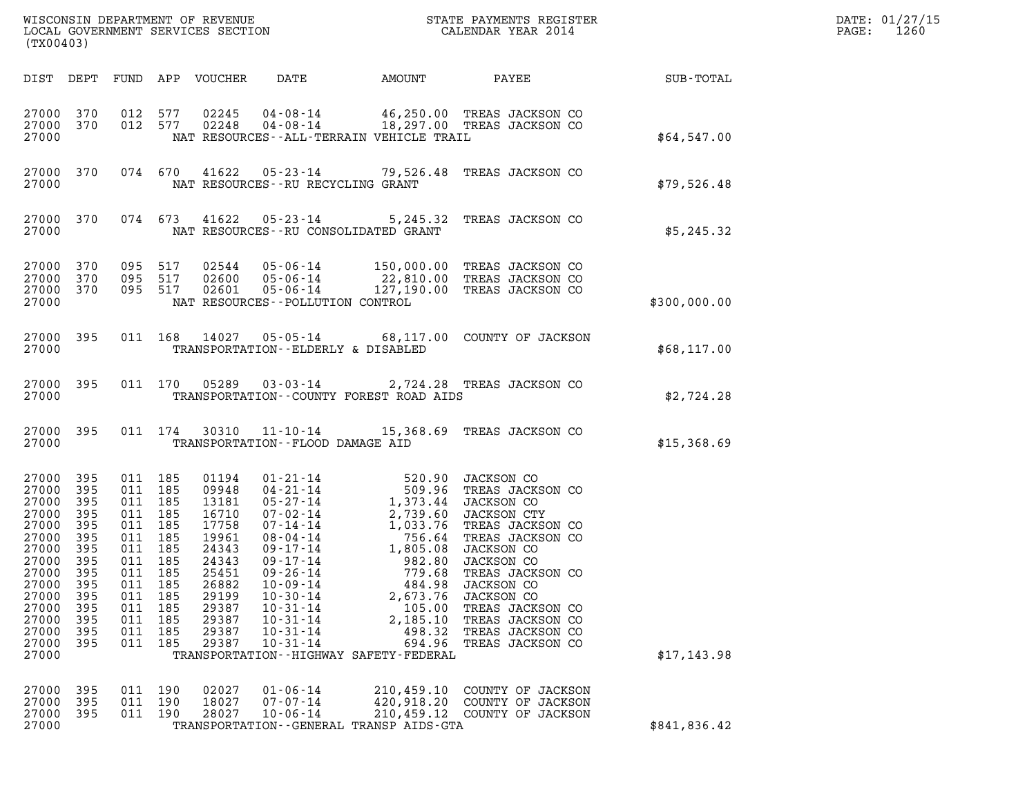WISCONSIN DEPARTMENT OF REVENUE
LOCAL GOVERNMENT SERVICES SECTION
(TX00403)

STATE PAYMENTS REGISTER
CALENDAR YEAR 2014

DATE: 01/27/15

| DIST | DEPT | FUND | APP | VOUCHER | DATE | AMOUNT | PAYEE | SUB-TOTAL |
|---|---|---|---|---|---|---|---|---|
| 27000 | 370 | 012 | 577 | 02245 | 04-08-14 | 46,250.00 | TREAS JACKSON CO | |
| 27000 | 370 | 012 | 577 | 02248 | 04-08-14 | 18,297.00 | TREAS JACKSON CO | |
| 27000 | | | | | NAT RESOURCES--ALL-TERRAIN VEHICLE TRAIL | | | $64,547.00 |
| 27000 | 370 | 074 | 670 | 41622 | 05-23-14 | 79,526.48 | TREAS JACKSON CO | |
| 27000 | | | | | NAT RESOURCES--RU RECYCLING GRANT | | | $79,526.48 |
| 27000 | 370 | 074 | 673 | 41622 | 05-23-14 | 5,245.32 | TREAS JACKSON CO | |
| 27000 | | | | | NAT RESOURCES--RU CONSOLIDATED GRANT | | | $5,245.32 |
| 27000 | 370 | 095 | 517 | 02544 | 05-06-14 | 150,000.00 | TREAS JACKSON CO | |
| 27000 | 370 | 095 | 517 | 02600 | 05-06-14 | 22,810.00 | TREAS JACKSON CO | |
| 27000 | 370 | 095 | 517 | 02601 | 05-06-14 | 127,190.00 | TREAS JACKSON CO | |
| 27000 | | | | | NAT RESOURCES--POLLUTION CONTROL | | | $300,000.00 |
| 27000 | 395 | 011 | 168 | 14027 | 05-05-14 | 68,117.00 | COUNTY OF JACKSON | |
| 27000 | | | | | TRANSPORTATION--ELDERLY & DISABLED | | | $68,117.00 |
| 27000 | 395 | 011 | 170 | 05289 | 03-03-14 | 2,724.28 | TREAS JACKSON CO | |
| 27000 | | | | | TRANSPORTATION--COUNTY FOREST ROAD AIDS | | | $2,724.28 |
| 27000 | 395 | 011 | 174 | 30310 | 11-10-14 | 15,368.69 | TREAS JACKSON CO | |
| 27000 | | | | | TRANSPORTATION--FLOOD DAMAGE AID | | | $15,368.69 |
| 27000 | 395 | 011 | 185 | 01194 | 01-21-14 | 520.90 | JACKSON CO | |
| 27000 | 395 | 011 | 185 | 09948 | 04-21-14 | 509.96 | TREAS JACKSON CO | |
| 27000 | 395 | 011 | 185 | 13181 | 05-27-14 | 1,373.44 | JACKSON CO | |
| 27000 | 395 | 011 | 185 | 16710 | 07-02-14 | 2,739.60 | JACKSON CTY | |
| 27000 | 395 | 011 | 185 | 17758 | 07-14-14 | 1,033.76 | TREAS JACKSON CO | |
| 27000 | 395 | 011 | 185 | 19961 | 08-04-14 | 756.64 | TREAS JACKSON CO | |
| 27000 | 395 | 011 | 185 | 24343 | 09-17-14 | 1,805.08 | JACKSON CO | |
| 27000 | 395 | 011 | 185 | 24343 | 09-17-14 | 982.80 | JACKSON CO | |
| 27000 | 395 | 011 | 185 | 25451 | 09-26-14 | 779.68 | TREAS JACKSON CO | |
| 27000 | 395 | 011 | 185 | 26882 | 10-09-14 | 484.98 | JACKSON CO | |
| 27000 | 395 | 011 | 185 | 29199 | 10-30-14 | 2,673.76 | JACKSON CO | |
| 27000 | 395 | 011 | 185 | 29387 | 10-31-14 | 105.00 | TREAS JACKSON CO | |
| 27000 | 395 | 011 | 185 | 29387 | 10-31-14 | 2,185.10 | TREAS JACKSON CO | |
| 27000 | 395 | 011 | 185 | 29387 | 10-31-14 | 498.32 | TREAS JACKSON CO | |
| 27000 | 395 | 011 | 185 | 29387 | 10-31-14 | 694.96 | TREAS JACKSON CO | |
| 27000 | | | | | TRANSPORTATION--HIGHWAY SAFETY-FEDERAL | | | $17,143.98 |
| 27000 | 395 | 011 | 190 | 02027 | 01-06-14 | 210,459.10 | COUNTY OF JACKSON | |
| 27000 | 395 | 011 | 190 | 18027 | 07-07-14 | 420,918.20 | COUNTY OF JACKSON | |
| 27000 | 395 | 011 | 190 | 28027 | 10-06-14 | 210,459.12 | COUNTY OF JACKSON | |
| 27000 | | | | | TRANSPORTATION--GENERAL TRANSP AIDS-GTA | | | $841,836.42 |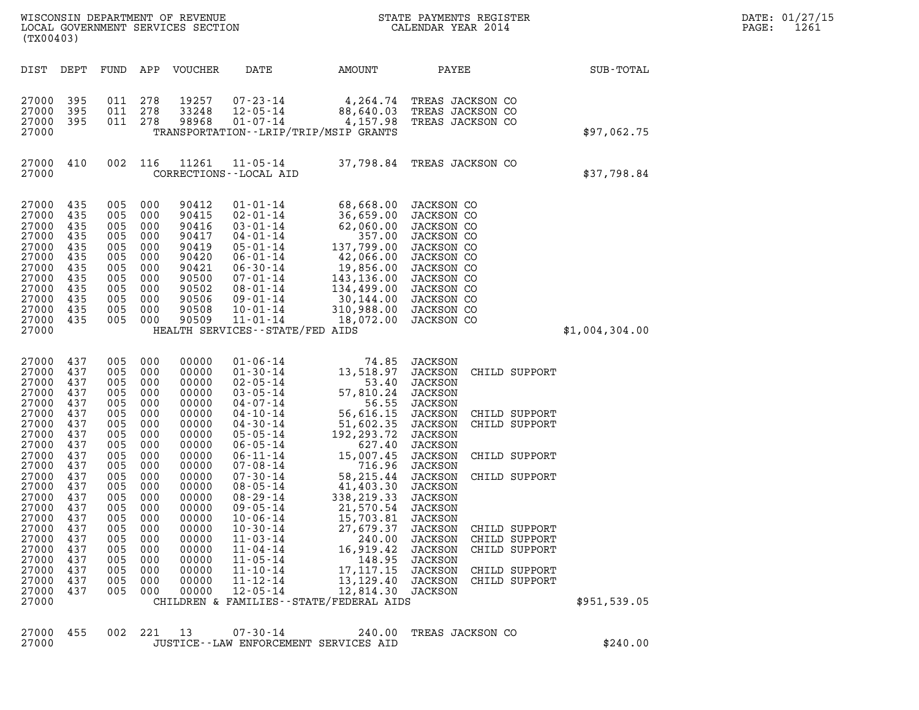WISCONSIN DEPARTMENT OF REVENUE
LOCAL GOVERNMENT SERVICES SECTION
(TX00403)

STATE PAYMENTS REGISTER
CALENDAR YEAR 2014

DATE: 01/27/15
PAGE: 1261

| DIST | DEPT | FUND | APP | VOUCHER | DATE | AMOUNT | PAYEE | SUB-TOTAL |
|---|---|---|---|---|---|---|---|---|
| 27000 | 395 | 011 | 278 | 19257 | 07-23-14 | 4,264.74 | TREAS JACKSON CO | |
| 27000 | 395 | 011 | 278 | 33248 | 12-05-14 | 88,640.03 | TREAS JACKSON CO | |
| 27000 | 395 | 011 | 278 | 98968 | 01-07-14 | 4,157.98 | TREAS JACKSON CO | |
| 27000 | | | | | TRANSPORTATION--LRIP/TRIP/MSIP GRANTS | | | $97,062.75 |
| 27000 | 410 | 002 | 116 | 11261 | 11-05-14 | 37,798.84 | TREAS JACKSON CO | |
| 27000 | | | | | CORRECTIONS--LOCAL AID | | | $37,798.84 |
| 27000 | 435 | 005 | 000 | 90412 | 01-01-14 | 68,668.00 | JACKSON CO | |
| 27000 | 435 | 005 | 000 | 90415 | 02-01-14 | 36,659.00 | JACKSON CO | |
| 27000 | 435 | 005 | 000 | 90416 | 03-01-14 | 62,060.00 | JACKSON CO | |
| 27000 | 435 | 005 | 000 | 90417 | 04-01-14 | 357.00 | JACKSON CO | |
| 27000 | 435 | 005 | 000 | 90419 | 05-01-14 | 137,799.00 | JACKSON CO | |
| 27000 | 435 | 005 | 000 | 90420 | 06-01-14 | 42,066.00 | JACKSON CO | |
| 27000 | 435 | 005 | 000 | 90421 | 06-30-14 | 19,856.00 | JACKSON CO | |
| 27000 | 435 | 005 | 000 | 90500 | 07-01-14 | 143,136.00 | JACKSON CO | |
| 27000 | 435 | 005 | 000 | 90502 | 08-01-14 | 134,499.00 | JACKSON CO | |
| 27000 | 435 | 005 | 000 | 90506 | 09-01-14 | 30,144.00 | JACKSON CO | |
| 27000 | 435 | 005 | 000 | 90508 | 10-01-14 | 310,988.00 | JACKSON CO | |
| 27000 | 435 | 005 | 000 | 90509 | 11-01-14 | 18,072.00 | JACKSON CO | |
| 27000 | | | | | HEALTH SERVICES--STATE/FED AIDS | | | $1,004,304.00 |
| 27000 | 437 | 005 | 000 | 00000 | 01-06-14 | 74.85 | JACKSON | |
| 27000 | 437 | 005 | 000 | 00000 | 01-30-14 | 13,518.97 | JACKSON CHILD SUPPORT | |
| 27000 | 437 | 005 | 000 | 00000 | 02-05-14 | 53.40 | JACKSON | |
| 27000 | 437 | 005 | 000 | 00000 | 03-05-14 | 57,810.24 | JACKSON | |
| 27000 | 437 | 005 | 000 | 00000 | 04-07-14 | 56.55 | JACKSON | |
| 27000 | 437 | 005 | 000 | 00000 | 04-10-14 | 56,616.15 | JACKSON CHILD SUPPORT | |
| 27000 | 437 | 005 | 000 | 00000 | 04-30-14 | 51,602.35 | JACKSON CHILD SUPPORT | |
| 27000 | 437 | 005 | 000 | 00000 | 05-05-14 | 192,293.72 | JACKSON | |
| 27000 | 437 | 005 | 000 | 00000 | 06-05-14 | 627.40 | JACKSON | |
| 27000 | 437 | 005 | 000 | 00000 | 06-11-14 | 15,007.45 | JACKSON CHILD SUPPORT | |
| 27000 | 437 | 005 | 000 | 00000 | 07-08-14 | 716.96 | JACKSON | |
| 27000 | 437 | 005 | 000 | 00000 | 07-30-14 | 58,215.44 | JACKSON CHILD SUPPORT | |
| 27000 | 437 | 005 | 000 | 00000 | 08-05-14 | 41,403.30 | JACKSON | |
| 27000 | 437 | 005 | 000 | 00000 | 08-29-14 | 338,219.33 | JACKSON | |
| 27000 | 437 | 005 | 000 | 00000 | 09-05-14 | 21,570.54 | JACKSON | |
| 27000 | 437 | 005 | 000 | 00000 | 10-06-14 | 15,703.81 | JACKSON | |
| 27000 | 437 | 005 | 000 | 00000 | 10-30-14 | 27,679.37 | JACKSON CHILD SUPPORT | |
| 27000 | 437 | 005 | 000 | 00000 | 11-03-14 | 240.00 | JACKSON CHILD SUPPORT | |
| 27000 | 437 | 005 | 000 | 00000 | 11-04-14 | 16,919.42 | JACKSON CHILD SUPPORT | |
| 27000 | 437 | 005 | 000 | 00000 | 11-05-14 | 148.95 | JACKSON | |
| 27000 | 437 | 005 | 000 | 00000 | 11-10-14 | 17,117.15 | JACKSON CHILD SUPPORT | |
| 27000 | 437 | 005 | 000 | 00000 | 11-12-14 | 13,129.40 | JACKSON CHILD SUPPORT | |
| 27000 | 437 | 005 | 000 | 00000 | 12-05-14 | 12,814.30 | JACKSON | |
| 27000 | | | | | CHILDREN & FAMILIES--STATE/FEDERAL AIDS | | | $951,539.05 |
| 27000 | 455 | 002 | 221 | 13 | 07-30-14 | 240.00 | TREAS JACKSON CO | |
| 27000 | | | | | JUSTICE--LAW ENFORCEMENT SERVICES AID | | | $240.00 |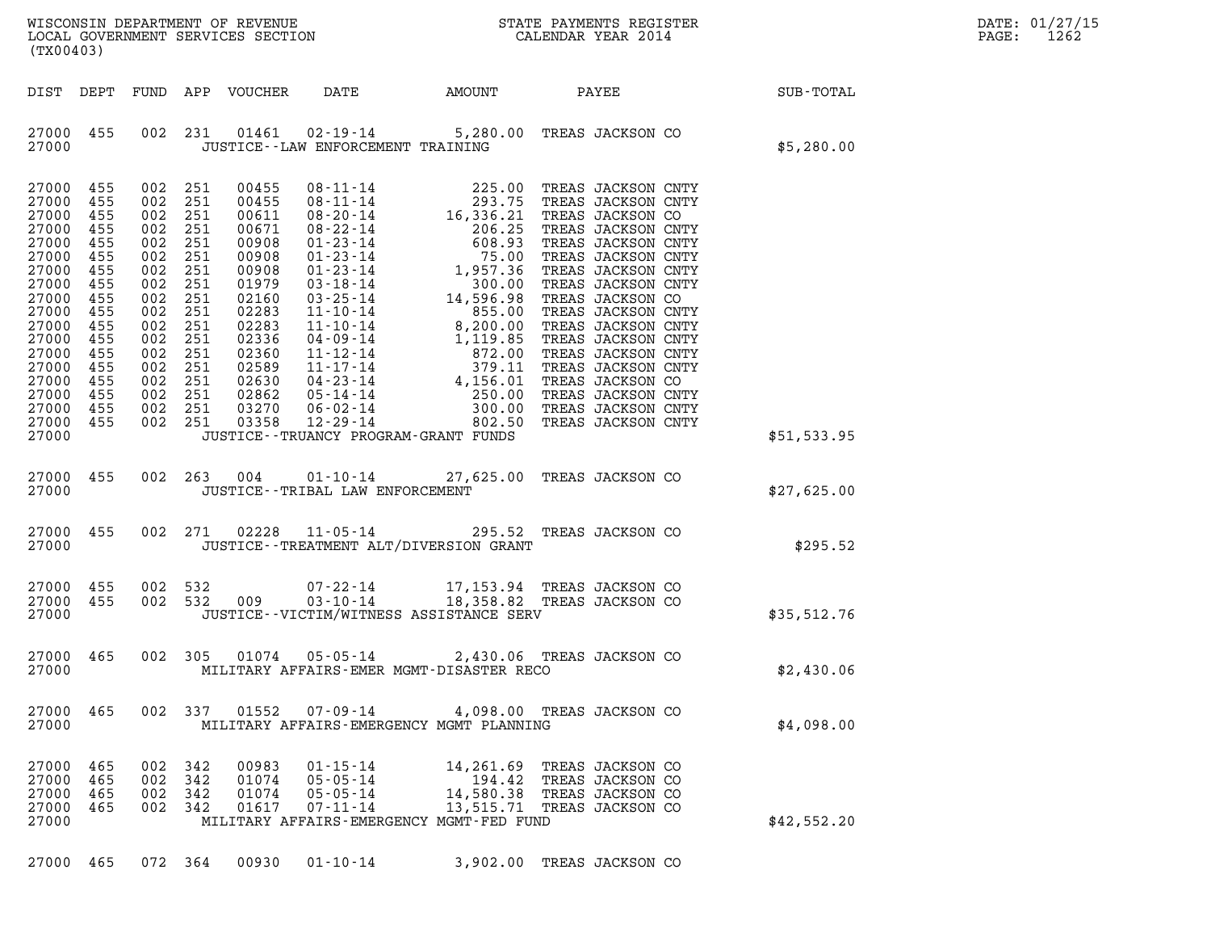WISCONSIN DEPARTMENT OF REVENUE
LOCAL GOVERNMENT SERVICES SECTION
(TX00403)

STATE PAYMENTS REGISTER
CALENDAR YEAR 2014

| DIST | DEPT | FUND | APP | VOUCHER | DATE | AMOUNT | PAYEE | SUB-TOTAL |
|---|---|---|---|---|---|---|---|---|
| 27000 | 455 | 002 | 231 | 01461 | 02-19-14 | 5,280.00 | TREAS JACKSON CO | |
| 27000 | | | | | JUSTICE--LAW ENFORCEMENT TRAINING | | | $5,280.00 |
| 27000 | 455 | 002 | 251 | 00455 | 08-11-14 | 225.00 | TREAS JACKSON CNTY | |
| 27000 | 455 | 002 | 251 | 00455 | 08-11-14 | 293.75 | TREAS JACKSON CNTY | |
| 27000 | 455 | 002 | 251 | 00611 | 08-20-14 | 16,336.21 | TREAS JACKSON CO | |
| 27000 | 455 | 002 | 251 | 00671 | 08-22-14 | 206.25 | TREAS JACKSON CNTY | |
| 27000 | 455 | 002 | 251 | 00908 | 01-23-14 | 608.93 | TREAS JACKSON CNTY | |
| 27000 | 455 | 002 | 251 | 00908 | 01-23-14 | 75.00 | TREAS JACKSON CNTY | |
| 27000 | 455 | 002 | 251 | 00908 | 01-23-14 | 1,957.36 | TREAS JACKSON CNTY | |
| 27000 | 455 | 002 | 251 | 01979 | 03-18-14 | 300.00 | TREAS JACKSON CNTY | |
| 27000 | 455 | 002 | 251 | 02160 | 03-25-14 | 14,596.98 | TREAS JACKSON CO | |
| 27000 | 455 | 002 | 251 | 02283 | 11-10-14 | 855.00 | TREAS JACKSON CNTY | |
| 27000 | 455 | 002 | 251 | 02283 | 11-10-14 | 8,200.00 | TREAS JACKSON CNTY | |
| 27000 | 455 | 002 | 251 | 02336 | 04-09-14 | 1,119.85 | TREAS JACKSON CNTY | |
| 27000 | 455 | 002 | 251 | 02360 | 11-12-14 | 872.00 | TREAS JACKSON CNTY | |
| 27000 | 455 | 002 | 251 | 02589 | 11-17-14 | 379.11 | TREAS JACKSON CNTY | |
| 27000 | 455 | 002 | 251 | 02630 | 04-23-14 | 4,156.01 | TREAS JACKSON CO | |
| 27000 | 455 | 002 | 251 | 02862 | 05-14-14 | 250.00 | TREAS JACKSON CNTY | |
| 27000 | 455 | 002 | 251 | 03270 | 06-02-14 | 300.00 | TREAS JACKSON CNTY | |
| 27000 | 455 | 002 | 251 | 03358 | 12-29-14 | 802.50 | TREAS JACKSON CNTY | |
| 27000 | | | | | JUSTICE--TRUANCY PROGRAM-GRANT FUNDS | | | $51,533.95 |
| 27000 | 455 | 002 | 263 | 004 | 01-10-14 | 27,625.00 | TREAS JACKSON CO | |
| 27000 | | | | | JUSTICE--TRIBAL LAW ENFORCEMENT | | | $27,625.00 |
| 27000 | 455 | 002 | 271 | 02228 | 11-05-14 | 295.52 | TREAS JACKSON CO | |
| 27000 | | | | | JUSTICE--TREATMENT ALT/DIVERSION GRANT | | | $295.52 |
| 27000 | 455 | 002 | 532 | | 07-22-14 | 17,153.94 | TREAS JACKSON CO | |
| 27000 | 455 | 002 | 532 | 009 | 03-10-14 | 18,358.82 | TREAS JACKSON CO | |
| 27000 | | | | | JUSTICE--VICTIM/WITNESS ASSISTANCE SERV | | | $35,512.76 |
| 27000 | 465 | 002 | 305 | 01074 | 05-05-14 | 2,430.06 | TREAS JACKSON CO | |
| 27000 | | | | | MILITARY AFFAIRS-EMER MGMT-DISASTER RECO | | | $2,430.06 |
| 27000 | 465 | 002 | 337 | 01552 | 07-09-14 | 4,098.00 | TREAS JACKSON CO | |
| 27000 | | | | | MILITARY AFFAIRS-EMERGENCY MGMT PLANNING | | | $4,098.00 |
| 27000 | 465 | 002 | 342 | 00983 | 01-15-14 | 14,261.69 | TREAS JACKSON CO | |
| 27000 | 465 | 002 | 342 | 01074 | 05-05-14 | 194.42 | TREAS JACKSON CO | |
| 27000 | 465 | 002 | 342 | 01074 | 05-05-14 | 14,580.38 | TREAS JACKSON CO | |
| 27000 | 465 | 002 | 342 | 01617 | 07-11-14 | 13,515.71 | TREAS JACKSON CO | |
| 27000 | | | | | MILITARY AFFAIRS-EMERGENCY MGMT-FED FUND | | | $42,552.20 |
| 27000 | 465 | 072 | 364 | 00930 | 01-10-14 | 3,902.00 | TREAS JACKSON CO | |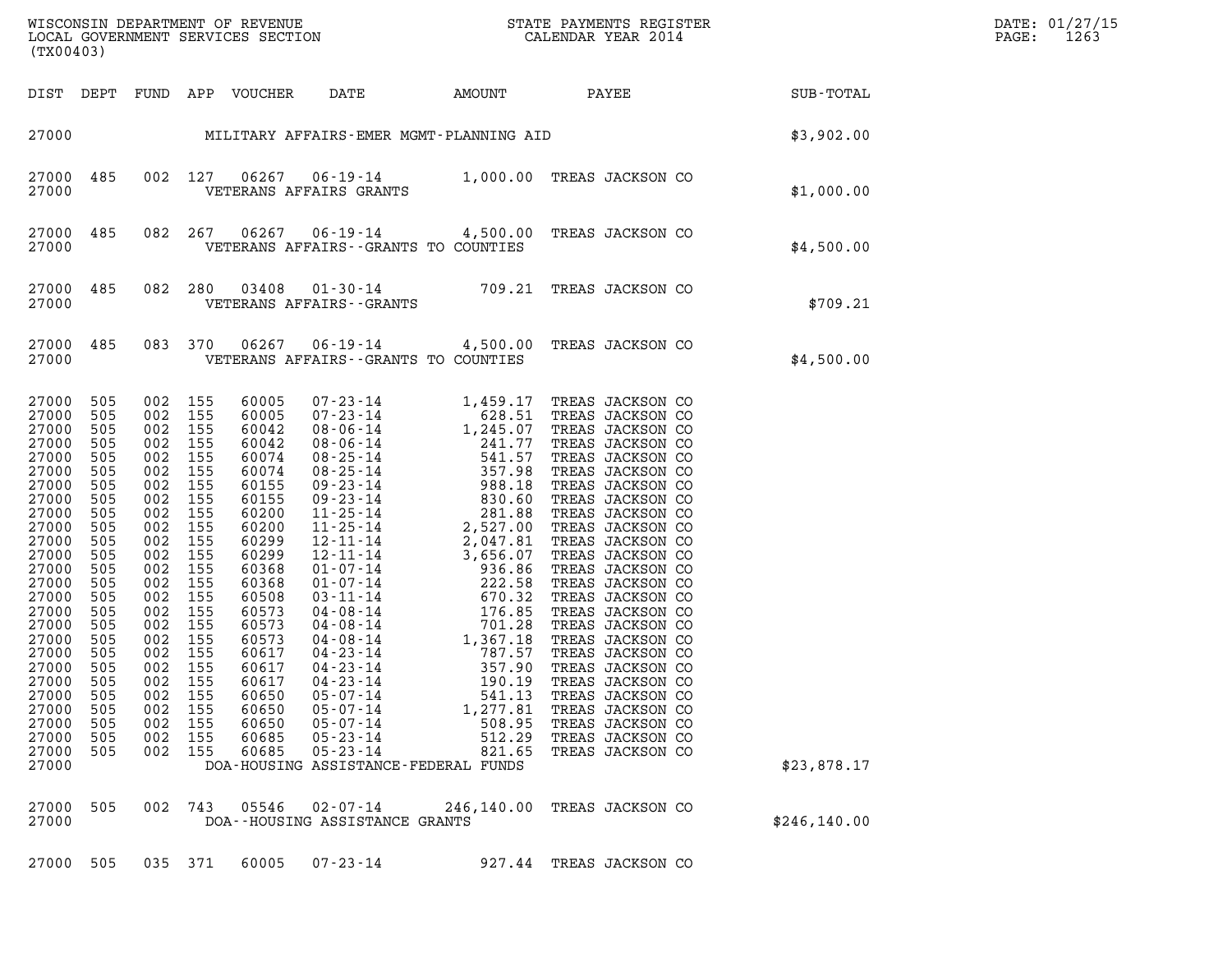WISCONSIN DEPARTMENT OF REVENUE
LOCAL GOVERNMENT SERVICES SECTION
(TX00403)

STATE PAYMENTS REGISTER
CALENDAR YEAR 2014

DATE: 01/27/15
PAGE: 1263

| DIST | DEPT | FUND | APP | VOUCHER | DATE | AMOUNT | PAYEE | SUB-TOTAL |
|---|---|---|---|---|---|---|---|---|
| 27000 | | | | | MILITARY AFFAIRS-EMER MGMT-PLANNING AID | | | $3,902.00 |
| 27000 | 485 | 002 | 127 | 06267 | 06-19-14 | 1,000.00 | TREAS JACKSON CO | |
| 27000 | | | | | VETERANS AFFAIRS GRANTS | | | $1,000.00 |
| 27000 | 485 | 082 | 267 | 06267 | 06-19-14 | 4,500.00 | TREAS JACKSON CO | |
| 27000 | | | | | VETERANS AFFAIRS--GRANTS TO COUNTIES | | | $4,500.00 |
| 27000 | 485 | 082 | 280 | 03408 | 01-30-14 | 709.21 | TREAS JACKSON CO | |
| 27000 | | | | | VETERANS AFFAIRS--GRANTS | | | $709.21 |
| 27000 | 485 | 083 | 370 | 06267 | 06-19-14 | 4,500.00 | TREAS JACKSON CO | |
| 27000 | | | | | VETERANS AFFAIRS--GRANTS TO COUNTIES | | | $4,500.00 |
| 27000 | 505 | 002 | 155 | 60005 | 07-23-14 | 1,459.17 | TREAS JACKSON CO | |
| 27000 | 505 | 002 | 155 | 60005 | 07-23-14 | 628.51 | TREAS JACKSON CO | |
| 27000 | 505 | 002 | 155 | 60042 | 08-06-14 | 1,245.07 | TREAS JACKSON CO | |
| 27000 | 505 | 002 | 155 | 60042 | 08-06-14 | 241.77 | TREAS JACKSON CO | |
| 27000 | 505 | 002 | 155 | 60074 | 08-25-14 | 541.57 | TREAS JACKSON CO | |
| 27000 | 505 | 002 | 155 | 60074 | 08-25-14 | 357.98 | TREAS JACKSON CO | |
| 27000 | 505 | 002 | 155 | 60155 | 09-23-14 | 988.18 | TREAS JACKSON CO | |
| 27000 | 505 | 002 | 155 | 60155 | 09-23-14 | 830.60 | TREAS JACKSON CO | |
| 27000 | 505 | 002 | 155 | 60200 | 11-25-14 | 281.88 | TREAS JACKSON CO | |
| 27000 | 505 | 002 | 155 | 60200 | 11-25-14 | 2,527.00 | TREAS JACKSON CO | |
| 27000 | 505 | 002 | 155 | 60299 | 12-11-14 | 2,047.81 | TREAS JACKSON CO | |
| 27000 | 505 | 002 | 155 | 60299 | 12-11-14 | 3,656.07 | TREAS JACKSON CO | |
| 27000 | 505 | 002 | 155 | 60368 | 01-07-14 | 936.86 | TREAS JACKSON CO | |
| 27000 | 505 | 002 | 155 | 60368 | 01-07-14 | 222.58 | TREAS JACKSON CO | |
| 27000 | 505 | 002 | 155 | 60508 | 03-11-14 | 670.32 | TREAS JACKSON CO | |
| 27000 | 505 | 002 | 155 | 60573 | 04-08-14 | 176.85 | TREAS JACKSON CO | |
| 27000 | 505 | 002 | 155 | 60573 | 04-08-14 | 701.28 | TREAS JACKSON CO | |
| 27000 | 505 | 002 | 155 | 60573 | 04-08-14 | 1,367.18 | TREAS JACKSON CO | |
| 27000 | 505 | 002 | 155 | 60617 | 04-23-14 | 787.57 | TREAS JACKSON CO | |
| 27000 | 505 | 002 | 155 | 60617 | 04-23-14 | 357.90 | TREAS JACKSON CO | |
| 27000 | 505 | 002 | 155 | 60617 | 04-23-14 | 190.19 | TREAS JACKSON CO | |
| 27000 | 505 | 002 | 155 | 60650 | 05-07-14 | 541.13 | TREAS JACKSON CO | |
| 27000 | 505 | 002 | 155 | 60650 | 05-07-14 | 1,277.81 | TREAS JACKSON CO | |
| 27000 | 505 | 002 | 155 | 60650 | 05-07-14 | 508.95 | TREAS JACKSON CO | |
| 27000 | 505 | 002 | 155 | 60685 | 05-23-14 | 512.29 | TREAS JACKSON CO | |
| 27000 | 505 | 002 | 155 | 60685 | 05-23-14 | 821.65 | TREAS JACKSON CO | |
| 27000 | | | | | DOA-HOUSING ASSISTANCE-FEDERAL FUNDS | | | $23,878.17 |
| 27000 | 505 | 002 | 743 | 05546 | 02-07-14 | 246,140.00 | TREAS JACKSON CO | |
| 27000 | | | | | DOA--HOUSING ASSISTANCE GRANTS | | | $246,140.00 |
| 27000 | 505 | 035 | 371 | 60005 | 07-23-14 | 927.44 | TREAS JACKSON CO | |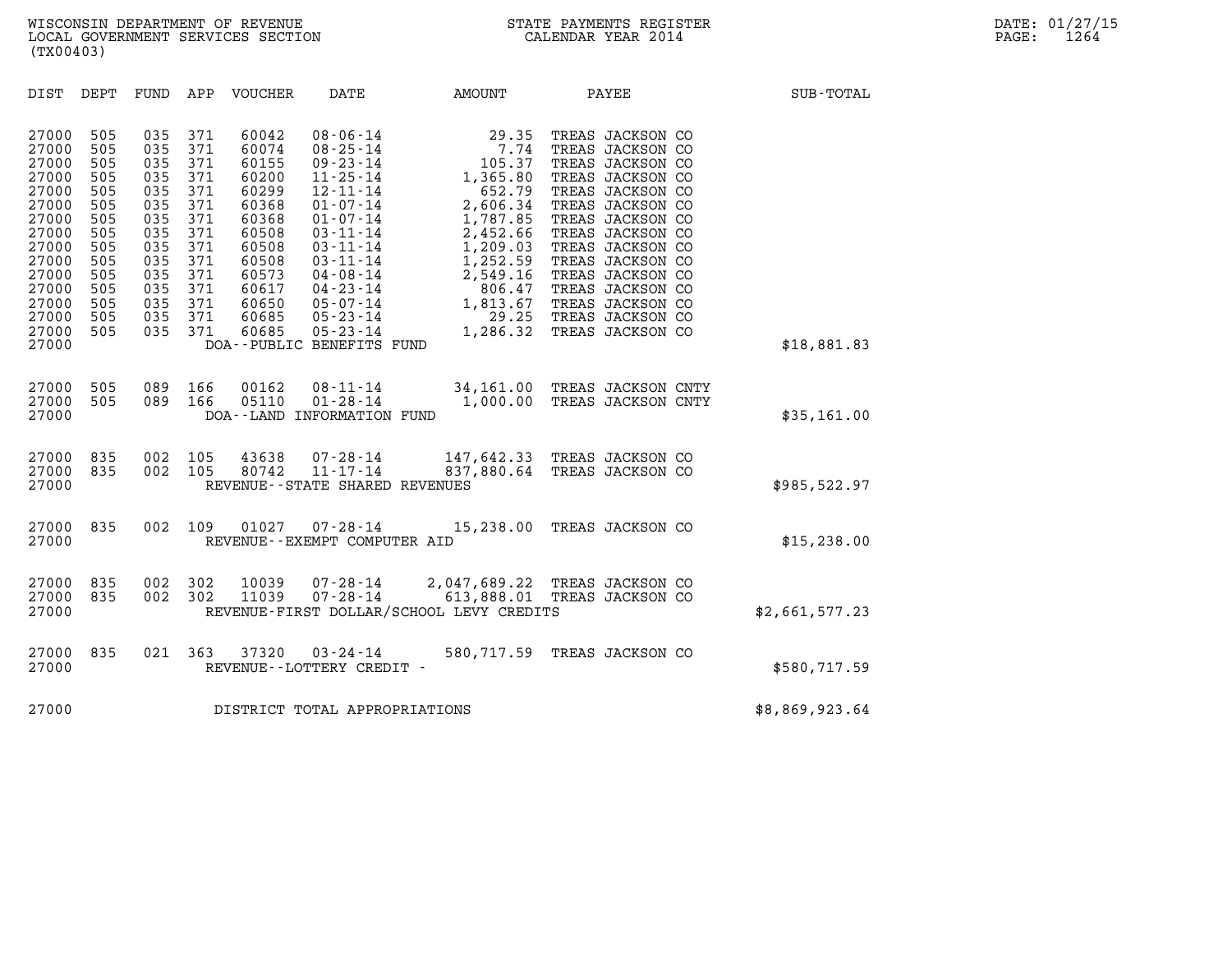WISCONSIN DEPARTMENT OF REVENUE
LOCAL GOVERNMENT SERVICES SECTION
(TX00403)

STATE PAYMENTS REGISTER
CALENDAR YEAR 2014

DATE: 01/27/15

| DIST | DEPT | FUND | APP | VOUCHER | DATE | AMOUNT | PAYEE | SUB-TOTAL |
|---|---|---|---|---|---|---|---|---|
| 27000 | 505 | 035 | 371 | 60042 | 08-06-14 | 29.35 | TREAS JACKSON CO | |
| 27000 | 505 | 035 | 371 | 60074 | 08-25-14 | 7.74 | TREAS JACKSON CO | |
| 27000 | 505 | 035 | 371 | 60155 | 09-23-14 | 105.37 | TREAS JACKSON CO | |
| 27000 | 505 | 035 | 371 | 60200 | 11-25-14 | 1,365.80 | TREAS JACKSON CO | |
| 27000 | 505 | 035 | 371 | 60299 | 12-11-14 | 652.79 | TREAS JACKSON CO | |
| 27000 | 505 | 035 | 371 | 60368 | 01-07-14 | 2,606.34 | TREAS JACKSON CO | |
| 27000 | 505 | 035 | 371 | 60368 | 01-07-14 | 1,787.85 | TREAS JACKSON CO | |
| 27000 | 505 | 035 | 371 | 60508 | 03-11-14 | 2,452.66 | TREAS JACKSON CO | |
| 27000 | 505 | 035 | 371 | 60508 | 03-11-14 | 1,209.03 | TREAS JACKSON CO | |
| 27000 | 505 | 035 | 371 | 60508 | 03-11-14 | 1,252.59 | TREAS JACKSON CO | |
| 27000 | 505 | 035 | 371 | 60573 | 04-08-14 | 2,549.16 | TREAS JACKSON CO | |
| 27000 | 505 | 035 | 371 | 60617 | 04-23-14 | 806.47 | TREAS JACKSON CO | |
| 27000 | 505 | 035 | 371 | 60650 | 05-07-14 | 1,813.67 | TREAS JACKSON CO | |
| 27000 | 505 | 035 | 371 | 60685 | 05-23-14 | 29.25 | TREAS JACKSON CO | |
| 27000 | 505 | 035 | 371 | 60685 | 05-23-14 | 1,286.32 | TREAS JACKSON CO | |
| 27000 | | | | | DOA--PUBLIC BENEFITS FUND | | | $18,881.83 |
| 27000 | 505 | 089 | 166 | 00162 | 08-11-14 | 34,161.00 | TREAS JACKSON CNTY | |
| 27000 | 505 | 089 | 166 | 05110 | 01-28-14 | 1,000.00 | TREAS JACKSON CNTY | |
| 27000 | | | | | DOA--LAND INFORMATION FUND | | | $35,161.00 |
| 27000 | 835 | 002 | 105 | 43638 | 07-28-14 | 147,642.33 | TREAS JACKSON CO | |
| 27000 | 835 | 002 | 105 | 80742 | 11-17-14 | 837,880.64 | TREAS JACKSON CO | |
| 27000 | | | | | REVENUE--STATE SHARED REVENUES | | | $985,522.97 |
| 27000 | 835 | 002 | 109 | 01027 | 07-28-14 | 15,238.00 | TREAS JACKSON CO | |
| 27000 | | | | | REVENUE--EXEMPT COMPUTER AID | | | $15,238.00 |
| 27000 | 835 | 002 | 302 | 10039 | 07-28-14 | 2,047,689.22 | TREAS JACKSON CO | |
| 27000 | 835 | 002 | 302 | 11039 | 07-28-14 | 613,888.01 | TREAS JACKSON CO | |
| 27000 | | | | | REVENUE-FIRST DOLLAR/SCHOOL LEVY CREDITS | | | $2,661,577.23 |
| 27000 | 835 | 021 | 363 | 37320 | 03-24-14 | 580,717.59 | TREAS JACKSON CO | |
| 27000 | | | | | REVENUE--LOTTERY CREDIT - | | | $580,717.59 |
| 27000 | | | | | DISTRICT TOTAL APPROPRIATIONS | | | $8,869,923.64 |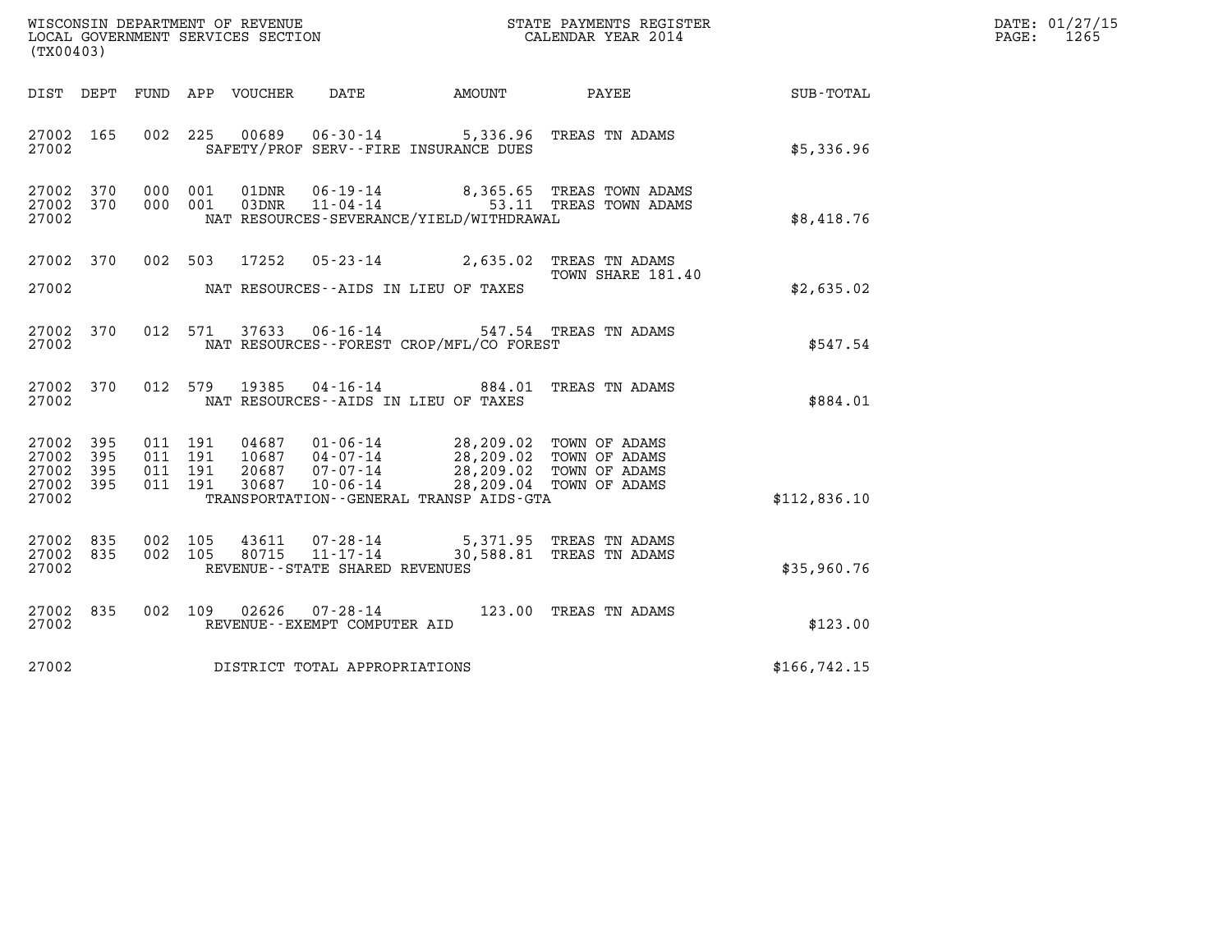WISCONSIN DEPARTMENT OF REVENUE
LOCAL GOVERNMENT SERVICES SECTION
(TX00403)

STATE PAYMENTS REGISTER
CALENDAR YEAR 2014

DATE: 01/27/15

| DIST | DEPT | FUND | APP | VOUCHER | DATE | AMOUNT | PAYEE | SUB-TOTAL |
|---|---|---|---|---|---|---|---|---|
| 27002 | 165 | 002 | 225 | 00689 | 06-30-14 | 5,336.96 | TREAS TN ADAMS | |
| 27002 | | | | | SAFETY/PROF SERV--FIRE INSURANCE DUES | | | $5,336.96 |
| 27002 | 370 | 000 | 001 | 01DNR | 06-19-14 | 8,365.65 | TREAS TOWN ADAMS | |
| 27002 | 370 | 000 | 001 | 03DNR | 11-04-14 | 53.11 | TREAS TOWN ADAMS | |
| 27002 | | | | | NAT RESOURCES-SEVERANCE/YIELD/WITHDRAWAL | | | $8,418.76 |
| 27002 | 370 | 002 | 503 | 17252 | 05-23-14 | 2,635.02 | TREAS TN ADAMS<br>TOWN SHARE 181.40 | |
| 27002 | | | | | NAT RESOURCES--AIDS IN LIEU OF TAXES | | | $2,635.02 |
| 27002 | 370 | 012 | 571 | 37633 | 06-16-14 | 547.54 | TREAS TN ADAMS | |
| 27002 | | | | | NAT RESOURCES--FOREST CROP/MFL/CO FOREST | | | $547.54 |
| 27002 | 370 | 012 | 579 | 19385 | 04-16-14 | 884.01 | TREAS TN ADAMS | |
| 27002 | | | | | NAT RESOURCES--AIDS IN LIEU OF TAXES | | | $884.01 |
| 27002 | 395 | 011 | 191 | 04687 | 01-06-14 | 28,209.02 | TOWN OF ADAMS | |
| 27002 | 395 | 011 | 191 | 10687 | 04-07-14 | 28,209.02 | TOWN OF ADAMS | |
| 27002 | 395 | 011 | 191 | 20687 | 07-07-14 | 28,209.02 | TOWN OF ADAMS | |
| 27002 | 395 | 011 | 191 | 30687 | 10-06-14 | 28,209.04 | TOWN OF ADAMS | |
| 27002 | | | | | TRANSPORTATION--GENERAL TRANSP AIDS-GTA | | | $112,836.10 |
| 27002 | 835 | 002 | 105 | 43611 | 07-28-14 | 5,371.95 | TREAS TN ADAMS | |
| 27002 | 835 | 002 | 105 | 80715 | 11-17-14 | 30,588.81 | TREAS TN ADAMS | |
| 27002 | | | | | REVENUE--STATE SHARED REVENUES | | | $35,960.76 |
| 27002 | 835 | 002 | 109 | 02626 | 07-28-14 | 123.00 | TREAS TN ADAMS | |
| 27002 | | | | | REVENUE--EXEMPT COMPUTER AID | | | $123.00 |
| 27002 | | | | | DISTRICT TOTAL APPROPRIATIONS | | | $166,742.15 |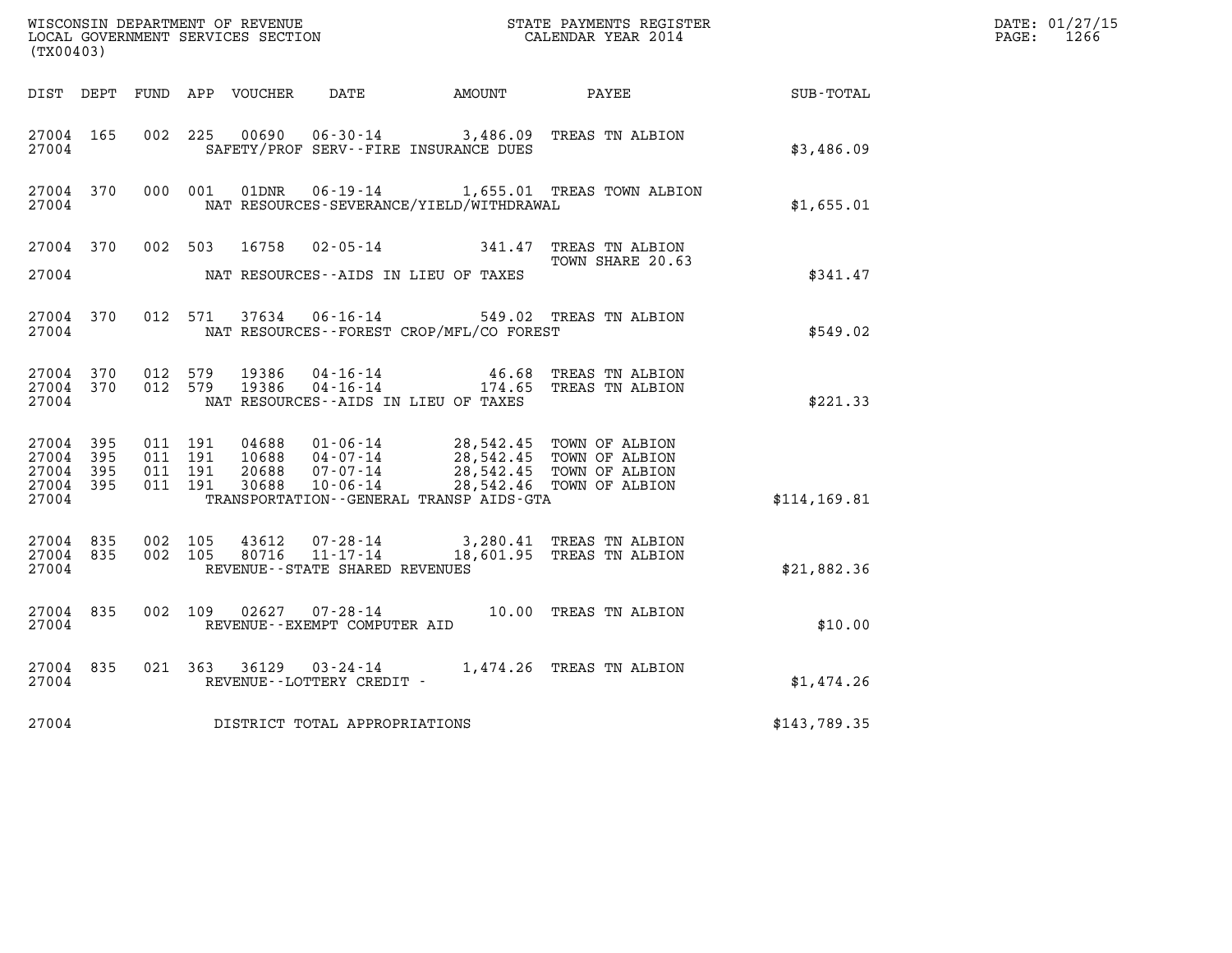WISCONSIN DEPARTMENT OF REVENUE
LOCAL GOVERNMENT SERVICES SECTION
(TX00403)

STATE PAYMENTS REGISTER
CALENDAR YEAR 2014

DATE: 01/27/15
PAGE: 1266

| DIST | DEPT | FUND | APP | VOUCHER | DATE | AMOUNT | PAYEE | SUB-TOTAL |
|---|---|---|---|---|---|---|---|---|
| 27004 | 165 | 002 | 225 | 00690 | 06-30-14 | 3,486.09 | TREAS TN ALBION | |
| 27004 | | | | | SAFETY/PROF SERV--FIRE INSURANCE DUES | | | $3,486.09 |
| 27004 | 370 | 000 | 001 | 01DNR | 06-19-14 | 1,655.01 | TREAS TOWN ALBION | |
| 27004 | | | | | NAT RESOURCES-SEVERANCE/YIELD/WITHDRAWAL | | | $1,655.01 |
| 27004 | 370 | 002 | 503 | 16758 | 02-05-14 | 341.47 | TREAS TN ALBION TOWN SHARE 20.63 | |
| 27004 | | | | | NAT RESOURCES--AIDS IN LIEU OF TAXES | | | $341.47 |
| 27004 | 370 | 012 | 571 | 37634 | 06-16-14 | 549.02 | TREAS TN ALBION | |
| 27004 | | | | | NAT RESOURCES--FOREST CROP/MFL/CO FOREST | | | $549.02 |
| 27004 | 370 | 012 | 579 | 19386 | 04-16-14 | 46.68 | TREAS TN ALBION | |
| 27004 | 370 | 012 | 579 | 19386 | 04-16-14 | 174.65 | TREAS TN ALBION | |
| 27004 | | | | | NAT RESOURCES--AIDS IN LIEU OF TAXES | | | $221.33 |
| 27004 | 395 | 011 | 191 | 04688 | 01-06-14 | 28,542.45 | TOWN OF ALBION | |
| 27004 | 395 | 011 | 191 | 10688 | 04-07-14 | 28,542.45 | TOWN OF ALBION | |
| 27004 | 395 | 011 | 191 | 20688 | 07-07-14 | 28,542.45 | TOWN OF ALBION | |
| 27004 | 395 | 011 | 191 | 30688 | 10-06-14 | 28,542.46 | TOWN OF ALBION | |
| 27004 | | | | | TRANSPORTATION--GENERAL TRANSP AIDS-GTA | | | $114,169.81 |
| 27004 | 835 | 002 | 105 | 43612 | 07-28-14 | 3,280.41 | TREAS TN ALBION | |
| 27004 | 835 | 002 | 105 | 80716 | 11-17-14 | 18,601.95 | TREAS TN ALBION | |
| 27004 | | | | | REVENUE--STATE SHARED REVENUES | | | $21,882.36 |
| 27004 | 835 | 002 | 109 | 02627 | 07-28-14 | 10.00 | TREAS TN ALBION | |
| 27004 | | | | | REVENUE--EXEMPT COMPUTER AID | | | $10.00 |
| 27004 | 835 | 021 | 363 | 36129 | 03-24-14 | 1,474.26 | TREAS TN ALBION | |
| 27004 | | | | | REVENUE--LOTTERY CREDIT - | | | $1,474.26 |
| 27004 | | | | | DISTRICT TOTAL APPROPRIATIONS | | | $143,789.35 |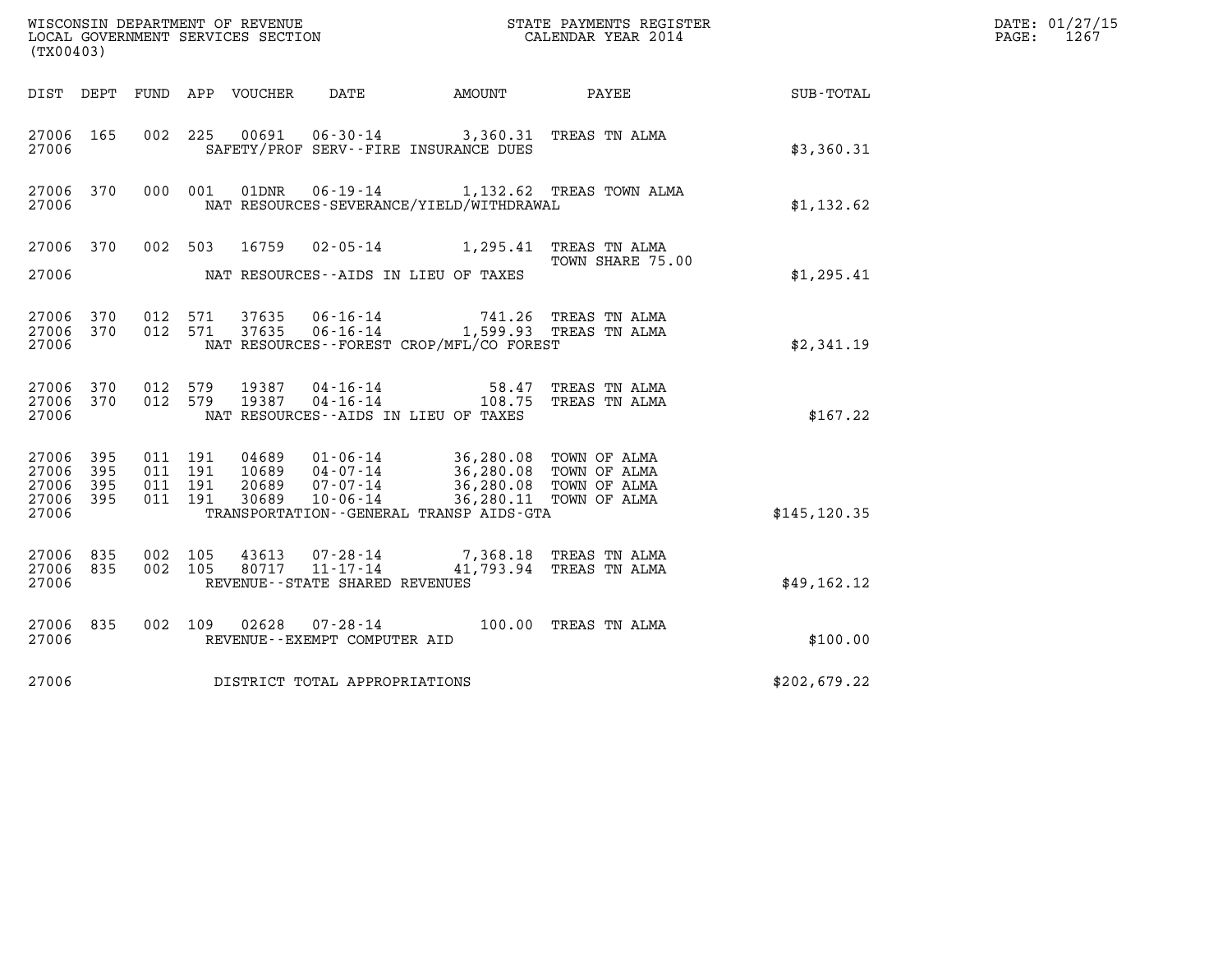WISCONSIN DEPARTMENT OF REVENUE
LOCAL GOVERNMENT SERVICES SECTION
(TX00403)

STATE PAYMENTS REGISTER
CALENDAR YEAR 2014

DATE: 01/27/15
PAGE: 1267

| DIST | DEPT | FUND | APP | VOUCHER | DATE | AMOUNT | PAYEE | SUB-TOTAL |
|---|---|---|---|---|---|---|---|---|
| 27006 | 165 | 002 | 225 | 00691 | 06-30-14 | 3,360.31 | TREAS TN ALMA | |
| 27006 | | | | | SAFETY/PROF SERV--FIRE INSURANCE DUES | | | $3,360.31 |
| 27006 | 370 | 000 | 001 | 01DNR | 06-19-14 | 1,132.62 | TREAS TOWN ALMA | |
| 27006 | | | | | NAT RESOURCES-SEVERANCE/YIELD/WITHDRAWAL | | | $1,132.62 |
| 27006 | 370 | 002 | 503 | 16759 | 02-05-14 | 1,295.41 | TREAS TN ALMA TOWN SHARE 75.00 | |
| 27006 | | | | | NAT RESOURCES--AIDS IN LIEU OF TAXES | | | $1,295.41 |
| 27006 | 370 | 012 | 571 | 37635 | 06-16-14 | 741.26 | TREAS TN ALMA | |
| 27006 | 370 | 012 | 571 | 37635 | 06-16-14 | 1,599.93 | TREAS TN ALMA | |
| 27006 | | | | | NAT RESOURCES--FOREST CROP/MFL/CO FOREST | | | $2,341.19 |
| 27006 | 370 | 012 | 579 | 19387 | 04-16-14 | 58.47 | TREAS TN ALMA | |
| 27006 | 370 | 012 | 579 | 19387 | 04-16-14 | 108.75 | TREAS TN ALMA | |
| 27006 | | | | | NAT RESOURCES--AIDS IN LIEU OF TAXES | | | $167.22 |
| 27006 | 395 | 011 | 191 | 04689 | 01-06-14 | 36,280.08 | TOWN OF ALMA | |
| 27006 | 395 | 011 | 191 | 10689 | 04-07-14 | 36,280.08 | TOWN OF ALMA | |
| 27006 | 395 | 011 | 191 | 20689 | 07-07-14 | 36,280.08 | TOWN OF ALMA | |
| 27006 | 395 | 011 | 191 | 30689 | 10-06-14 | 36,280.11 | TOWN OF ALMA | |
| 27006 | | | | | TRANSPORTATION--GENERAL TRANSP AIDS-GTA | | | $145,120.35 |
| 27006 | 835 | 002 | 105 | 43613 | 07-28-14 | 7,368.18 | TREAS TN ALMA | |
| 27006 | 835 | 002 | 105 | 80717 | 11-17-14 | 41,793.94 | TREAS TN ALMA | |
| 27006 | | | | | REVENUE--STATE SHARED REVENUES | | | $49,162.12 |
| 27006 | 835 | 002 | 109 | 02628 | 07-28-14 | 100.00 | TREAS TN ALMA | |
| 27006 | | | | | REVENUE--EXEMPT COMPUTER AID | | | $100.00 |
| 27006 | | | | | DISTRICT TOTAL APPROPRIATIONS | | | $202,679.22 |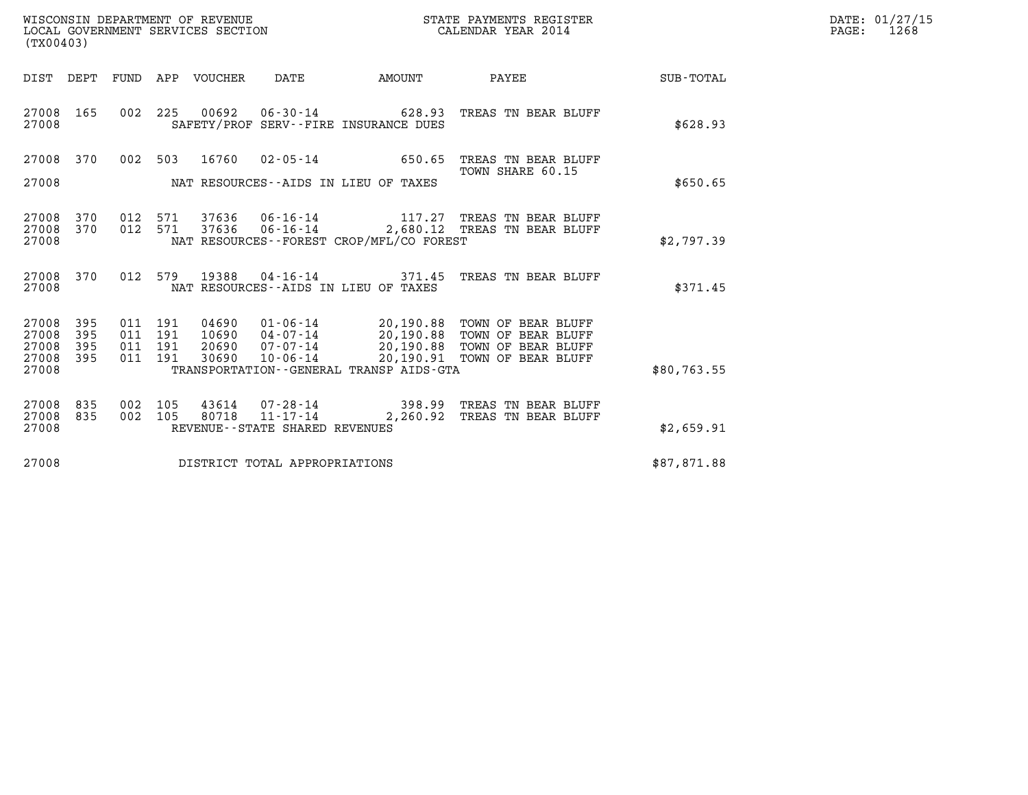WISCONSIN DEPARTMENT OF REVENUE
LOCAL GOVERNMENT SERVICES SECTION
(TX00403)

STATE PAYMENTS REGISTER
CALENDAR YEAR 2014

DATE: 01/27/15
PAGE: 1268

| DIST | DEPT | FUND | APP | VOUCHER | DATE | AMOUNT | PAYEE | SUB-TOTAL |
|---|---|---|---|---|---|---|---|---|
| 27008 | 165 | 002 | 225 | 00692 | 06-30-14 | 628.93 | TREAS TN BEAR BLUFF | |
| 27008 | | | | | SAFETY/PROF SERV--FIRE INSURANCE DUES | | | $628.93 |
| 27008 | 370 | 002 | 503 | 16760 | 02-05-14 | 650.65 | TREAS TN BEAR BLUFF TOWN SHARE 60.15 | |
| 27008 | | | | | NAT RESOURCES--AIDS IN LIEU OF TAXES | | | $650.65 |
| 27008 | 370 | 012 | 571 | 37636 | 06-16-14 | 117.27 | TREAS TN BEAR BLUFF | |
| 27008 | 370 | 012 | 571 | 37636 | 06-16-14 | 2,680.12 | TREAS TN BEAR BLUFF | |
| 27008 | | | | | NAT RESOURCES--FOREST CROP/MFL/CO FOREST | | | $2,797.39 |
| 27008 | 370 | 012 | 579 | 19388 | 04-16-14 | 371.45 | TREAS TN BEAR BLUFF | |
| 27008 | | | | | NAT RESOURCES--AIDS IN LIEU OF TAXES | | | $371.45 |
| 27008 | 395 | 011 | 191 | 04690 | 01-06-14 | 20,190.88 | TOWN OF BEAR BLUFF | |
| 27008 | 395 | 011 | 191 | 10690 | 04-07-14 | 20,190.88 | TOWN OF BEAR BLUFF | |
| 27008 | 395 | 011 | 191 | 20690 | 07-07-14 | 20,190.88 | TOWN OF BEAR BLUFF | |
| 27008 | 395 | 011 | 191 | 30690 | 10-06-14 | 20,190.91 | TOWN OF BEAR BLUFF | |
| 27008 | | | | | TRANSPORTATION--GENERAL TRANSP AIDS-GTA | | | $80,763.55 |
| 27008 | 835 | 002 | 105 | 43614 | 07-28-14 | 398.99 | TREAS TN BEAR BLUFF | |
| 27008 | 835 | 002 | 105 | 80718 | 11-17-14 | 2,260.92 | TREAS TN BEAR BLUFF | |
| 27008 | | | | | REVENUE--STATE SHARED REVENUES | | | $2,659.91 |
| 27008 | | | | | DISTRICT TOTAL APPROPRIATIONS | | | $87,871.88 |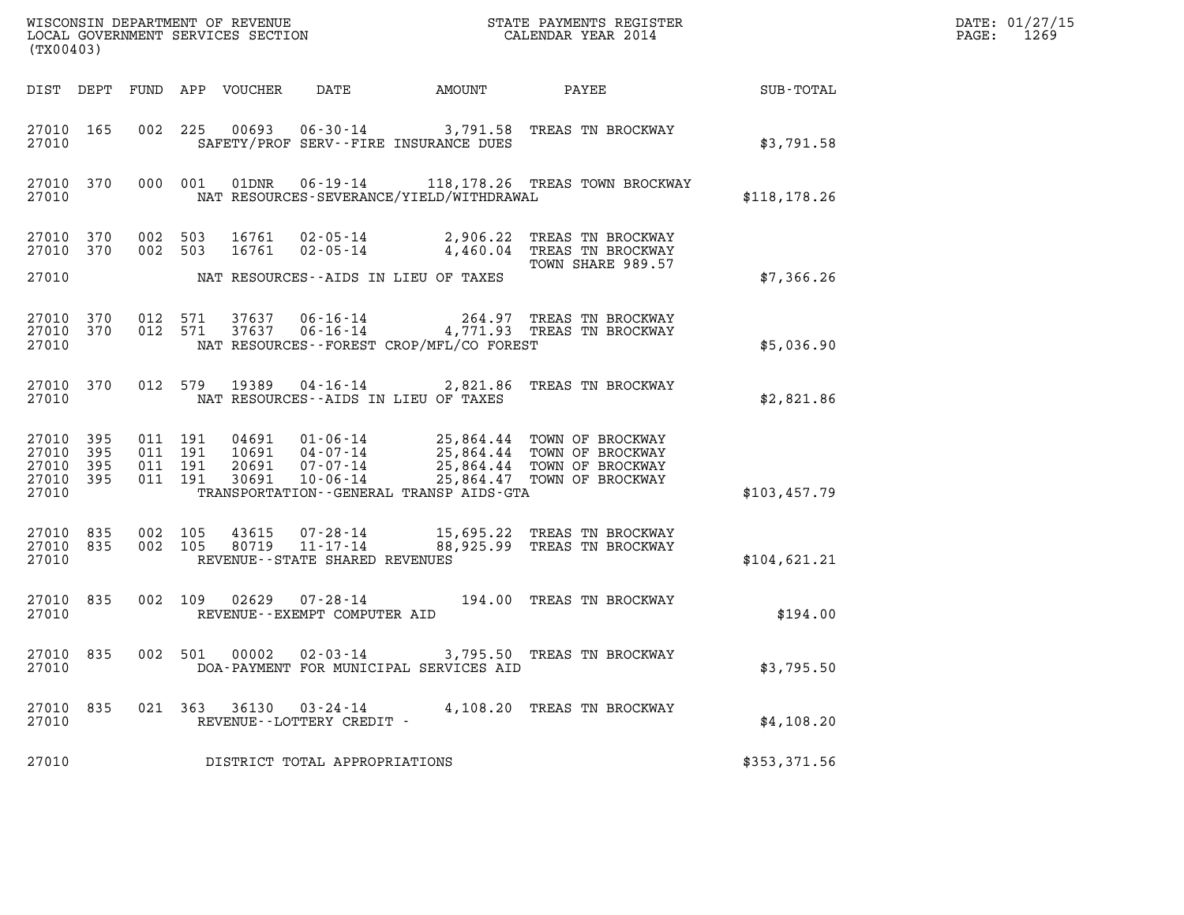WISCONSIN DEPARTMENT OF REVENUE
LOCAL GOVERNMENT SERVICES SECTION
(TX00403)

STATE PAYMENTS REGISTER
CALENDAR YEAR 2014

DATE: 01/27/15
PAGE: 1269

| DIST | DEPT | FUND | APP | VOUCHER | DATE | AMOUNT | PAYEE | SUB-TOTAL |
|---|---|---|---|---|---|---|---|---|
| 27010 | 165 | 002 | 225 | 00693 | 06-30-14 | 3,791.58 | TREAS TN BROCKWAY | |
| 27010 | | | | | SAFETY/PROF SERV--FIRE INSURANCE DUES | | | $3,791.58 |
| 27010 | 370 | 000 | 001 | 01DNR | 06-19-14 | 118,178.26 | TREAS TOWN BROCKWAY | |
| 27010 | | | | | NAT RESOURCES-SEVERANCE/YIELD/WITHDRAWAL | | | $118,178.26 |
| 27010 | 370 | 002 | 503 | 16761 | 02-05-14 | 2,906.22 | TREAS TN BROCKWAY | |
| 27010 | 370 | 002 | 503 | 16761 | 02-05-14 | 4,460.04 | TREAS TN BROCKWAY<br>TOWN SHARE 989.57 | |
| 27010 | | | | | NAT RESOURCES--AIDS IN LIEU OF TAXES | | | $7,366.26 |
| 27010 | 370 | 012 | 571 | 37637 | 06-16-14 | 264.97 | TREAS TN BROCKWAY | |
| 27010 | 370 | 012 | 571 | 37637 | 06-16-14 | 4,771.93 | TREAS TN BROCKWAY | |
| 27010 | | | | | NAT RESOURCES--FOREST CROP/MFL/CO FOREST | | | $5,036.90 |
| 27010 | 370 | 012 | 579 | 19389 | 04-16-14 | 2,821.86 | TREAS TN BROCKWAY | |
| 27010 | | | | | NAT RESOURCES--AIDS IN LIEU OF TAXES | | | $2,821.86 |
| 27010 | 395 | 011 | 191 | 04691 | 01-06-14 | 25,864.44 | TOWN OF BROCKWAY | |
| 27010 | 395 | 011 | 191 | 10691 | 04-07-14 | 25,864.44 | TOWN OF BROCKWAY | |
| 27010 | 395 | 011 | 191 | 20691 | 07-07-14 | 25,864.44 | TOWN OF BROCKWAY | |
| 27010 | 395 | 011 | 191 | 30691 | 10-06-14 | 25,864.47 | TOWN OF BROCKWAY | |
| 27010 | | | | | TRANSPORTATION--GENERAL TRANSP AIDS-GTA | | | $103,457.79 |
| 27010 | 835 | 002 | 105 | 43615 | 07-28-14 | 15,695.22 | TREAS TN BROCKWAY | |
| 27010 | 835 | 002 | 105 | 80719 | 11-17-14 | 88,925.99 | TREAS TN BROCKWAY | |
| 27010 | | | | | REVENUE--STATE SHARED REVENUES | | | $104,621.21 |
| 27010 | 835 | 002 | 109 | 02629 | 07-28-14 | 194.00 | TREAS TN BROCKWAY | |
| 27010 | | | | | REVENUE--EXEMPT COMPUTER AID | | | $194.00 |
| 27010 | 835 | 002 | 501 | 00002 | 02-03-14 | 3,795.50 | TREAS TN BROCKWAY | |
| 27010 | | | | | DOA-PAYMENT FOR MUNICIPAL SERVICES AID | | | $3,795.50 |
| 27010 | 835 | 021 | 363 | 36130 | 03-24-14 | 4,108.20 | TREAS TN BROCKWAY | |
| 27010 | | | | | REVENUE--LOTTERY CREDIT - | | | $4,108.20 |
| 27010 | | | | | DISTRICT TOTAL APPROPRIATIONS | | | $353,371.56 |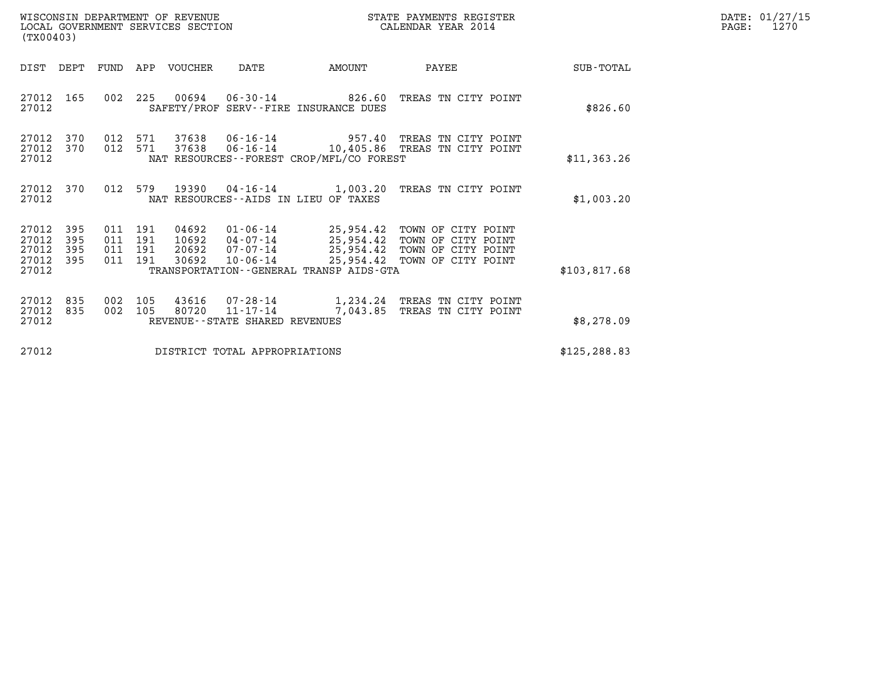WISCONSIN DEPARTMENT OF REVENUE
LOCAL GOVERNMENT SERVICES SECTION
(TX00403)

STATE PAYMENTS REGISTER
CALENDAR YEAR 2014

DATE: 01/27/15
PAGE: 1270

| DIST | DEPT | FUND | APP | VOUCHER | DATE | AMOUNT | PAYEE | SUB-TOTAL |
|---|---|---|---|---|---|---|---|---|
| 27012 | 165 | 002 | 225 | 00694 | 06-30-14 | 826.60 | TREAS TN CITY POINT | |
| 27012 | | | | | SAFETY/PROF SERV--FIRE INSURANCE DUES | | | $826.60 |
| 27012 | 370 | 012 | 571 | 37638 | 06-16-14 | 957.40 | TREAS TN CITY POINT | |
| 27012 | 370 | 012 | 571 | 37638 | 06-16-14 | 10,405.86 | TREAS TN CITY POINT | |
| 27012 | | | | | NAT RESOURCES--FOREST CROP/MFL/CO FOREST | | | $11,363.26 |
| 27012 | 370 | 012 | 579 | 19390 | 04-16-14 | 1,003.20 | TREAS TN CITY POINT | |
| 27012 | | | | | NAT RESOURCES--AIDS IN LIEU OF TAXES | | | $1,003.20 |
| 27012 | 395 | 011 | 191 | 04692 | 01-06-14 | 25,954.42 | TOWN OF CITY POINT | |
| 27012 | 395 | 011 | 191 | 10692 | 04-07-14 | 25,954.42 | TOWN OF CITY POINT | |
| 27012 | 395 | 011 | 191 | 20692 | 07-07-14 | 25,954.42 | TOWN OF CITY POINT | |
| 27012 | 395 | 011 | 191 | 30692 | 10-06-14 | 25,954.42 | TOWN OF CITY POINT | |
| 27012 | | | | | TRANSPORTATION--GENERAL TRANSP AIDS-GTA | | | $103,817.68 |
| 27012 | 835 | 002 | 105 | 43616 | 07-28-14 | 1,234.24 | TREAS TN CITY POINT | |
| 27012 | 835 | 002 | 105 | 80720 | 11-17-14 | 7,043.85 | TREAS TN CITY POINT | |
| 27012 | | | | | REVENUE--STATE SHARED REVENUES | | | $8,278.09 |
| 27012 | | | | | DISTRICT TOTAL APPROPRIATIONS | | | $125,288.83 |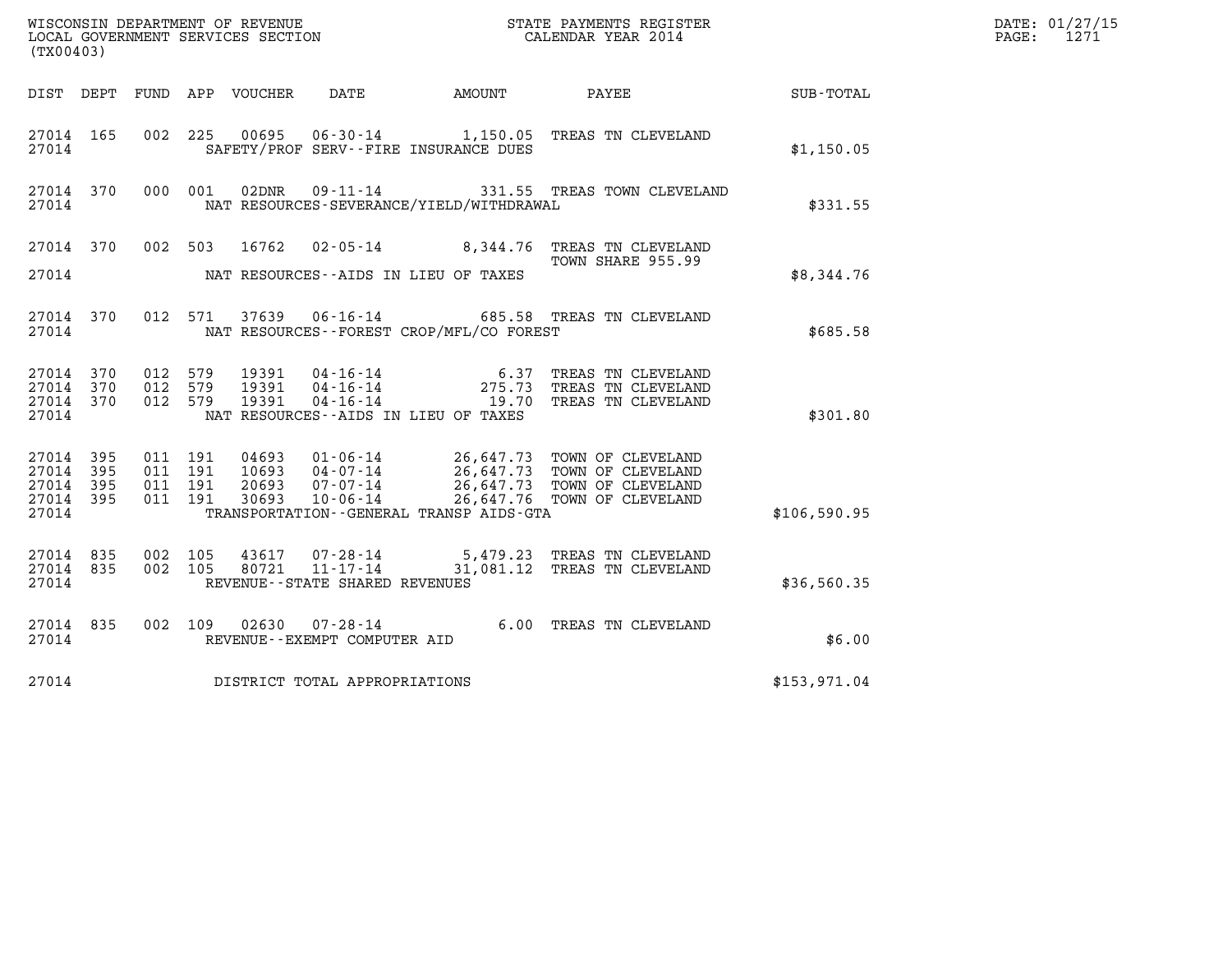WISCONSIN DEPARTMENT OF REVENUE
LOCAL GOVERNMENT SERVICES SECTION
(TX00403)

STATE PAYMENTS REGISTER
CALENDAR YEAR 2014

DATE: 01/27/15
PAGE: 1271

| DIST | DEPT | FUND | APP | VOUCHER | DATE | AMOUNT | PAYEE | SUB-TOTAL |
|---|---|---|---|---|---|---|---|---|
| 27014 | 165 | 002 | 225 | 00695 | 06-30-14 | 1,150.05 | TREAS TN CLEVELAND | |
| 27014 | | | | | SAFETY/PROF SERV--FIRE INSURANCE DUES | | | $1,150.05 |
| 27014 | 370 | 000 | 001 | 02DNR | 09-11-14 | 331.55 | TREAS TOWN CLEVELAND | |
| 27014 | | | | | NAT RESOURCES-SEVERANCE/YIELD/WITHDRAWAL | | | $331.55 |
| 27014 | 370 | 002 | 503 | 16762 | 02-05-14 | 8,344.76 | TREAS TN CLEVELAND TOWN SHARE 955.99 | |
| 27014 | | | | | NAT RESOURCES--AIDS IN LIEU OF TAXES | | | $8,344.76 |
| 27014 | 370 | 012 | 571 | 37639 | 06-16-14 | 685.58 | TREAS TN CLEVELAND | |
| 27014 | | | | | NAT RESOURCES--FOREST CROP/MFL/CO FOREST | | | $685.58 |
| 27014 | 370 | 012 | 579 | 19391 | 04-16-14 | 6.37 | TREAS TN CLEVELAND | |
| 27014 | 370 | 012 | 579 | 19391 | 04-16-14 | 275.73 | TREAS TN CLEVELAND | |
| 27014 | 370 | 012 | 579 | 19391 | 04-16-14 | 19.70 | TREAS TN CLEVELAND | |
| 27014 | | | | | NAT RESOURCES--AIDS IN LIEU OF TAXES | | | $301.80 |
| 27014 | 395 | 011 | 191 | 04693 | 01-06-14 | 26,647.73 | TOWN OF CLEVELAND | |
| 27014 | 395 | 011 | 191 | 10693 | 04-07-14 | 26,647.73 | TOWN OF CLEVELAND | |
| 27014 | 395 | 011 | 191 | 20693 | 07-07-14 | 26,647.73 | TOWN OF CLEVELAND | |
| 27014 | 395 | 011 | 191 | 30693 | 10-06-14 | 26,647.76 | TOWN OF CLEVELAND | |
| 27014 | | | | | TRANSPORTATION--GENERAL TRANSP AIDS-GTA | | | $106,590.95 |
| 27014 | 835 | 002 | 105 | 43617 | 07-28-14 | 5,479.23 | TREAS TN CLEVELAND | |
| 27014 | 835 | 002 | 105 | 80721 | 11-17-14 | 31,081.12 | TREAS TN CLEVELAND | |
| 27014 | | | | | REVENUE--STATE SHARED REVENUES | | | $36,560.35 |
| 27014 | 835 | 002 | 109 | 02630 | 07-28-14 | 6.00 | TREAS TN CLEVELAND | |
| 27014 | | | | | REVENUE--EXEMPT COMPUTER AID | | | $6.00 |
| 27014 | | | | | DISTRICT TOTAL APPROPRIATIONS | | | $153,971.04 |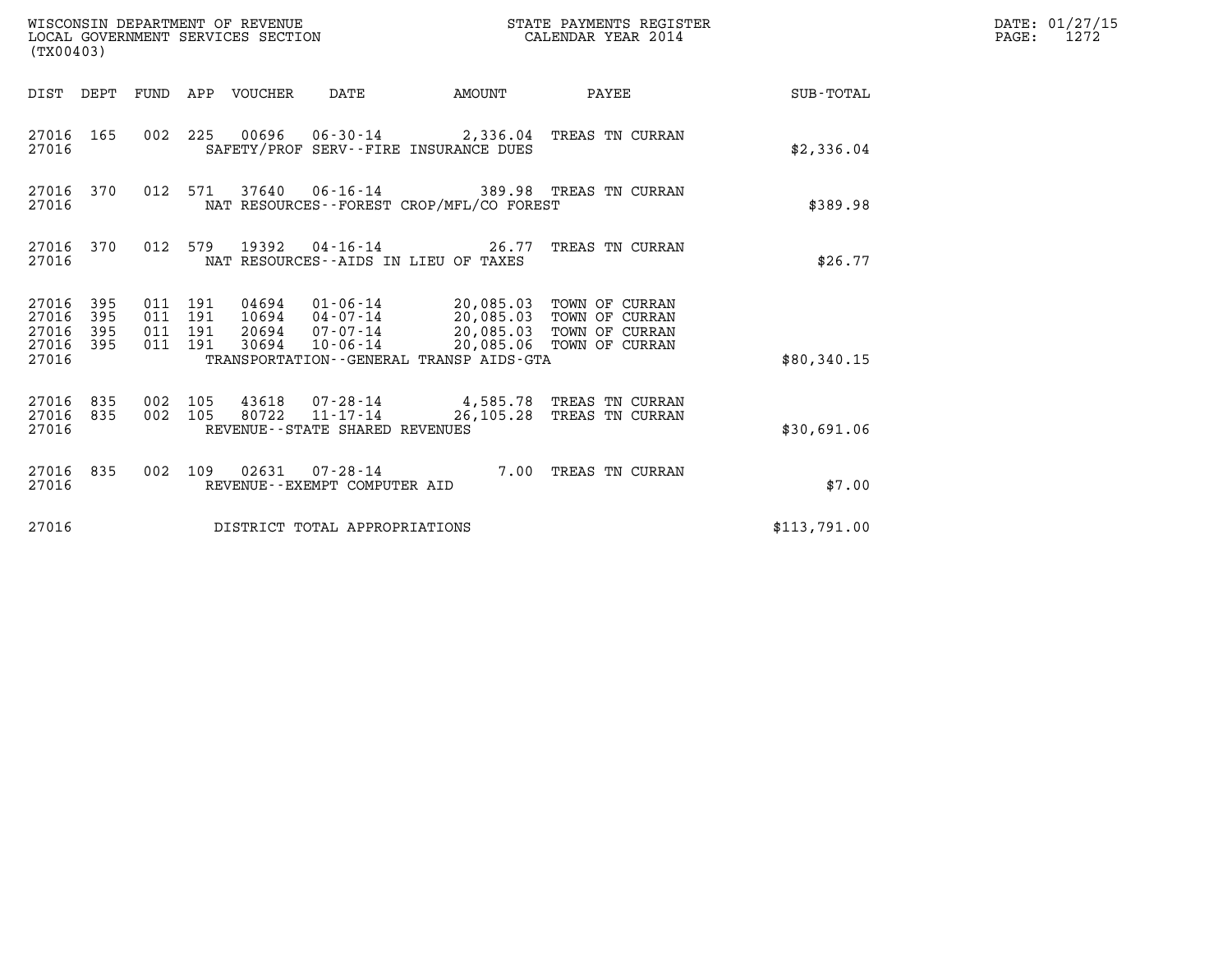WISCONSIN DEPARTMENT OF REVENUE
LOCAL GOVERNMENT SERVICES SECTION
(TX00403)

STATE PAYMENTS REGISTER
CALENDAR YEAR 2014

DATE: 01/27/15
PAGE: 1272

| DIST | DEPT | FUND | APP | VOUCHER | DATE | AMOUNT | PAYEE | SUB-TOTAL |
|---|---|---|---|---|---|---|---|---|
| 27016 | 165 | 002 | 225 | 00696 | 06-30-14 | 2,336.04 | TREAS TN CURRAN | |
| 27016 | | | | SAFETY/PROF SERV--FIRE INSURANCE DUES | | | | $2,336.04 |
| 27016 | 370 | 012 | 571 | 37640 | 06-16-14 | 389.98 | TREAS TN CURRAN | |
| 27016 | | | | NAT RESOURCES--FOREST CROP/MFL/CO FOREST | | | | $389.98 |
| 27016 | 370 | 012 | 579 | 19392 | 04-16-14 | 26.77 | TREAS TN CURRAN | |
| 27016 | | | | NAT RESOURCES--AIDS IN LIEU OF TAXES | | | | $26.77 |
| 27016 | 395 | 011 | 191 | 04694 | 01-06-14 | 20,085.03 | TOWN OF CURRAN | |
| 27016 | 395 | 011 | 191 | 10694 | 04-07-14 | 20,085.03 | TOWN OF CURRAN | |
| 27016 | 395 | 011 | 191 | 20694 | 07-07-14 | 20,085.03 | TOWN OF CURRAN | |
| 27016 | 395 | 011 | 191 | 30694 | 10-06-14 | 20,085.06 | TOWN OF CURRAN | |
| 27016 | | | | TRANSPORTATION--GENERAL TRANSP AIDS-GTA | | | | $80,340.15 |
| 27016 | 835 | 002 | 105 | 43618 | 07-28-14 | 4,585.78 | TREAS TN CURRAN | |
| 27016 | 835 | 002 | 105 | 80722 | 11-17-14 | 26,105.28 | TREAS TN CURRAN | |
| 27016 | | | | REVENUE--STATE SHARED REVENUES | | | | $30,691.06 |
| 27016 | 835 | 002 | 109 | 02631 | 07-28-14 | 7.00 | TREAS TN CURRAN | |
| 27016 | | | | REVENUE--EXEMPT COMPUTER AID | | | | $7.00 |
| 27016 | | | | DISTRICT TOTAL APPROPRIATIONS | | | | $113,791.00 |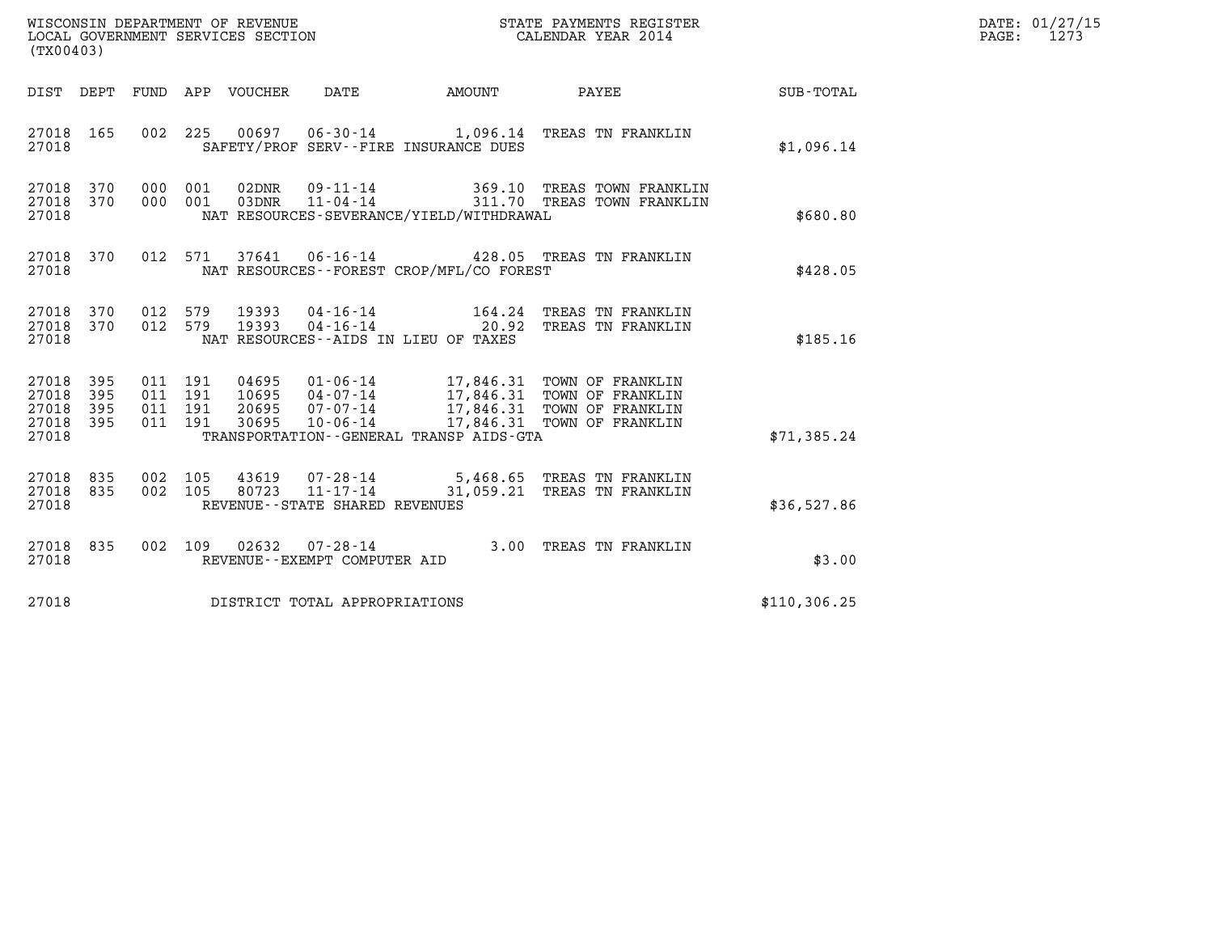WISCONSIN DEPARTMENT OF REVENUE
LOCAL GOVERNMENT SERVICES SECTION
(TX00403)

STATE PAYMENTS REGISTER
CALENDAR YEAR 2014

DATE: 01/27/15
PAGE: 1273

| DIST | DEPT | FUND | APP | VOUCHER | DATE | AMOUNT | PAYEE | SUB-TOTAL |
|---|---|---|---|---|---|---|---|---|
| 27018 | 165 | 002 | 225 | 00697 | 06-30-14 | 1,096.14 | TREAS TN FRANKLIN | |
| 27018 | | | | SAFETY/PROF SERV--FIRE INSURANCE DUES | | | | $1,096.14 |
| 27018 | 370 | 000 | 001 | 02DNR | 09-11-14 | 369.10 | TREAS TOWN FRANKLIN | |
| 27018 | 370 | 000 | 001 | 03DNR | 11-04-14 | 311.70 | TREAS TOWN FRANKLIN | |
| 27018 | | | | NAT RESOURCES-SEVERANCE/YIELD/WITHDRAWAL | | | | $680.80 |
| 27018 | 370 | 012 | 571 | 37641 | 06-16-14 | 428.05 | TREAS TN FRANKLIN | |
| 27018 | | | | NAT RESOURCES--FOREST CROP/MFL/CO FOREST | | | | $428.05 |
| 27018 | 370 | 012 | 579 | 19393 | 04-16-14 | 164.24 | TREAS TN FRANKLIN | |
| 27018 | 370 | 012 | 579 | 19393 | 04-16-14 | 20.92 | TREAS TN FRANKLIN | |
| 27018 | | | | NAT RESOURCES--AIDS IN LIEU OF TAXES | | | | $185.16 |
| 27018 | 395 | 011 | 191 | 04695 | 01-06-14 | 17,846.31 | TOWN OF FRANKLIN | |
| 27018 | 395 | 011 | 191 | 10695 | 04-07-14 | 17,846.31 | TOWN OF FRANKLIN | |
| 27018 | 395 | 011 | 191 | 20695 | 07-07-14 | 17,846.31 | TOWN OF FRANKLIN | |
| 27018 | 395 | 011 | 191 | 30695 | 10-06-14 | 17,846.31 | TOWN OF FRANKLIN | |
| 27018 | | | | TRANSPORTATION--GENERAL TRANSP AIDS-GTA | | | | $71,385.24 |
| 27018 | 835 | 002 | 105 | 43619 | 07-28-14 | 5,468.65 | TREAS TN FRANKLIN | |
| 27018 | 835 | 002 | 105 | 80723 | 11-17-14 | 31,059.21 | TREAS TN FRANKLIN | |
| 27018 | | | | REVENUE--STATE SHARED REVENUES | | | | $36,527.86 |
| 27018 | 835 | 002 | 109 | 02632 | 07-28-14 | 3.00 | TREAS TN FRANKLIN | |
| 27018 | | | | REVENUE--EXEMPT COMPUTER AID | | | | $3.00 |
| 27018 | | | | DISTRICT TOTAL APPROPRIATIONS | | | | $110,306.25 |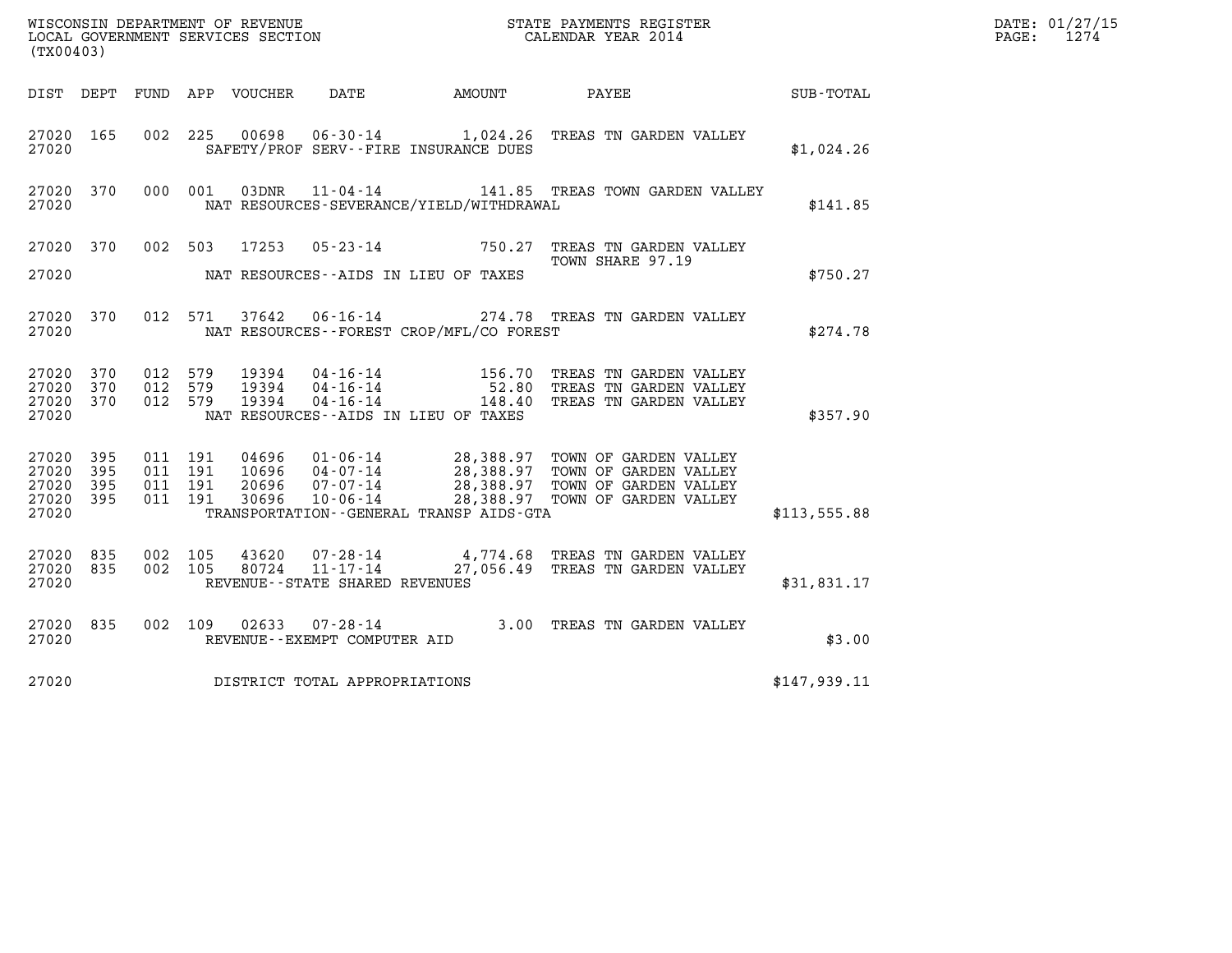WISCONSIN DEPARTMENT OF REVENUE
LOCAL GOVERNMENT SERVICES SECTION
(TX00403)

STATE PAYMENTS REGISTER
CALENDAR YEAR 2014

DATE: 01/27/15
PAGE: 1274

| DIST | DEPT | FUND | APP | VOUCHER | DATE | AMOUNT | PAYEE | SUB-TOTAL |
|---|---|---|---|---|---|---|---|---|
| 27020 | 165 | 002 | 225 | 00698 | 06-30-14 | 1,024.26 | TREAS TN GARDEN VALLEY | |
| 27020 | | | | SAFETY/PROF SERV--FIRE INSURANCE DUES | | | | $1,024.26 |
| 27020 | 370 | 000 | 001 | 03DNR | 11-04-14 | 141.85 | TREAS TOWN GARDEN VALLEY | |
| 27020 | | | | NAT RESOURCES-SEVERANCE/YIELD/WITHDRAWAL | | | | $141.85 |
| 27020 | 370 | 002 | 503 | 17253 | 05-23-14 | 750.27 | TREAS TN GARDEN VALLEY TOWN SHARE 97.19 | |
| 27020 | | | | NAT RESOURCES--AIDS IN LIEU OF TAXES | | | | $750.27 |
| 27020 | 370 | 012 | 571 | 37642 | 06-16-14 | 274.78 | TREAS TN GARDEN VALLEY | |
| 27020 | | | | NAT RESOURCES--FOREST CROP/MFL/CO FOREST | | | | $274.78 |
| 27020 | 370 | 012 | 579 | 19394 | 04-16-14 | 156.70 | TREAS TN GARDEN VALLEY | |
| 27020 | 370 | 012 | 579 | 19394 | 04-16-14 | 52.80 | TREAS TN GARDEN VALLEY | |
| 27020 | 370 | 012 | 579 | 19394 | 04-16-14 | 148.40 | TREAS TN GARDEN VALLEY | |
| 27020 | | | | NAT RESOURCES--AIDS IN LIEU OF TAXES | | | | $357.90 |
| 27020 | 395 | 011 | 191 | 04696 | 01-06-14 | 28,388.97 | TOWN OF GARDEN VALLEY | |
| 27020 | 395 | 011 | 191 | 10696 | 04-07-14 | 28,388.97 | TOWN OF GARDEN VALLEY | |
| 27020 | 395 | 011 | 191 | 20696 | 07-07-14 | 28,388.97 | TOWN OF GARDEN VALLEY | |
| 27020 | 395 | 011 | 191 | 30696 | 10-06-14 | 28,388.97 | TOWN OF GARDEN VALLEY | |
| 27020 | | | | TRANSPORTATION--GENERAL TRANSP AIDS-GTA | | | | $113,555.88 |
| 27020 | 835 | 002 | 105 | 43620 | 07-28-14 | 4,774.68 | TREAS TN GARDEN VALLEY | |
| 27020 | 835 | 002 | 105 | 80724 | 11-17-14 | 27,056.49 | TREAS TN GARDEN VALLEY | |
| 27020 | | | | REVENUE--STATE SHARED REVENUES | | | | $31,831.17 |
| 27020 | 835 | 002 | 109 | 02633 | 07-28-14 | 3.00 | TREAS TN GARDEN VALLEY | |
| 27020 | | | | REVENUE--EXEMPT COMPUTER AID | | | | $3.00 |
| 27020 | | | | DISTRICT TOTAL APPROPRIATIONS | | | | $147,939.11 |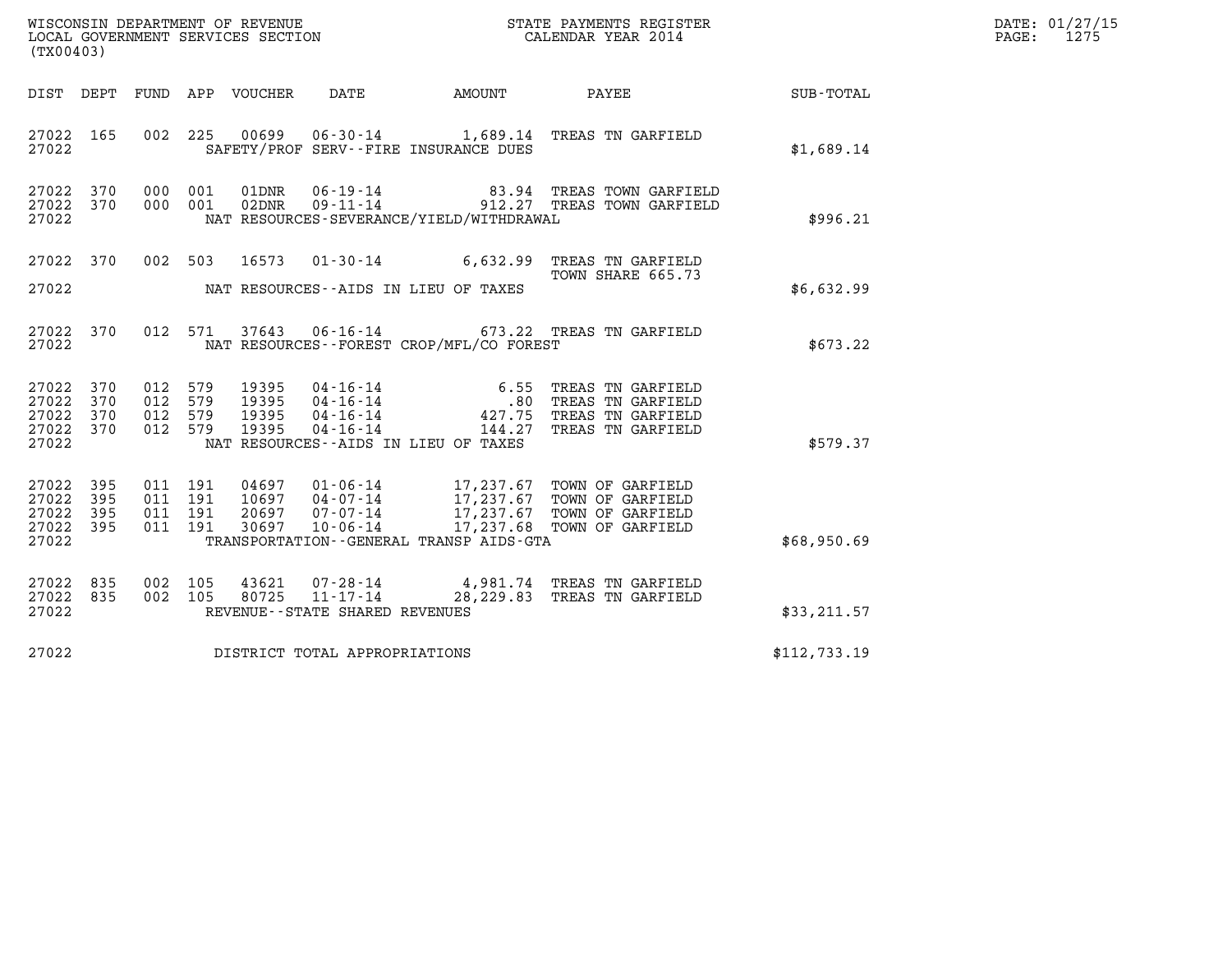WISCONSIN DEPARTMENT OF REVENUE
LOCAL GOVERNMENT SERVICES SECTION
(TX00403)

STATE PAYMENTS REGISTER
CALENDAR YEAR 2014

DATE: 01/27/15
PAGE: 1275

| DIST | DEPT | FUND | APP | VOUCHER | DATE | AMOUNT | PAYEE | SUB-TOTAL |
|---|---|---|---|---|---|---|---|---|
| 27022 | 165 | 002 | 225 | 00699 | 06-30-14 | 1,689.14 | TREAS TN GARFIELD | |
| 27022 | | | | | SAFETY/PROF SERV--FIRE INSURANCE DUES | | | $1,689.14 |
| 27022 | 370 | 000 | 001 | 01DNR | 06-19-14 | 83.94 | TREAS TOWN GARFIELD | |
| 27022 | 370 | 000 | 001 | 02DNR | 09-11-14 | 912.27 | TREAS TOWN GARFIELD | |
| 27022 | | | | | NAT RESOURCES-SEVERANCE/YIELD/WITHDRAWAL | | | $996.21 |
| 27022 | 370 | 002 | 503 | 16573 | 01-30-14 | 6,632.99 | TREAS TN GARFIELD TOWN SHARE 665.73 | |
| 27022 | | | | | NAT RESOURCES--AIDS IN LIEU OF TAXES | | | $6,632.99 |
| 27022 | 370 | 012 | 571 | 37643 | 06-16-14 | 673.22 | TREAS TN GARFIELD | |
| 27022 | | | | | NAT RESOURCES--FOREST CROP/MFL/CO FOREST | | | $673.22 |
| 27022 | 370 | 012 | 579 | 19395 | 04-16-14 | 6.55 | TREAS TN GARFIELD | |
| 27022 | 370 | 012 | 579 | 19395 | 04-16-14 | .80 | TREAS TN GARFIELD | |
| 27022 | 370 | 012 | 579 | 19395 | 04-16-14 | 427.75 | TREAS TN GARFIELD | |
| 27022 | 370 | 012 | 579 | 19395 | 04-16-14 | 144.27 | TREAS TN GARFIELD | |
| 27022 | | | | | NAT RESOURCES--AIDS IN LIEU OF TAXES | | | $579.37 |
| 27022 | 395 | 011 | 191 | 04697 | 01-06-14 | 17,237.67 | TOWN OF GARFIELD | |
| 27022 | 395 | 011 | 191 | 10697 | 04-07-14 | 17,237.67 | TOWN OF GARFIELD | |
| 27022 | 395 | 011 | 191 | 20697 | 07-07-14 | 17,237.67 | TOWN OF GARFIELD | |
| 27022 | 395 | 011 | 191 | 30697 | 10-06-14 | 17,237.68 | TOWN OF GARFIELD | |
| 27022 | | | | | TRANSPORTATION--GENERAL TRANSP AIDS-GTA | | | $68,950.69 |
| 27022 | 835 | 002 | 105 | 43621 | 07-28-14 | 4,981.74 | TREAS TN GARFIELD | |
| 27022 | 835 | 002 | 105 | 80725 | 11-17-14 | 28,229.83 | TREAS TN GARFIELD | |
| 27022 | | | | | REVENUE--STATE SHARED REVENUES | | | $33,211.57 |
| 27022 | | | | | DISTRICT TOTAL APPROPRIATIONS | | | $112,733.19 |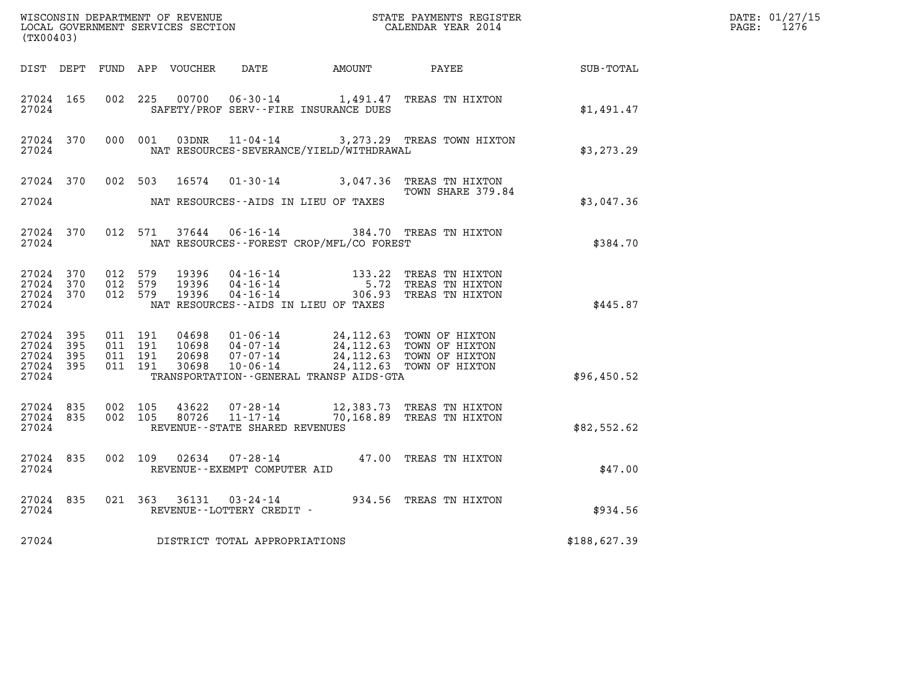WISCONSIN DEPARTMENT OF REVENUE
LOCAL GOVERNMENT SERVICES SECTION
(TX00403)

STATE PAYMENTS REGISTER
CALENDAR YEAR 2014

DATE: 01/27/15
PAGE: 1276

| DIST | DEPT | FUND | APP | VOUCHER | DATE | AMOUNT | PAYEE | SUB-TOTAL |
|---|---|---|---|---|---|---|---|---|
| 27024 | 165 | 002 | 225 | 00700 | 06-30-14 | 1,491.47 | TREAS TN HIXTON | |
| 27024 | | | | SAFETY/PROF SERV--FIRE INSURANCE DUES | | | | $1,491.47 |
| 27024 | 370 | 000 | 001 | 03DNR | 11-04-14 | 3,273.29 | TREAS TOWN HIXTON | |
| 27024 | | | | NAT RESOURCES-SEVERANCE/YIELD/WITHDRAWAL | | | | $3,273.29 |
| 27024 | 370 | 002 | 503 | 16574 | 01-30-14 | 3,047.36 | TREAS TN HIXTON TOWN SHARE 379.84 | |
| 27024 | | | | NAT RESOURCES--AIDS IN LIEU OF TAXES | | | | $3,047.36 |
| 27024 | 370 | 012 | 571 | 37644 | 06-16-14 | 384.70 | TREAS TN HIXTON | |
| 27024 | | | | NAT RESOURCES--FOREST CROP/MFL/CO FOREST | | | | $384.70 |
| 27024 | 370 | 012 | 579 | 19396 | 04-16-14 | 133.22 | TREAS TN HIXTON | |
| 27024 | 370 | 012 | 579 | 19396 | 04-16-14 | 5.72 | TREAS TN HIXTON | |
| 27024 | 370 | 012 | 579 | 19396 | 04-16-14 | 306.93 | TREAS TN HIXTON | |
| 27024 | | | | NAT RESOURCES--AIDS IN LIEU OF TAXES | | | | $445.87 |
| 27024 | 395 | 011 | 191 | 04698 | 01-06-14 | 24,112.63 | TOWN OF HIXTON | |
| 27024 | 395 | 011 | 191 | 10698 | 04-07-14 | 24,112.63 | TOWN OF HIXTON | |
| 27024 | 395 | 011 | 191 | 20698 | 07-07-14 | 24,112.63 | TOWN OF HIXTON | |
| 27024 | 395 | 011 | 191 | 30698 | 10-06-14 | 24,112.63 | TOWN OF HIXTON | |
| 27024 | | | | TRANSPORTATION--GENERAL TRANSP AIDS-GTA | | | | $96,450.52 |
| 27024 | 835 | 002 | 105 | 43622 | 07-28-14 | 12,383.73 | TREAS TN HIXTON | |
| 27024 | 835 | 002 | 105 | 80726 | 11-17-14 | 70,168.89 | TREAS TN HIXTON | |
| 27024 | | | | REVENUE--STATE SHARED REVENUES | | | | $82,552.62 |
| 27024 | 835 | 002 | 109 | 02634 | 07-28-14 | 47.00 | TREAS TN HIXTON | |
| 27024 | | | | REVENUE--EXEMPT COMPUTER AID | | | | $47.00 |
| 27024 | 835 | 021 | 363 | 36131 | 03-24-14 | 934.56 | TREAS TN HIXTON | |
| 27024 | | | | REVENUE--LOTTERY CREDIT - | | | | $934.56 |
| 27024 | | | | DISTRICT TOTAL APPROPRIATIONS | | | | $188,627.39 |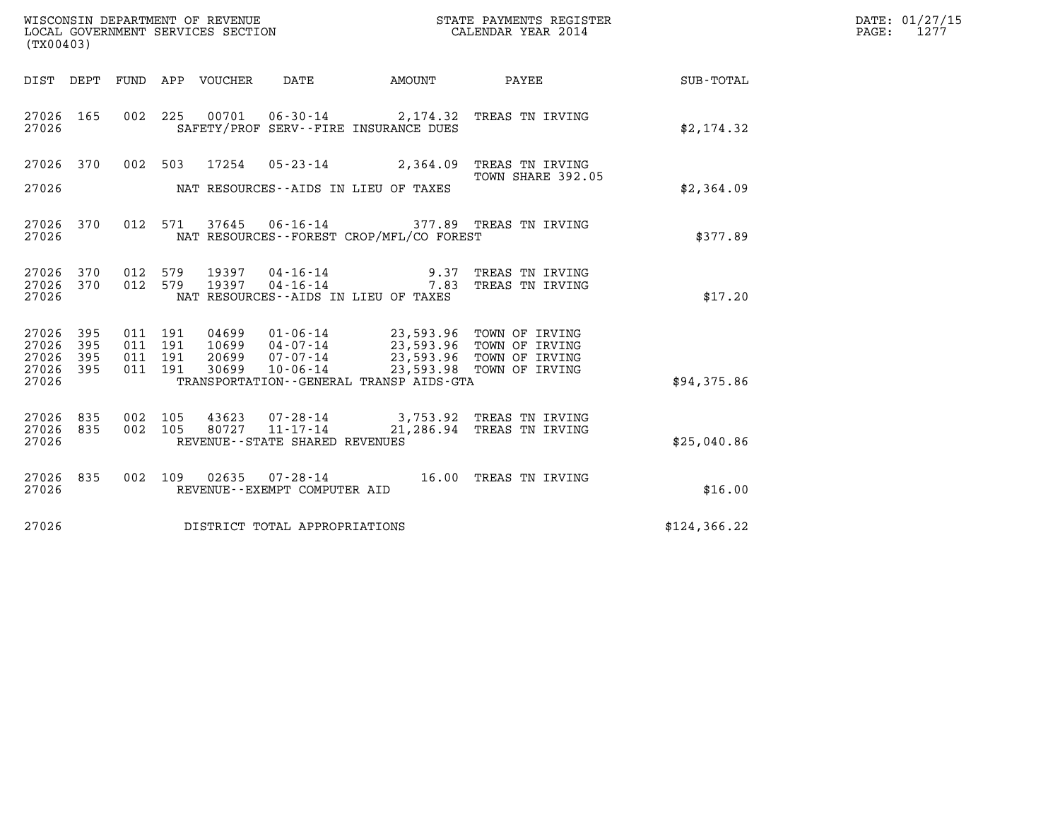WISCONSIN DEPARTMENT OF REVENUE
LOCAL GOVERNMENT SERVICES SECTION
(TX00403)

STATE PAYMENTS REGISTER
CALENDAR YEAR 2014

DATE: 01/27/15
PAGE: 1277

| DIST | DEPT | FUND | APP | VOUCHER | DATE | AMOUNT | PAYEE | SUB-TOTAL |
|---|---|---|---|---|---|---|---|---|
| 27026 | 165 | 002 | 225 | 00701 | 06-30-14 | 2,174.32 | TREAS TN IRVING | |
| 27026 | | | | | SAFETY/PROF SERV--FIRE INSURANCE DUES | | | $2,174.32 |
| 27026 | 370 | 002 | 503 | 17254 | 05-23-14 | 2,364.09 | TREAS TN IRVING TOWN SHARE 392.05 | |
| 27026 | | | | | NAT RESOURCES--AIDS IN LIEU OF TAXES | | | $2,364.09 |
| 27026 | 370 | 012 | 571 | 37645 | 06-16-14 | 377.89 | TREAS TN IRVING | |
| 27026 | | | | | NAT RESOURCES--FOREST CROP/MFL/CO FOREST | | | $377.89 |
| 27026 | 370 | 012 | 579 | 19397 | 04-16-14 | 9.37 | TREAS TN IRVING | |
| 27026 | 370 | 012 | 579 | 19397 | 04-16-14 | 7.83 | TREAS TN IRVING | |
| 27026 | | | | | NAT RESOURCES--AIDS IN LIEU OF TAXES | | | $17.20 |
| 27026 | 395 | 011 | 191 | 04699 | 01-06-14 | 23,593.96 | TOWN OF IRVING | |
| 27026 | 395 | 011 | 191 | 10699 | 04-07-14 | 23,593.96 | TOWN OF IRVING | |
| 27026 | 395 | 011 | 191 | 20699 | 07-07-14 | 23,593.96 | TOWN OF IRVING | |
| 27026 | 395 | 011 | 191 | 30699 | 10-06-14 | 23,593.98 | TOWN OF IRVING | |
| 27026 | | | | | TRANSPORTATION--GENERAL TRANSP AIDS-GTA | | | $94,375.86 |
| 27026 | 835 | 002 | 105 | 43623 | 07-28-14 | 3,753.92 | TREAS TN IRVING | |
| 27026 | 835 | 002 | 105 | 80727 | 11-17-14 | 21,286.94 | TREAS TN IRVING | |
| 27026 | | | | | REVENUE--STATE SHARED REVENUES | | | $25,040.86 |
| 27026 | 835 | 002 | 109 | 02635 | 07-28-14 | 16.00 | TREAS TN IRVING | |
| 27026 | | | | | REVENUE--EXEMPT COMPUTER AID | | | $16.00 |
| 27026 | | | | | DISTRICT TOTAL APPROPRIATIONS | | | $124,366.22 |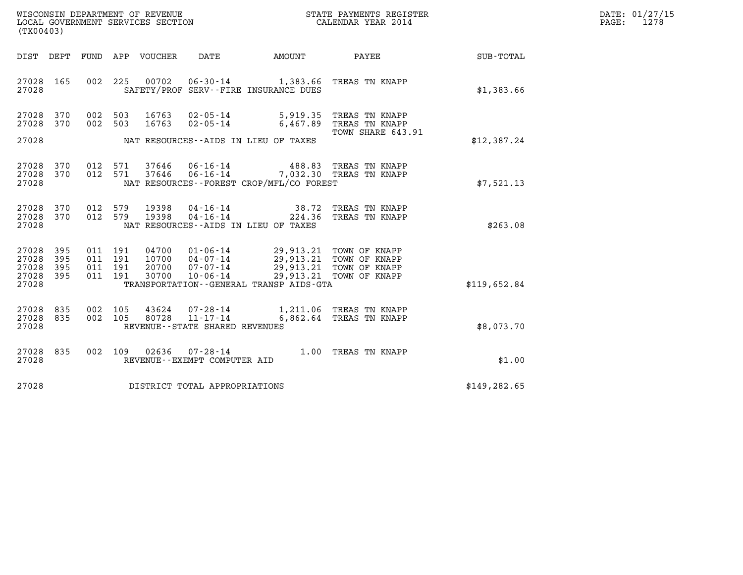WISCONSIN DEPARTMENT OF REVENUE
LOCAL GOVERNMENT SERVICES SECTION
(TX00403)

STATE PAYMENTS REGISTER
CALENDAR YEAR 2014

DATE: 01/27/15
PAGE: 1278

| DIST | DEPT | FUND | APP | VOUCHER | DATE | AMOUNT | PAYEE | SUB-TOTAL |
|---|---|---|---|---|---|---|---|---|
| 27028 | 165 | 002 | 225 | 00702 | 06-30-14 | 1,383.66 | TREAS TN KNAPP | |
| 27028 | | | | | SAFETY/PROF SERV--FIRE INSURANCE DUES | | | $1,383.66 |
| 27028 | 370 | 002 | 503 | 16763 | 02-05-14 | 5,919.35 | TREAS TN KNAPP | |
| 27028 | 370 | 002 | 503 | 16763 | 02-05-14 | 6,467.89 | TREAS TN KNAPP | |
| | | | | | | | TOWN SHARE 643.91 | |
| 27028 | | | | | NAT RESOURCES--AIDS IN LIEU OF TAXES | | | $12,387.24 |
| 27028 | 370 | 012 | 571 | 37646 | 06-16-14 | 488.83 | TREAS TN KNAPP | |
| 27028 | 370 | 012 | 571 | 37646 | 06-16-14 | 7,032.30 | TREAS TN KNAPP | |
| 27028 | | | | | NAT RESOURCES--FOREST CROP/MFL/CO FOREST | | | $7,521.13 |
| 27028 | 370 | 012 | 579 | 19398 | 04-16-14 | 38.72 | TREAS TN KNAPP | |
| 27028 | 370 | 012 | 579 | 19398 | 04-16-14 | 224.36 | TREAS TN KNAPP | |
| 27028 | | | | | NAT RESOURCES--AIDS IN LIEU OF TAXES | | | $263.08 |
| 27028 | 395 | 011 | 191 | 04700 | 01-06-14 | 29,913.21 | TOWN OF KNAPP | |
| 27028 | 395 | 011 | 191 | 10700 | 04-07-14 | 29,913.21 | TOWN OF KNAPP | |
| 27028 | 395 | 011 | 191 | 20700 | 07-07-14 | 29,913.21 | TOWN OF KNAPP | |
| 27028 | 395 | 011 | 191 | 30700 | 10-06-14 | 29,913.21 | TOWN OF KNAPP | |
| 27028 | | | | | TRANSPORTATION--GENERAL TRANSP AIDS-GTA | | | $119,652.84 |
| 27028 | 835 | 002 | 105 | 43624 | 07-28-14 | 1,211.06 | TREAS TN KNAPP | |
| 27028 | 835 | 002 | 105 | 80728 | 11-17-14 | 6,862.64 | TREAS TN KNAPP | |
| 27028 | | | | | REVENUE--STATE SHARED REVENUES | | | $8,073.70 |
| 27028 | 835 | 002 | 109 | 02636 | 07-28-14 | 1.00 | TREAS TN KNAPP | |
| 27028 | | | | | REVENUE--EXEMPT COMPUTER AID | | | $1.00 |
| 27028 | | | | | DISTRICT TOTAL APPROPRIATIONS | | | $149,282.65 |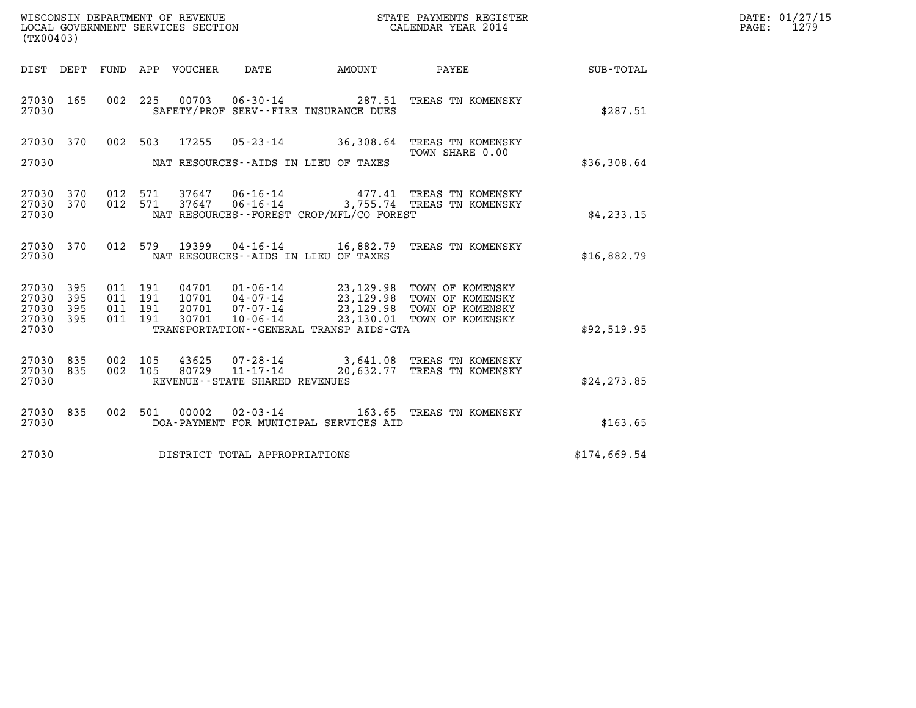WISCONSIN DEPARTMENT OF REVENUE
LOCAL GOVERNMENT SERVICES SECTION
(TX00403)

STATE PAYMENTS REGISTER
CALENDAR YEAR 2014

DATE: 01/27/15
PAGE: 1279

| DIST | DEPT | FUND | APP | VOUCHER | DATE | AMOUNT | PAYEE | SUB-TOTAL |
|---|---|---|---|---|---|---|---|---|
| 27030 | 165 | 002 | 225 | 00703 | 06-30-14 | 287.51 | TREAS TN KOMENSKY | |
| 27030 | | | | | SAFETY/PROF SERV--FIRE INSURANCE DUES | | | $287.51 |
| 27030 | 370 | 002 | 503 | 17255 | 05-23-14 | 36,308.64 | TREAS TN KOMENSKY TOWN SHARE 0.00 | |
| 27030 | | | | | NAT RESOURCES--AIDS IN LIEU OF TAXES | | | $36,308.64 |
| 27030 | 370 | 012 | 571 | 37647 | 06-16-14 | 477.41 | TREAS TN KOMENSKY | |
| 27030 | 370 | 012 | 571 | 37647 | 06-16-14 | 3,755.74 | TREAS TN KOMENSKY | |
| 27030 | | | | | NAT RESOURCES--FOREST CROP/MFL/CO FOREST | | | $4,233.15 |
| 27030 | 370 | 012 | 579 | 19399 | 04-16-14 | 16,882.79 | TREAS TN KOMENSKY | |
| 27030 | | | | | NAT RESOURCES--AIDS IN LIEU OF TAXES | | | $16,882.79 |
| 27030 | 395 | 011 | 191 | 04701 | 01-06-14 | 23,129.98 | TOWN OF KOMENSKY | |
| 27030 | 395 | 011 | 191 | 10701 | 04-07-14 | 23,129.98 | TOWN OF KOMENSKY | |
| 27030 | 395 | 011 | 191 | 20701 | 07-07-14 | 23,129.98 | TOWN OF KOMENSKY | |
| 27030 | 395 | 011 | 191 | 30701 | 10-06-14 | 23,130.01 | TOWN OF KOMENSKY | |
| 27030 | | | | | TRANSPORTATION--GENERAL TRANSP AIDS-GTA | | | $92,519.95 |
| 27030 | 835 | 002 | 105 | 43625 | 07-28-14 | 3,641.08 | TREAS TN KOMENSKY | |
| 27030 | 835 | 002 | 105 | 80729 | 11-17-14 | 20,632.77 | TREAS TN KOMENSKY | |
| 27030 | | | | | REVENUE--STATE SHARED REVENUES | | | $24,273.85 |
| 27030 | 835 | 002 | 501 | 00002 | 02-03-14 | 163.65 | TREAS TN KOMENSKY | |
| 27030 | | | | | DOA-PAYMENT FOR MUNICIPAL SERVICES AID | | | $163.65 |
| 27030 | | | | | DISTRICT TOTAL APPROPRIATIONS | | | $174,669.54 |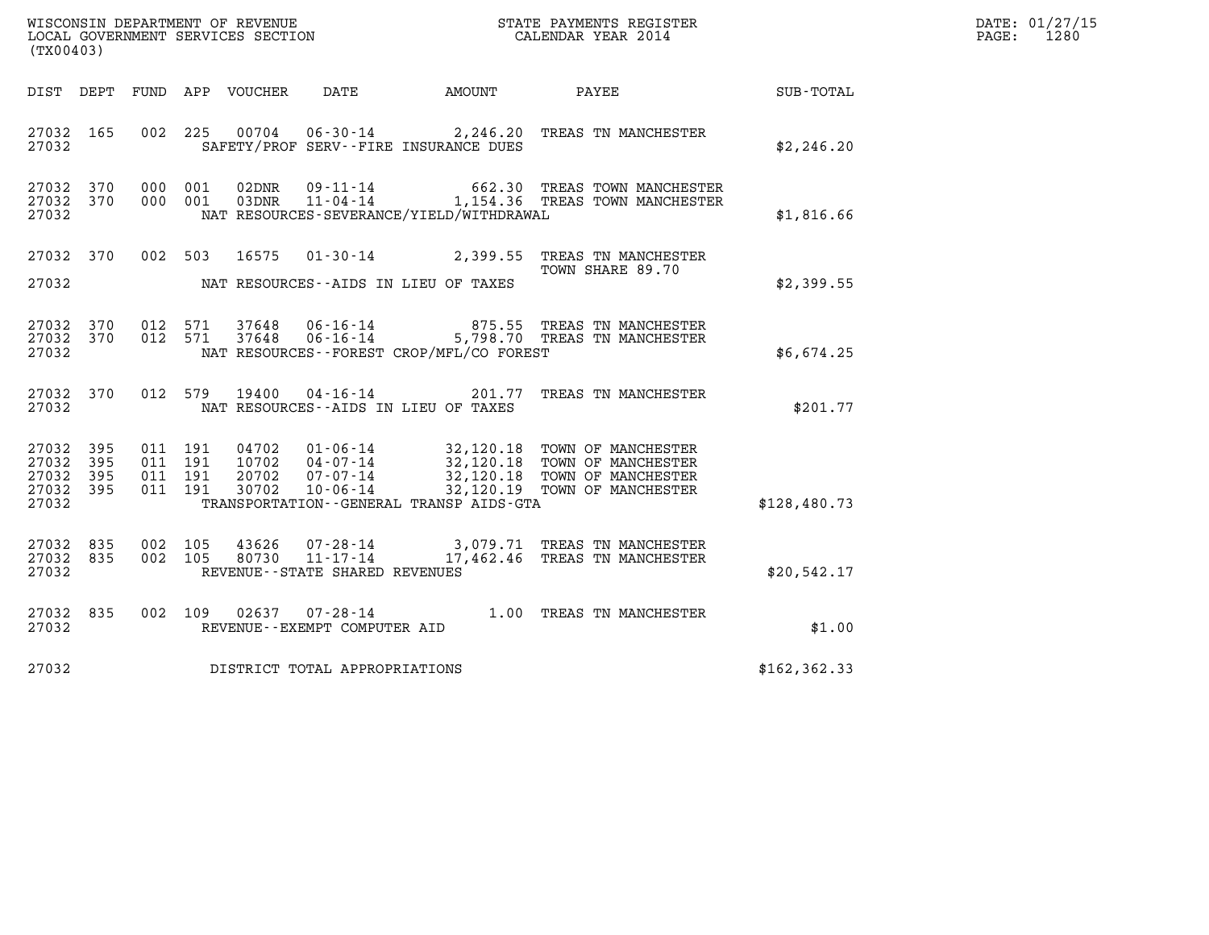WISCONSIN DEPARTMENT OF REVENUE
LOCAL GOVERNMENT SERVICES SECTION
(TX00403)

STATE PAYMENTS REGISTER
CALENDAR YEAR 2014

DATE: 01/27/15
PAGE: 1280

| DIST | DEPT | FUND | APP | VOUCHER | DATE | AMOUNT | PAYEE | SUB-TOTAL |
|---|---|---|---|---|---|---|---|---|
| 27032 | 165 | 002 | 225 | 00704 | 06-30-14 | 2,246.20 | TREAS TN MANCHESTER | |
| 27032 | | | | SAFETY/PROF SERV--FIRE INSURANCE DUES | | | | $2,246.20 |
| 27032 | 370 | 000 | 001 | 02DNR | 09-11-14 | 662.30 | TREAS TOWN MANCHESTER | |
| 27032 | 370 | 000 | 001 | 03DNR | 11-04-14 | 1,154.36 | TREAS TOWN MANCHESTER | |
| 27032 | | | | NAT RESOURCES-SEVERANCE/YIELD/WITHDRAWAL | | | | $1,816.66 |
| 27032 | 370 | 002 | 503 | 16575 | 01-30-14 | 2,399.55 | TREAS TN MANCHESTER TOWN SHARE 89.70 | |
| 27032 | | | | NAT RESOURCES--AIDS IN LIEU OF TAXES | | | | $2,399.55 |
| 27032 | 370 | 012 | 571 | 37648 | 06-16-14 | 875.55 | TREAS TN MANCHESTER | |
| 27032 | 370 | 012 | 571 | 37648 | 06-16-14 | 5,798.70 | TREAS TN MANCHESTER | |
| 27032 | | | | NAT RESOURCES--FOREST CROP/MFL/CO FOREST | | | | $6,674.25 |
| 27032 | 370 | 012 | 579 | 19400 | 04-16-14 | 201.77 | TREAS TN MANCHESTER | |
| 27032 | | | | NAT RESOURCES--AIDS IN LIEU OF TAXES | | | | $201.77 |
| 27032 | 395 | 011 | 191 | 04702 | 01-06-14 | 32,120.18 | TOWN OF MANCHESTER | |
| 27032 | 395 | 011 | 191 | 10702 | 04-07-14 | 32,120.18 | TOWN OF MANCHESTER | |
| 27032 | 395 | 011 | 191 | 20702 | 07-07-14 | 32,120.18 | TOWN OF MANCHESTER | |
| 27032 | 395 | 011 | 191 | 30702 | 10-06-14 | 32,120.19 | TOWN OF MANCHESTER | |
| 27032 | | | | TRANSPORTATION--GENERAL TRANSP AIDS-GTA | | | | $128,480.73 |
| 27032 | 835 | 002 | 105 | 43626 | 07-28-14 | 3,079.71 | TREAS TN MANCHESTER | |
| 27032 | 835 | 002 | 105 | 80730 | 11-17-14 | 17,462.46 | TREAS TN MANCHESTER | |
| 27032 | | | | REVENUE--STATE SHARED REVENUES | | | | $20,542.17 |
| 27032 | 835 | 002 | 109 | 02637 | 07-28-14 | 1.00 | TREAS TN MANCHESTER | |
| 27032 | | | | REVENUE--EXEMPT COMPUTER AID | | | | $1.00 |
| 27032 | | | | DISTRICT TOTAL APPROPRIATIONS | | | | $162,362.33 |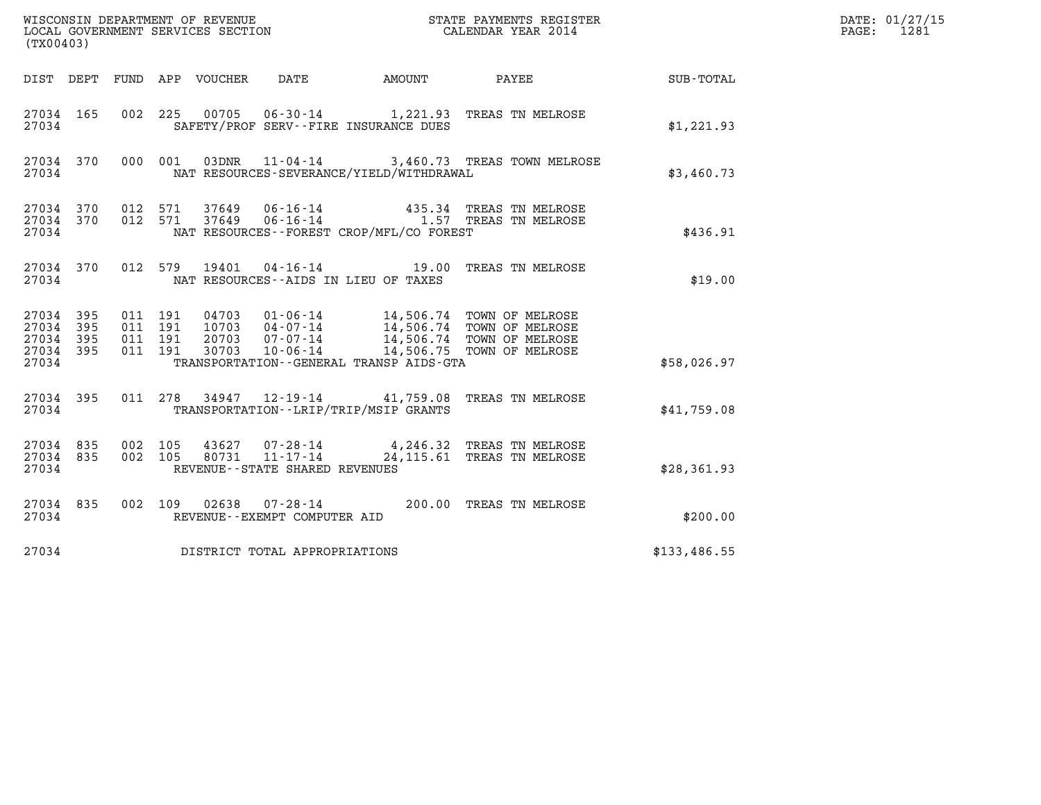WISCONSIN DEPARTMENT OF REVENUE
LOCAL GOVERNMENT SERVICES SECTION
(TX00403)

STATE PAYMENTS REGISTER
CALENDAR YEAR 2014

DATE: 01/27/15
PAGE: 1281

| DIST | DEPT | FUND | APP | VOUCHER | DATE | AMOUNT | PAYEE | SUB-TOTAL |
|---|---|---|---|---|---|---|---|---|
| 27034 | 165 | 002 | 225 | 00705 | 06-30-14 | 1,221.93 | TREAS TN MELROSE | |
| 27034 | | | | | SAFETY/PROF SERV--FIRE INSURANCE DUES | | | $1,221.93 |
| 27034 | 370 | 000 | 001 | 03DNR | 11-04-14 | 3,460.73 | TREAS TOWN MELROSE | |
| 27034 | | | | | NAT RESOURCES-SEVERANCE/YIELD/WITHDRAWAL | | | $3,460.73 |
| 27034 | 370 | 012 | 571 | 37649 | 06-16-14 | 435.34 | TREAS TN MELROSE | |
| 27034 | 370 | 012 | 571 | 37649 | 06-16-14 | 1.57 | TREAS TN MELROSE | |
| 27034 | | | | | NAT RESOURCES--FOREST CROP/MFL/CO FOREST | | | $436.91 |
| 27034 | 370 | 012 | 579 | 19401 | 04-16-14 | 19.00 | TREAS TN MELROSE | |
| 27034 | | | | | NAT RESOURCES--AIDS IN LIEU OF TAXES | | | $19.00 |
| 27034 | 395 | 011 | 191 | 04703 | 01-06-14 | 14,506.74 | TOWN OF MELROSE | |
| 27034 | 395 | 011 | 191 | 10703 | 04-07-14 | 14,506.74 | TOWN OF MELROSE | |
| 27034 | 395 | 011 | 191 | 20703 | 07-07-14 | 14,506.74 | TOWN OF MELROSE | |
| 27034 | 395 | 011 | 191 | 30703 | 10-06-14 | 14,506.75 | TOWN OF MELROSE | |
| 27034 | | | | | TRANSPORTATION--GENERAL TRANSP AIDS-GTA | | | $58,026.97 |
| 27034 | 395 | 011 | 278 | 34947 | 12-19-14 | 41,759.08 | TREAS TN MELROSE | |
| 27034 | | | | | TRANSPORTATION--LRIP/TRIP/MSIP GRANTS | | | $41,759.08 |
| 27034 | 835 | 002 | 105 | 43627 | 07-28-14 | 4,246.32 | TREAS TN MELROSE | |
| 27034 | 835 | 002 | 105 | 80731 | 11-17-14 | 24,115.61 | TREAS TN MELROSE | |
| 27034 | | | | | REVENUE--STATE SHARED REVENUES | | | $28,361.93 |
| 27034 | 835 | 002 | 109 | 02638 | 07-28-14 | 200.00 | TREAS TN MELROSE | |
| 27034 | | | | | REVENUE--EXEMPT COMPUTER AID | | | $200.00 |
| 27034 | | | | | DISTRICT TOTAL APPROPRIATIONS | | | $133,486.55 |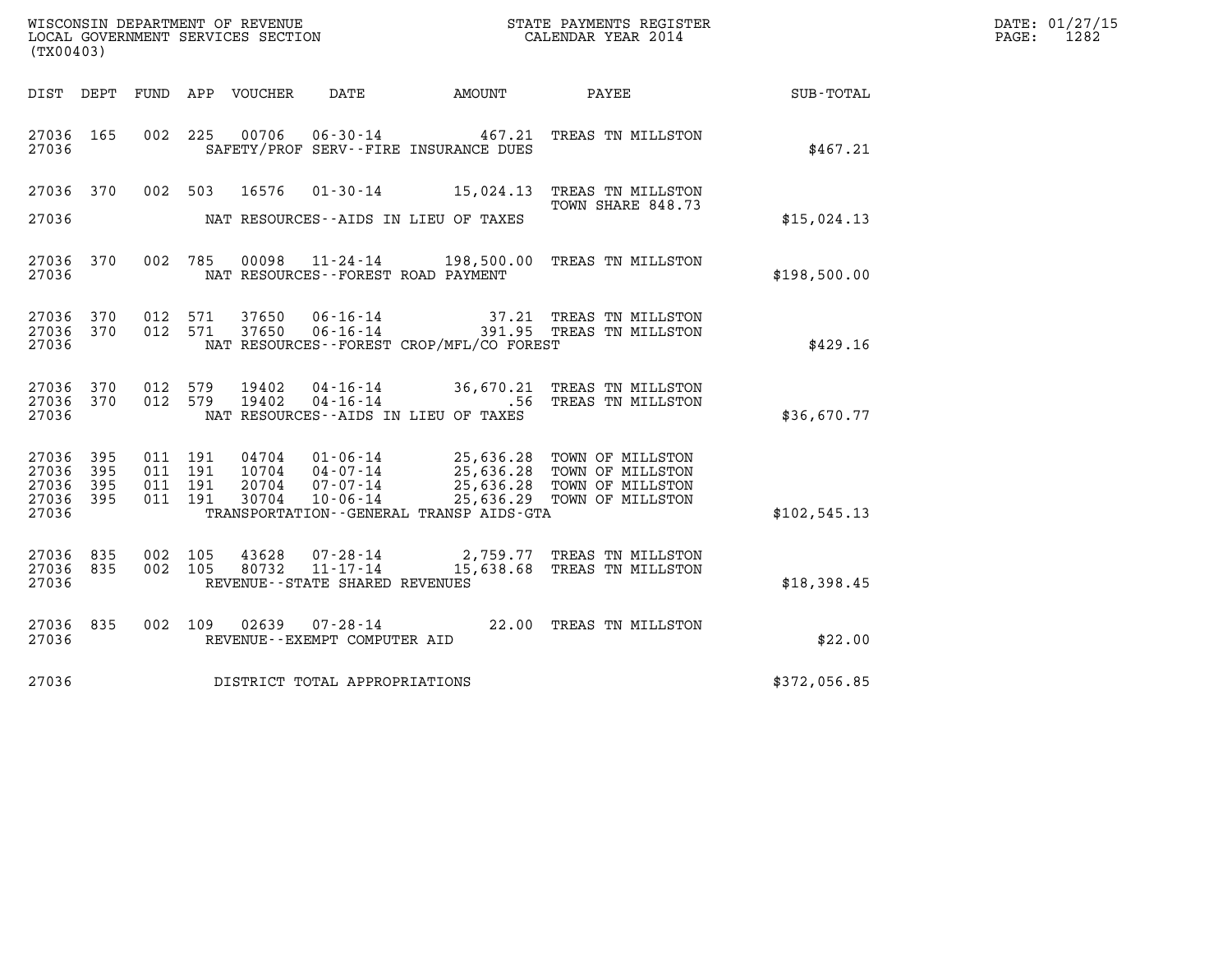WISCONSIN DEPARTMENT OF REVENUE
LOCAL GOVERNMENT SERVICES SECTION
(TX00403)

STATE PAYMENTS REGISTER
CALENDAR YEAR 2014

DATE: 01/27/15
PAGE: 1282

| DIST | DEPT | FUND | APP | VOUCHER | DATE | AMOUNT | PAYEE | SUB-TOTAL |
|---|---|---|---|---|---|---|---|---|
| 27036 | 165 | 002 | 225 | 00706 | 06-30-14 | 467.21 | TREAS TN MILLSTON | |
| 27036 | | | | | SAFETY/PROF SERV--FIRE INSURANCE DUES | | | $467.21 |
| 27036 | 370 | 002 | 503 | 16576 | 01-30-14 | 15,024.13 | TREAS TN MILLSTON TOWN SHARE 848.73 | |
| 27036 | | | | | NAT RESOURCES--AIDS IN LIEU OF TAXES | | | $15,024.13 |
| 27036 | 370 | 002 | 785 | 00098 | 11-24-14 | 198,500.00 | TREAS TN MILLSTON | |
| 27036 | | | | | NAT RESOURCES--FOREST ROAD PAYMENT | | | $198,500.00 |
| 27036 | 370 | 012 | 571 | 37650 | 06-16-14 | 37.21 | TREAS TN MILLSTON | |
| 27036 | 370 | 012 | 571 | 37650 | 06-16-14 | 391.95 | TREAS TN MILLSTON | |
| 27036 | | | | | NAT RESOURCES--FOREST CROP/MFL/CO FOREST | | | $429.16 |
| 27036 | 370 | 012 | 579 | 19402 | 04-16-14 | 36,670.21 | TREAS TN MILLSTON | |
| 27036 | 370 | 012 | 579 | 19402 | 04-16-14 | .56 | TREAS TN MILLSTON | |
| 27036 | | | | | NAT RESOURCES--AIDS IN LIEU OF TAXES | | | $36,670.77 |
| 27036 | 395 | 011 | 191 | 04704 | 01-06-14 | 25,636.28 | TOWN OF MILLSTON | |
| 27036 | 395 | 011 | 191 | 10704 | 04-07-14 | 25,636.28 | TOWN OF MILLSTON | |
| 27036 | 395 | 011 | 191 | 20704 | 07-07-14 | 25,636.28 | TOWN OF MILLSTON | |
| 27036 | 395 | 011 | 191 | 30704 | 10-06-14 | 25,636.29 | TOWN OF MILLSTON | |
| 27036 | | | | | TRANSPORTATION--GENERAL TRANSP AIDS-GTA | | | $102,545.13 |
| 27036 | 835 | 002 | 105 | 43628 | 07-28-14 | 2,759.77 | TREAS TN MILLSTON | |
| 27036 | 835 | 002 | 105 | 80732 | 11-17-14 | 15,638.68 | TREAS TN MILLSTON | |
| 27036 | | | | | REVENUE--STATE SHARED REVENUES | | | $18,398.45 |
| 27036 | 835 | 002 | 109 | 02639 | 07-28-14 | 22.00 | TREAS TN MILLSTON | |
| 27036 | | | | | REVENUE--EXEMPT COMPUTER AID | | | $22.00 |
| 27036 | | | | | DISTRICT TOTAL APPROPRIATIONS | | | $372,056.85 |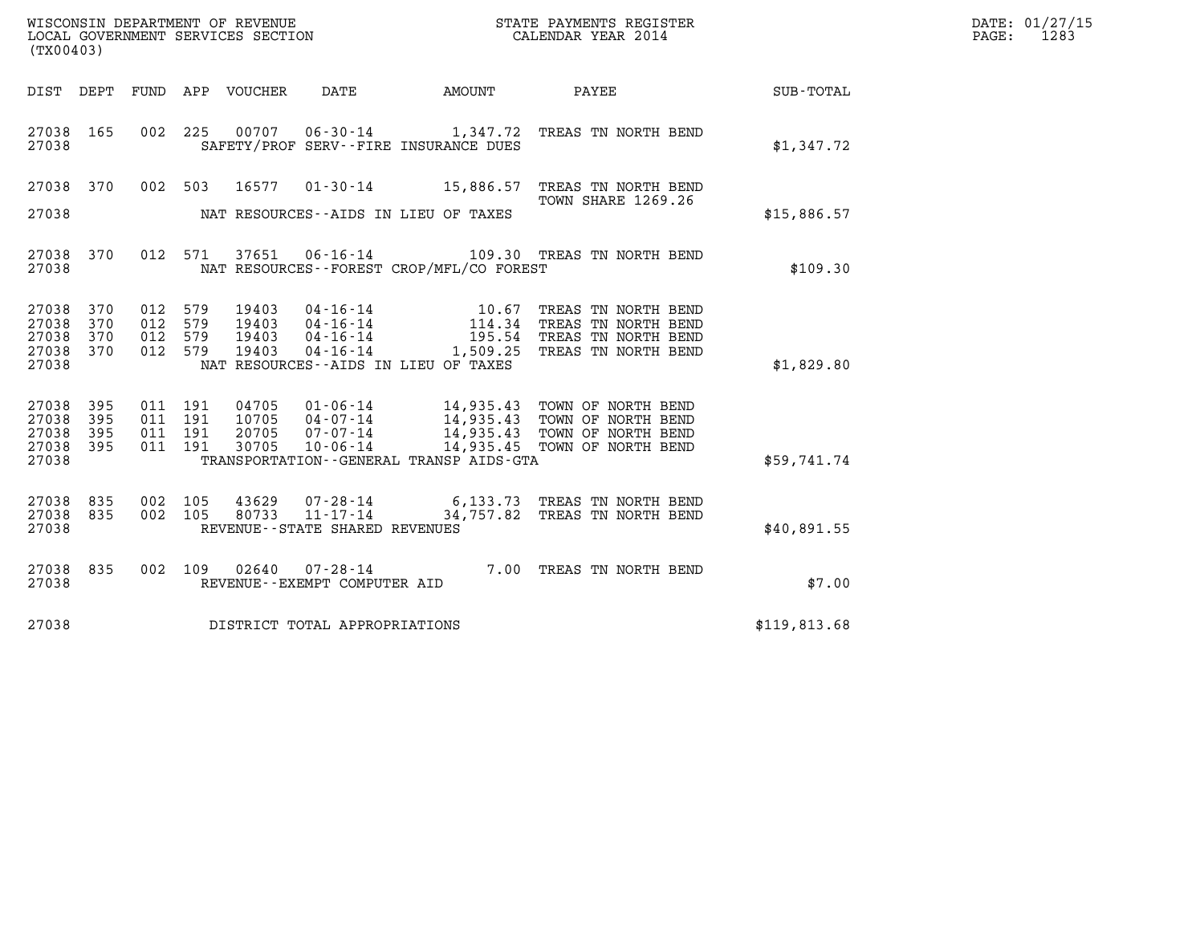WISCONSIN DEPARTMENT OF REVENUE
LOCAL GOVERNMENT SERVICES SECTION
(TX00403)

STATE PAYMENTS REGISTER
CALENDAR YEAR 2014

DATE: 01/27/15
PAGE: 1283

| DIST | DEPT | FUND | APP | VOUCHER | DATE | AMOUNT | PAYEE | SUB-TOTAL |
|---|---|---|---|---|---|---|---|---|
| 27038 | 165 | 002 | 225 | 00707 | 06-30-14 | 1,347.72 | TREAS TN NORTH BEND | |
| 27038 | | | | | SAFETY/PROF SERV--FIRE INSURANCE DUES | | | $1,347.72 |
| 27038 | 370 | 002 | 503 | 16577 | 01-30-14 | 15,886.57 | TREAS TN NORTH BEND TOWN SHARE 1269.26 | |
| 27038 | | | | | NAT RESOURCES--AIDS IN LIEU OF TAXES | | | $15,886.57 |
| 27038 | 370 | 012 | 571 | 37651 | 06-16-14 | 109.30 | TREAS TN NORTH BEND | |
| 27038 | | | | | NAT RESOURCES--FOREST CROP/MFL/CO FOREST | | | $109.30 |
| 27038 | 370 | 012 | 579 | 19403 | 04-16-14 | 10.67 | TREAS TN NORTH BEND | |
| 27038 | 370 | 012 | 579 | 19403 | 04-16-14 | 114.34 | TREAS TN NORTH BEND | |
| 27038 | 370 | 012 | 579 | 19403 | 04-16-14 | 195.54 | TREAS TN NORTH BEND | |
| 27038 | 370 | 012 | 579 | 19403 | 04-16-14 | 1,509.25 | TREAS TN NORTH BEND | |
| 27038 | | | | | NAT RESOURCES--AIDS IN LIEU OF TAXES | | | $1,829.80 |
| 27038 | 395 | 011 | 191 | 04705 | 01-06-14 | 14,935.43 | TOWN OF NORTH BEND | |
| 27038 | 395 | 011 | 191 | 10705 | 04-07-14 | 14,935.43 | TOWN OF NORTH BEND | |
| 27038 | 395 | 011 | 191 | 20705 | 07-07-14 | 14,935.43 | TOWN OF NORTH BEND | |
| 27038 | 395 | 011 | 191 | 30705 | 10-06-14 | 14,935.45 | TOWN OF NORTH BEND | |
| 27038 | | | | | TRANSPORTATION--GENERAL TRANSP AIDS-GTA | | | $59,741.74 |
| 27038 | 835 | 002 | 105 | 43629 | 07-28-14 | 6,133.73 | TREAS TN NORTH BEND | |
| 27038 | 835 | 002 | 105 | 80733 | 11-17-14 | 34,757.82 | TREAS TN NORTH BEND | |
| 27038 | | | | | REVENUE--STATE SHARED REVENUES | | | $40,891.55 |
| 27038 | 835 | 002 | 109 | 02640 | 07-28-14 | 7.00 | TREAS TN NORTH BEND | |
| 27038 | | | | | REVENUE--EXEMPT COMPUTER AID | | | $7.00 |
| 27038 | | | | | DISTRICT TOTAL APPROPRIATIONS | | | $119,813.68 |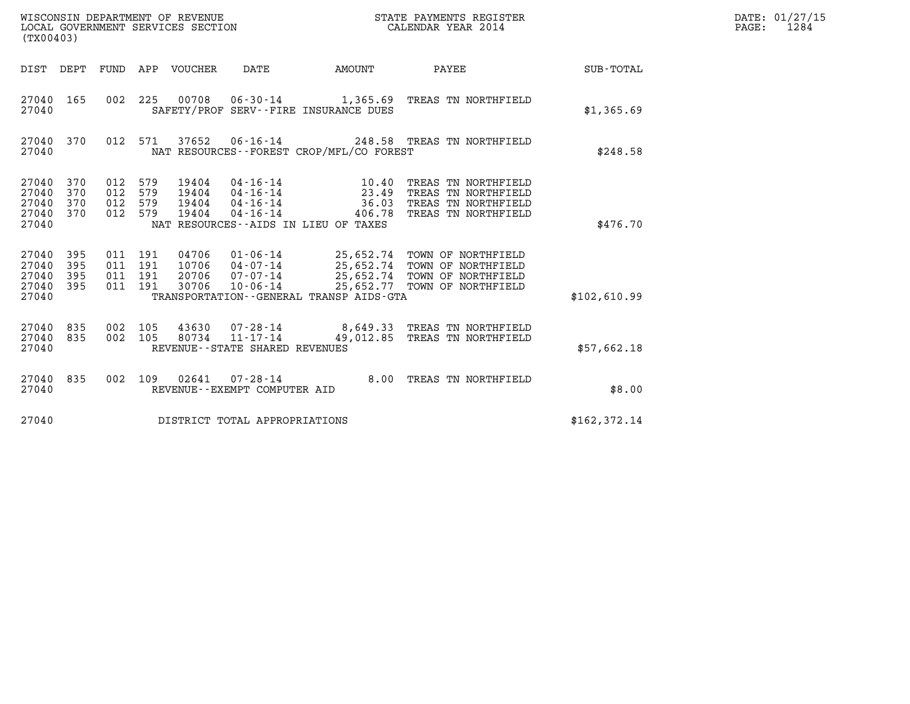WISCONSIN DEPARTMENT OF REVENUE
LOCAL GOVERNMENT SERVICES SECTION
(TX00403)

STATE PAYMENTS REGISTER
CALENDAR YEAR 2014

DATE: 01/27/15
PAGE: 1284

| DIST | DEPT | FUND | APP | VOUCHER | DATE | AMOUNT | PAYEE | SUB-TOTAL |
|---|---|---|---|---|---|---|---|---|
| 27040 | 165 | 002 | 225 | 00708 | 06-30-14 | 1,365.69 | TREAS TN NORTHFIELD | |
| 27040 | | | | SAFETY/PROF SERV--FIRE INSURANCE DUES | | | | $1,365.69 |
| 27040 | 370 | 012 | 571 | 37652 | 06-16-14 | 248.58 | TREAS TN NORTHFIELD | |
| 27040 | | | | NAT RESOURCES--FOREST CROP/MFL/CO FOREST | | | | $248.58 |
| 27040 | 370 | 012 | 579 | 19404 | 04-16-14 | 10.40 | TREAS TN NORTHFIELD | |
| 27040 | 370 | 012 | 579 | 19404 | 04-16-14 | 23.49 | TREAS TN NORTHFIELD | |
| 27040 | 370 | 012 | 579 | 19404 | 04-16-14 | 36.03 | TREAS TN NORTHFIELD | |
| 27040 | 370 | 012 | 579 | 19404 | 04-16-14 | 406.78 | TREAS TN NORTHFIELD | |
| 27040 | | | | NAT RESOURCES--AIDS IN LIEU OF TAXES | | | | $476.70 |
| 27040 | 395 | 011 | 191 | 04706 | 01-06-14 | 25,652.74 | TOWN OF NORTHFIELD | |
| 27040 | 395 | 011 | 191 | 10706 | 04-07-14 | 25,652.74 | TOWN OF NORTHFIELD | |
| 27040 | 395 | 011 | 191 | 20706 | 07-07-14 | 25,652.74 | TOWN OF NORTHFIELD | |
| 27040 | 395 | 011 | 191 | 30706 | 10-06-14 | 25,652.77 | TOWN OF NORTHFIELD | |
| 27040 | | | | TRANSPORTATION--GENERAL TRANSP AIDS-GTA | | | | $102,610.99 |
| 27040 | 835 | 002 | 105 | 43630 | 07-28-14 | 8,649.33 | TREAS TN NORTHFIELD | |
| 27040 | 835 | 002 | 105 | 80734 | 11-17-14 | 49,012.85 | TREAS TN NORTHFIELD | |
| 27040 | | | | REVENUE--STATE SHARED REVENUES | | | | $57,662.18 |
| 27040 | 835 | 002 | 109 | 02641 | 07-28-14 | 8.00 | TREAS TN NORTHFIELD | |
| 27040 | | | | REVENUE--EXEMPT COMPUTER AID | | | | $8.00 |
| 27040 | | | | DISTRICT TOTAL APPROPRIATIONS | | | | $162,372.14 |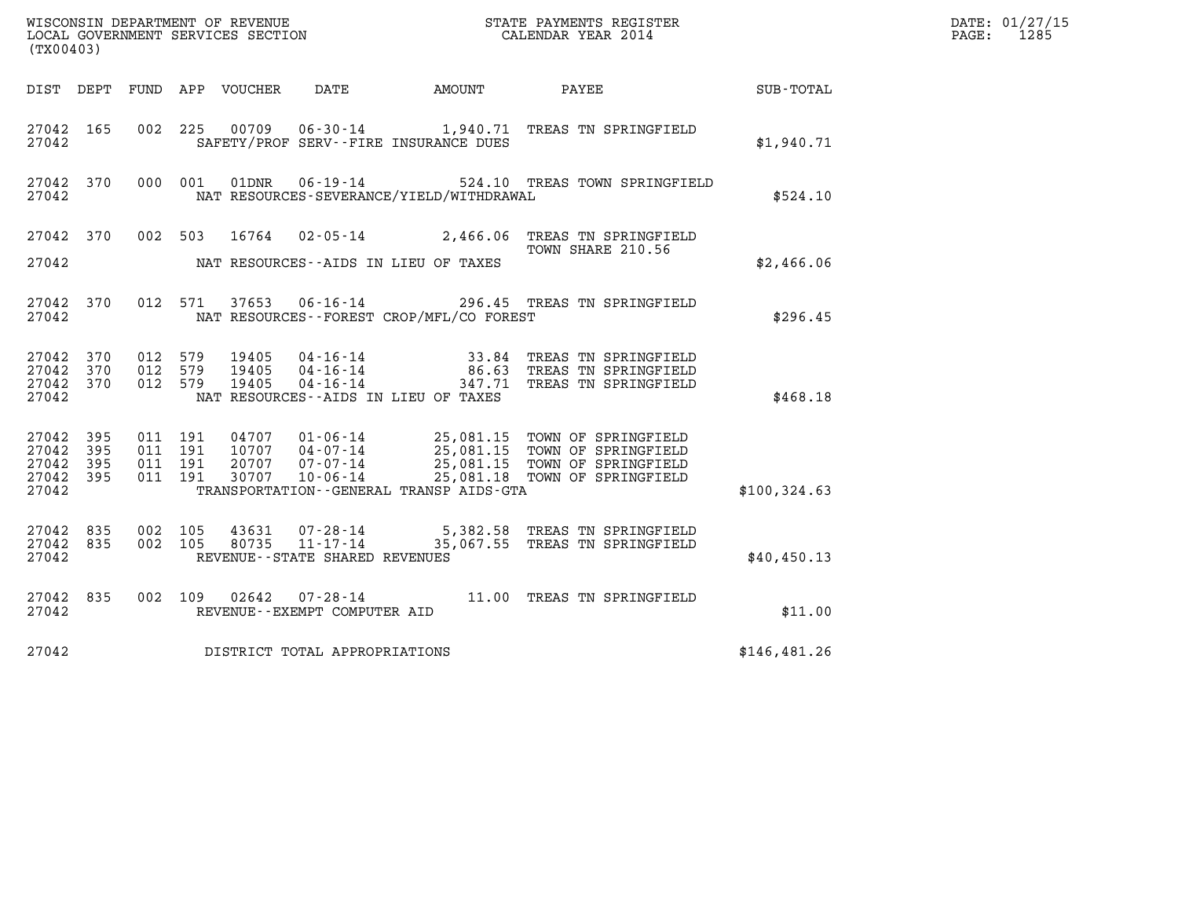WISCONSIN DEPARTMENT OF REVENUE
LOCAL GOVERNMENT SERVICES SECTION
(TX00403)

STATE PAYMENTS REGISTER
CALENDAR YEAR 2014

DATE: 01/27/15
PAGE: 1285

| DIST | DEPT | FUND | APP | VOUCHER | DATE | AMOUNT | PAYEE | SUB-TOTAL |
|---|---|---|---|---|---|---|---|---|
| 27042 | 165 | 002 | 225 | 00709 | 06-30-14 | 1,940.71 | TREAS TN SPRINGFIELD | |
| 27042 | | | | SAFETY/PROF SERV--FIRE INSURANCE DUES | | | | $1,940.71 |
| 27042 | 370 | 000 | 001 | 01DNR | 06-19-14 | 524.10 | TREAS TOWN SPRINGFIELD | |
| 27042 | | | | NAT RESOURCES-SEVERANCE/YIELD/WITHDRAWAL | | | | $524.10 |
| 27042 | 370 | 002 | 503 | 16764 | 02-05-14 | 2,466.06 | TREAS TN SPRINGFIELD<br>TOWN SHARE 210.56 | |
| 27042 | | | | NAT RESOURCES--AIDS IN LIEU OF TAXES | | | | $2,466.06 |
| 27042 | 370 | 012 | 571 | 37653 | 06-16-14 | 296.45 | TREAS TN SPRINGFIELD | |
| 27042 | | | | NAT RESOURCES--FOREST CROP/MFL/CO FOREST | | | | $296.45 |
| 27042 | 370 | 012 | 579 | 19405 | 04-16-14 | 33.84 | TREAS TN SPRINGFIELD | |
| 27042 | 370 | 012 | 579 | 19405 | 04-16-14 | 86.63 | TREAS TN SPRINGFIELD | |
| 27042 | 370 | 012 | 579 | 19405 | 04-16-14 | 347.71 | TREAS TN SPRINGFIELD | |
| 27042 | | | | NAT RESOURCES--AIDS IN LIEU OF TAXES | | | | $468.18 |
| 27042 | 395 | 011 | 191 | 04707 | 01-06-14 | 25,081.15 | TOWN OF SPRINGFIELD | |
| 27042 | 395 | 011 | 191 | 10707 | 04-07-14 | 25,081.15 | TOWN OF SPRINGFIELD | |
| 27042 | 395 | 011 | 191 | 20707 | 07-07-14 | 25,081.15 | TOWN OF SPRINGFIELD | |
| 27042 | 395 | 011 | 191 | 30707 | 10-06-14 | 25,081.18 | TOWN OF SPRINGFIELD | |
| 27042 | | | | TRANSPORTATION--GENERAL TRANSP AIDS-GTA | | | | $100,324.63 |
| 27042 | 835 | 002 | 105 | 43631 | 07-28-14 | 5,382.58 | TREAS TN SPRINGFIELD | |
| 27042 | 835 | 002 | 105 | 80735 | 11-17-14 | 35,067.55 | TREAS TN SPRINGFIELD | |
| 27042 | | | | REVENUE--STATE SHARED REVENUES | | | | $40,450.13 |
| 27042 | 835 | 002 | 109 | 02642 | 07-28-14 | 11.00 | TREAS TN SPRINGFIELD | |
| 27042 | | | | REVENUE--EXEMPT COMPUTER AID | | | | $11.00 |
| 27042 | | | | DISTRICT TOTAL APPROPRIATIONS | | | | $146,481.26 |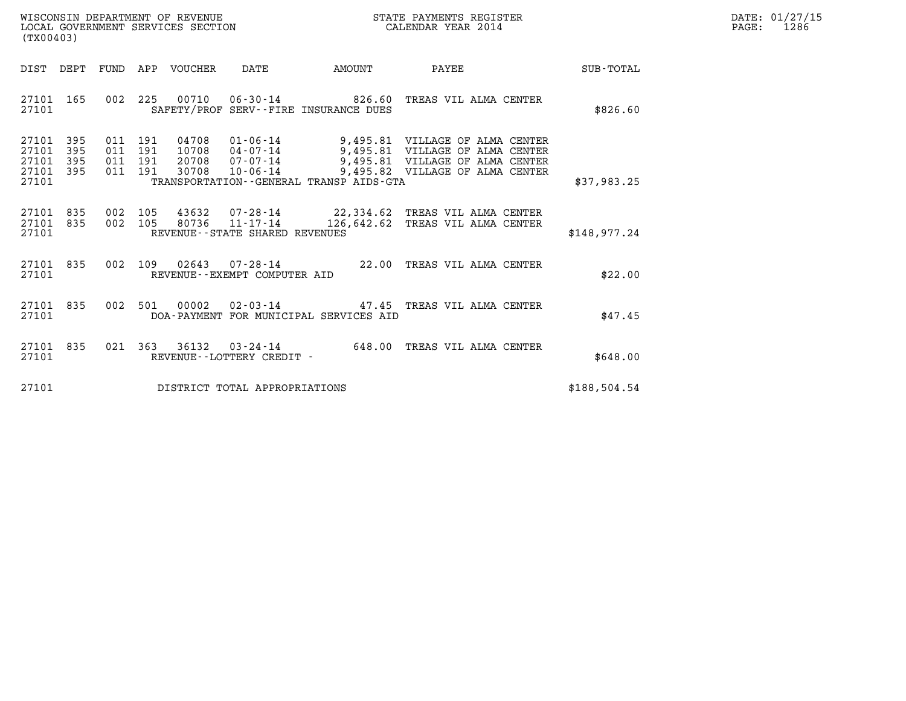WISCONSIN DEPARTMENT OF REVENUE
LOCAL GOVERNMENT SERVICES SECTION
(TX00403)

STATE PAYMENTS REGISTER
CALENDAR YEAR 2014

DATE: 01/27/15
PAGE: 1286

| DIST | DEPT | FUND | APP | VOUCHER | DATE | AMOUNT | PAYEE | SUB-TOTAL |
|---|---|---|---|---|---|---|---|---|
| 27101 | 165 | 002 | 225 | 00710 | 06-30-14 | 826.60 | TREAS VIL ALMA CENTER | |
| 27101 | | | | | SAFETY/PROF SERV--FIRE INSURANCE DUES | | | $826.60 |
| 27101 | 395 | 011 | 191 | 04708 | 01-06-14 | 9,495.81 | VILLAGE OF ALMA CENTER | |
| 27101 | 395 | 011 | 191 | 10708 | 04-07-14 | 9,495.81 | VILLAGE OF ALMA CENTER | |
| 27101 | 395 | 011 | 191 | 20708 | 07-07-14 | 9,495.81 | VILLAGE OF ALMA CENTER | |
| 27101 | 395 | 011 | 191 | 30708 | 10-06-14 | 9,495.82 | VILLAGE OF ALMA CENTER | |
| 27101 | | | | | TRANSPORTATION--GENERAL TRANSP AIDS-GTA | | | $37,983.25 |
| 27101 | 835 | 002 | 105 | 43632 | 07-28-14 | 22,334.62 | TREAS VIL ALMA CENTER | |
| 27101 | 835 | 002 | 105 | 80736 | 11-17-14 | 126,642.62 | TREAS VIL ALMA CENTER | |
| 27101 | | | | | REVENUE--STATE SHARED REVENUES | | | $148,977.24 |
| 27101 | 835 | 002 | 109 | 02643 | 07-28-14 | 22.00 | TREAS VIL ALMA CENTER | |
| 27101 | | | | | REVENUE--EXEMPT COMPUTER AID | | | $22.00 |
| 27101 | 835 | 002 | 501 | 00002 | 02-03-14 | 47.45 | TREAS VIL ALMA CENTER | |
| 27101 | | | | | DOA-PAYMENT FOR MUNICIPAL SERVICES AID | | | $47.45 |
| 27101 | 835 | 021 | 363 | 36132 | 03-24-14 | 648.00 | TREAS VIL ALMA CENTER | |
| 27101 | | | | | REVENUE--LOTTERY CREDIT - | | | $648.00 |
| 27101 | | | | | DISTRICT TOTAL APPROPRIATIONS | | | $188,504.54 |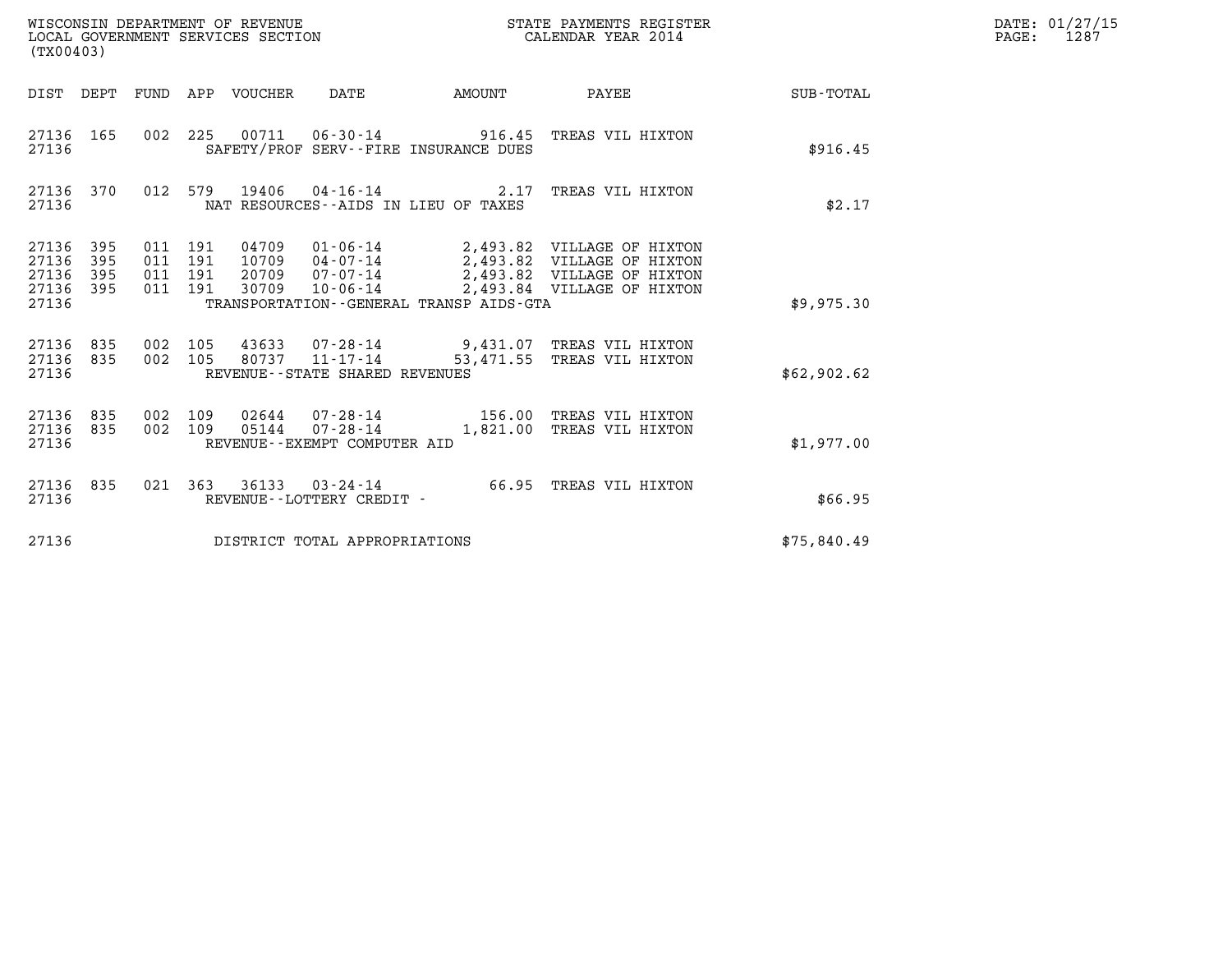WISCONSIN DEPARTMENT OF REVENUE
LOCAL GOVERNMENT SERVICES SECTION
(TX00403)

STATE PAYMENTS REGISTER
CALENDAR YEAR 2014

DATE: 01/27/15
PAGE: 1287

| DIST | DEPT | FUND | APP | VOUCHER | DATE | AMOUNT | PAYEE | SUB-TOTAL |
|---|---|---|---|---|---|---|---|---|
| 27136 | 165 | 002 | 225 | 00711 | 06-30-14 | 916.45 | TREAS VIL HIXTON | |
| 27136 | | | | | SAFETY/PROF SERV--FIRE INSURANCE DUES | | | $916.45 |
| 27136 | 370 | 012 | 579 | 19406 | 04-16-14 | 2.17 | TREAS VIL HIXTON | |
| 27136 | | | | | NAT RESOURCES--AIDS IN LIEU OF TAXES | | | $2.17 |
| 27136 | 395 | 011 | 191 | 04709 | 01-06-14 | 2,493.82 | VILLAGE OF HIXTON | |
| 27136 | 395 | 011 | 191 | 10709 | 04-07-14 | 2,493.82 | VILLAGE OF HIXTON | |
| 27136 | 395 | 011 | 191 | 20709 | 07-07-14 | 2,493.82 | VILLAGE OF HIXTON | |
| 27136 | 395 | 011 | 191 | 30709 | 10-06-14 | 2,493.84 | VILLAGE OF HIXTON | |
| 27136 | | | | | TRANSPORTATION--GENERAL TRANSP AIDS-GTA | | | $9,975.30 |
| 27136 | 835 | 002 | 105 | 43633 | 07-28-14 | 9,431.07 | TREAS VIL HIXTON | |
| 27136 | 835 | 002 | 105 | 80737 | 11-17-14 | 53,471.55 | TREAS VIL HIXTON | |
| 27136 | | | | | REVENUE--STATE SHARED REVENUES | | | $62,902.62 |
| 27136 | 835 | 002 | 109 | 02644 | 07-28-14 | 156.00 | TREAS VIL HIXTON | |
| 27136 | 835 | 002 | 109 | 05144 | 07-28-14 | 1,821.00 | TREAS VIL HIXTON | |
| 27136 | | | | | REVENUE--EXEMPT COMPUTER AID | | | $1,977.00 |
| 27136 | 835 | 021 | 363 | 36133 | 03-24-14 | 66.95 | TREAS VIL HIXTON | |
| 27136 | | | | | REVENUE--LOTTERY CREDIT - | | | $66.95 |
| 27136 | | | | | DISTRICT TOTAL APPROPRIATIONS | | | $75,840.49 |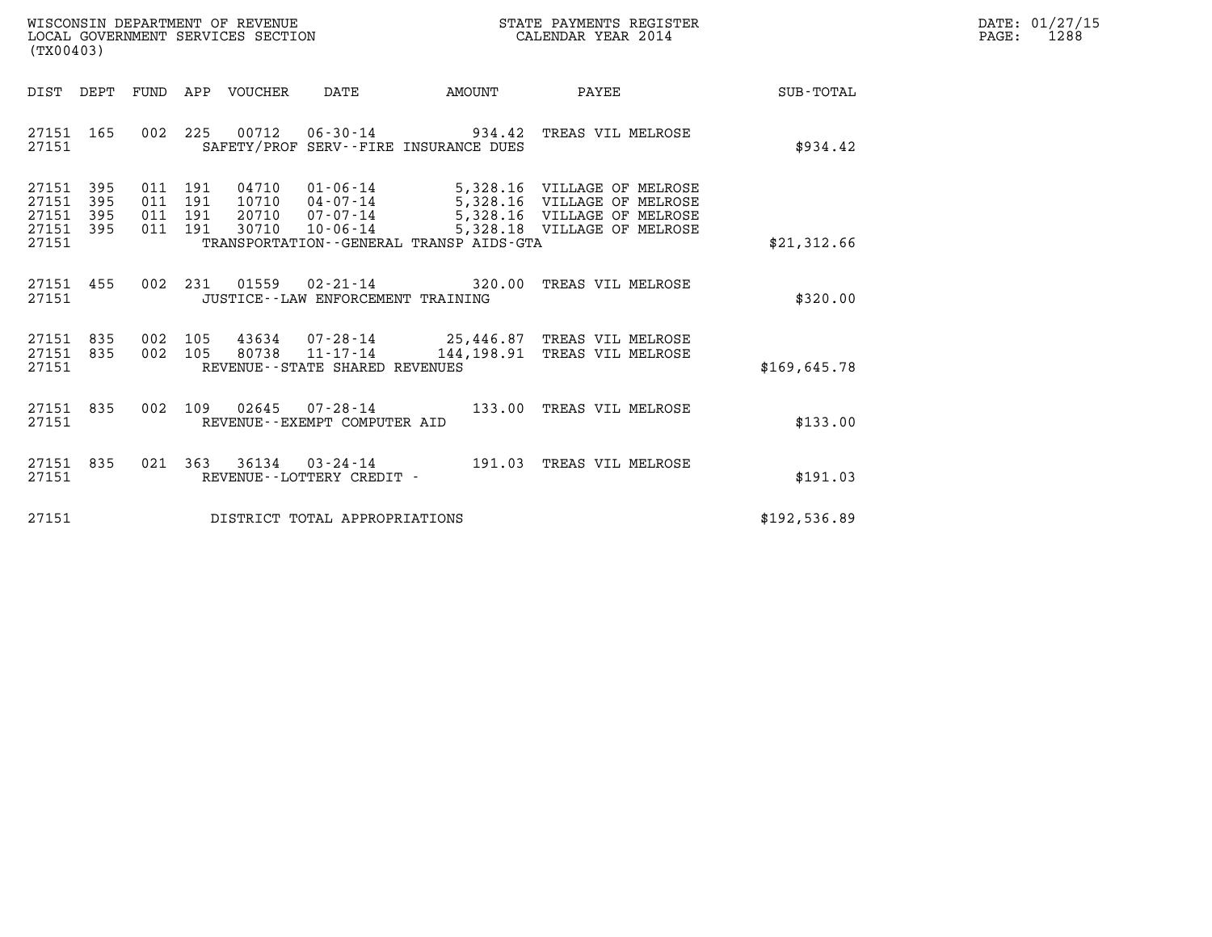WISCONSIN DEPARTMENT OF REVENUE
LOCAL GOVERNMENT SERVICES SECTION
(TX00403)

STATE PAYMENTS REGISTER
CALENDAR YEAR 2014

DATE: 01/27/15
PAGE: 1288

| DIST | DEPT | FUND | APP | VOUCHER | DATE | AMOUNT | PAYEE | SUB-TOTAL |
|---|---|---|---|---|---|---|---|---|
| 27151 | 165 | 002 | 225 | 00712 | 06-30-14 | 934.42 | TREAS VIL MELROSE | |
| 27151 | | | | SAFETY/PROF SERV--FIRE INSURANCE DUES | | | | $934.42 |
| 27151 | 395 | 011 | 191 | 04710 | 01-06-14 | 5,328.16 | VILLAGE OF MELROSE | |
| 27151 | 395 | 011 | 191 | 10710 | 04-07-14 | 5,328.16 | VILLAGE OF MELROSE | |
| 27151 | 395 | 011 | 191 | 20710 | 07-07-14 | 5,328.16 | VILLAGE OF MELROSE | |
| 27151 | 395 | 011 | 191 | 30710 | 10-06-14 | 5,328.18 | VILLAGE OF MELROSE | |
| 27151 | | | | TRANSPORTATION--GENERAL TRANSP AIDS-GTA | | | | $21,312.66 |
| 27151 | 455 | 002 | 231 | 01559 | 02-21-14 | 320.00 | TREAS VIL MELROSE | |
| 27151 | | | | JUSTICE--LAW ENFORCEMENT TRAINING | | | | $320.00 |
| 27151 | 835 | 002 | 105 | 43634 | 07-28-14 | 25,446.87 | TREAS VIL MELROSE | |
| 27151 | 835 | 002 | 105 | 80738 | 11-17-14 | 144,198.91 | TREAS VIL MELROSE | |
| 27151 | | | | REVENUE--STATE SHARED REVENUES | | | | $169,645.78 |
| 27151 | 835 | 002 | 109 | 02645 | 07-28-14 | 133.00 | TREAS VIL MELROSE | |
| 27151 | | | | REVENUE--EXEMPT COMPUTER AID | | | | $133.00 |
| 27151 | 835 | 021 | 363 | 36134 | 03-24-14 | 191.03 | TREAS VIL MELROSE | |
| 27151 | | | | REVENUE--LOTTERY CREDIT - | | | | $191.03 |
| 27151 | | | | DISTRICT TOTAL APPROPRIATIONS | | | | $192,536.89 |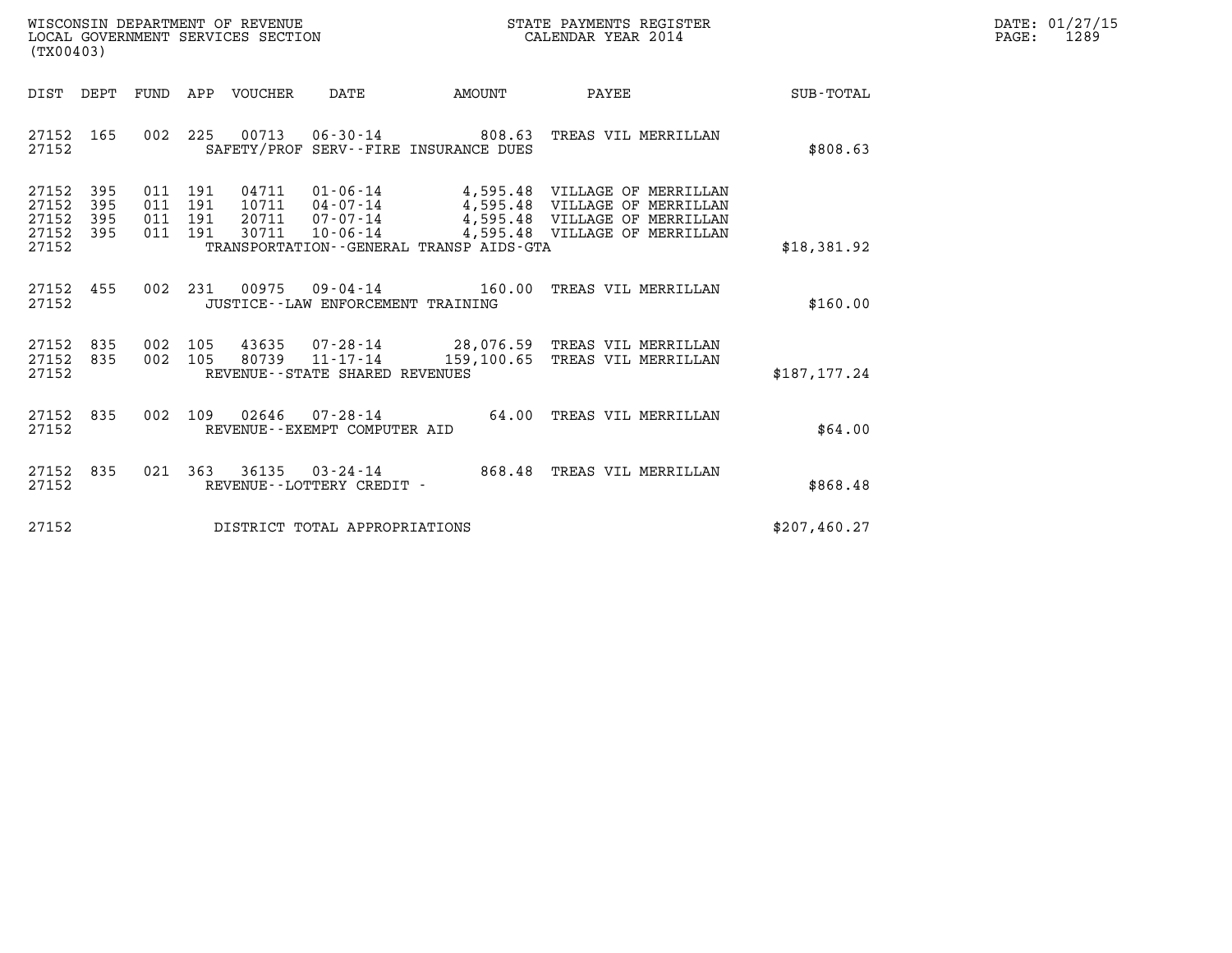WISCONSIN DEPARTMENT OF REVENUE
LOCAL GOVERNMENT SERVICES SECTION
(TX00403)

STATE PAYMENTS REGISTER
CALENDAR YEAR 2014

DATE: 01/27/15
PAGE: 1289

| DIST | DEPT | FUND | APP | VOUCHER | DATE | AMOUNT | PAYEE | SUB-TOTAL |
|---|---|---|---|---|---|---|---|---|
| 27152 | 165 | 002 | 225 | 00713 | 06-30-14 | 808.63 | TREAS VIL MERRILLAN | |
| 27152 | | | | | SAFETY/PROF SERV--FIRE INSURANCE DUES | | | $808.63 |
| 27152 | 395 | 011 | 191 | 04711 | 01-06-14 | 4,595.48 | VILLAGE OF MERRILLAN | |
| 27152 | 395 | 011 | 191 | 10711 | 04-07-14 | 4,595.48 | VILLAGE OF MERRILLAN | |
| 27152 | 395 | 011 | 191 | 20711 | 07-07-14 | 4,595.48 | VILLAGE OF MERRILLAN | |
| 27152 | 395 | 011 | 191 | 30711 | 10-06-14 | 4,595.48 | VILLAGE OF MERRILLAN | |
| 27152 | | | | | TRANSPORTATION--GENERAL TRANSP AIDS-GTA | | | $18,381.92 |
| 27152 | 455 | 002 | 231 | 00975 | 09-04-14 | 160.00 | TREAS VIL MERRILLAN | |
| 27152 | | | | | JUSTICE--LAW ENFORCEMENT TRAINING | | | $160.00 |
| 27152 | 835 | 002 | 105 | 43635 | 07-28-14 | 28,076.59 | TREAS VIL MERRILLAN | |
| 27152 | 835 | 002 | 105 | 80739 | 11-17-14 | 159,100.65 | TREAS VIL MERRILLAN | |
| 27152 | | | | | REVENUE--STATE SHARED REVENUES | | | $187,177.24 |
| 27152 | 835 | 002 | 109 | 02646 | 07-28-14 | 64.00 | TREAS VIL MERRILLAN | |
| 27152 | | | | | REVENUE--EXEMPT COMPUTER AID | | | $64.00 |
| 27152 | 835 | 021 | 363 | 36135 | 03-24-14 | 868.48 | TREAS VIL MERRILLAN | |
| 27152 | | | | | REVENUE--LOTTERY CREDIT - | | | $868.48 |
| 27152 | | | | | DISTRICT TOTAL APPROPRIATIONS | | | $207,460.27 |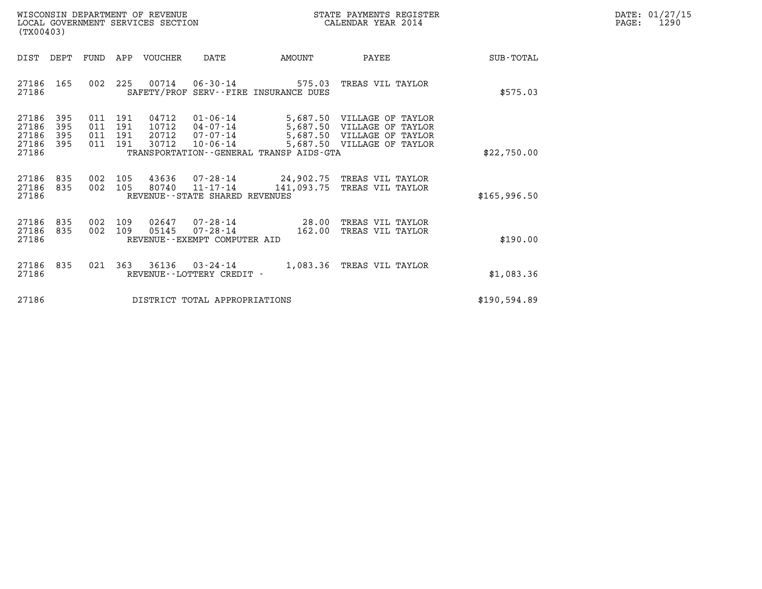WISCONSIN DEPARTMENT OF REVENUE
LOCAL GOVERNMENT SERVICES SECTION
(TX00403)

STATE PAYMENTS REGISTER
CALENDAR YEAR 2014

DATE: 01/27/15
PAGE: 1290

| DIST | DEPT | FUND | APP | VOUCHER | DATE | AMOUNT | PAYEE | SUB-TOTAL |
|---|---|---|---|---|---|---|---|---|
| 27186 | 165 | 002 | 225 | 00714 | 06-30-14 | 575.03 | TREAS VIL TAYLOR | |
| 27186 | | | | SAFETY/PROF SERV--FIRE INSURANCE DUES | | | | $575.03 |
| 27186 | 395 | 011 | 191 | 04712 | 01-06-14 | 5,687.50 | VILLAGE OF TAYLOR | |
| 27186 | 395 | 011 | 191 | 10712 | 04-07-14 | 5,687.50 | VILLAGE OF TAYLOR | |
| 27186 | 395 | 011 | 191 | 20712 | 07-07-14 | 5,687.50 | VILLAGE OF TAYLOR | |
| 27186 | 395 | 011 | 191 | 30712 | 10-06-14 | 5,687.50 | VILLAGE OF TAYLOR | |
| 27186 | | | | TRANSPORTATION--GENERAL TRANSP AIDS-GTA | | | | $22,750.00 |
| 27186 | 835 | 002 | 105 | 43636 | 07-28-14 | 24,902.75 | TREAS VIL TAYLOR | |
| 27186 | 835 | 002 | 105 | 80740 | 11-17-14 | 141,093.75 | TREAS VIL TAYLOR | |
| 27186 | | | | REVENUE--STATE SHARED REVENUES | | | | $165,996.50 |
| 27186 | 835 | 002 | 109 | 02647 | 07-28-14 | 28.00 | TREAS VIL TAYLOR | |
| 27186 | 835 | 002 | 109 | 05145 | 07-28-14 | 162.00 | TREAS VIL TAYLOR | |
| 27186 | | | | REVENUE--EXEMPT COMPUTER AID | | | | $190.00 |
| 27186 | 835 | 021 | 363 | 36136 | 03-24-14 | 1,083.36 | TREAS VIL TAYLOR | |
| 27186 | | | | REVENUE--LOTTERY CREDIT - | | | | $1,083.36 |
| 27186 | | | | DISTRICT TOTAL APPROPRIATIONS | | | | $190,594.89 |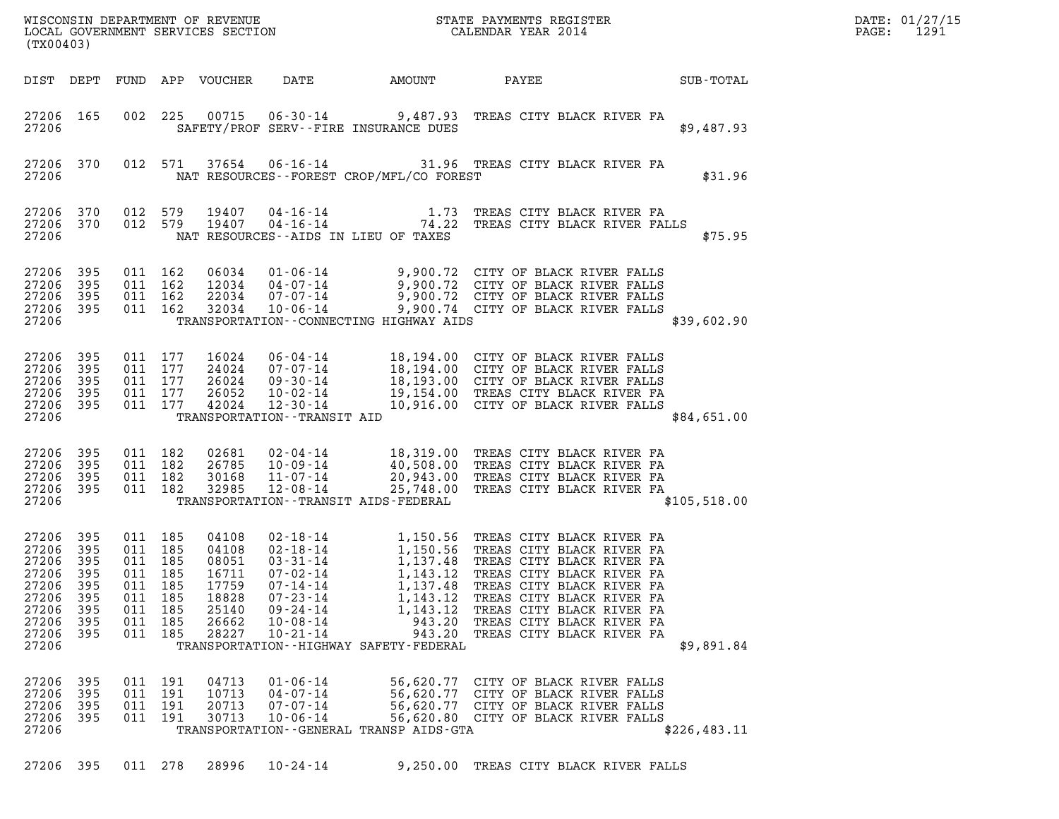WISCONSIN DEPARTMENT OF REVENUE
LOCAL GOVERNMENT SERVICES SECTION
(TX00403)

STATE PAYMENTS REGISTER
CALENDAR YEAR 2014

DATE: 01/27/15
PAGE: 1291

| DIST | DEPT | FUND | APP | VOUCHER | DATE | AMOUNT | PAYEE | SUB-TOTAL |
|---|---|---|---|---|---|---|---|---|
| 27206 | 165 | 002 | 225 | 00715 | 06-30-14 | 9,487.93 | TREAS CITY BLACK RIVER FA | |
| 27206 | | | | SAFETY/PROF SERV--FIRE INSURANCE DUES | | | | $9,487.93 |
| 27206 | 370 | 012 | 571 | 37654 | 06-16-14 | 31.96 | TREAS CITY BLACK RIVER FA | |
| 27206 | | | | NAT RESOURCES--FOREST CROP/MFL/CO FOREST | | | | $31.96 |
| 27206 | 370 | 012 | 579 | 19407 | 04-16-14 | 1.73 | TREAS CITY BLACK RIVER FA | |
| 27206 | 370 | 012 | 579 | 19407 | 04-16-14 | 74.22 | TREAS CITY BLACK RIVER FALLS | |
| 27206 | | | | NAT RESOURCES--AIDS IN LIEU OF TAXES | | | | $75.95 |
| 27206 | 395 | 011 | 162 | 06034 | 01-06-14 | 9,900.72 | CITY OF BLACK RIVER FALLS | |
| 27206 | 395 | 011 | 162 | 12034 | 04-07-14 | 9,900.72 | CITY OF BLACK RIVER FALLS | |
| 27206 | 395 | 011 | 162 | 22034 | 07-07-14 | 9,900.72 | CITY OF BLACK RIVER FALLS | |
| 27206 | 395 | 011 | 162 | 32034 | 10-06-14 | 9,900.74 | CITY OF BLACK RIVER FALLS | |
| 27206 | | | | TRANSPORTATION--CONNECTING HIGHWAY AIDS | | | | $39,602.90 |
| 27206 | 395 | 011 | 177 | 16024 | 06-04-14 | 18,194.00 | CITY OF BLACK RIVER FALLS | |
| 27206 | 395 | 011 | 177 | 24024 | 07-07-14 | 18,194.00 | CITY OF BLACK RIVER FALLS | |
| 27206 | 395 | 011 | 177 | 26024 | 09-30-14 | 18,193.00 | CITY OF BLACK RIVER FALLS | |
| 27206 | 395 | 011 | 177 | 26052 | 10-02-14 | 19,154.00 | TREAS CITY BLACK RIVER FA | |
| 27206 | 395 | 011 | 177 | 42024 | 12-30-14 | 10,916.00 | CITY OF BLACK RIVER FALLS | |
| 27206 | | | | TRANSPORTATION--TRANSIT AID | | | | $84,651.00 |
| 27206 | 395 | 011 | 182 | 02681 | 02-04-14 | 18,319.00 | TREAS CITY BLACK RIVER FA | |
| 27206 | 395 | 011 | 182 | 26785 | 10-09-14 | 40,508.00 | TREAS CITY BLACK RIVER FA | |
| 27206 | 395 | 011 | 182 | 30168 | 11-07-14 | 20,943.00 | TREAS CITY BLACK RIVER FA | |
| 27206 | 395 | 011 | 182 | 32985 | 12-08-14 | 25,748.00 | TREAS CITY BLACK RIVER FA | |
| 27206 | | | | TRANSPORTATION--TRANSIT AIDS-FEDERAL | | | | $105,518.00 |
| 27206 | 395 | 011 | 185 | 04108 | 02-18-14 | 1,150.56 | TREAS CITY BLACK RIVER FA | |
| 27206 | 395 | 011 | 185 | 04108 | 02-18-14 | 1,150.56 | TREAS CITY BLACK RIVER FA | |
| 27206 | 395 | 011 | 185 | 08051 | 03-31-14 | 1,137.48 | TREAS CITY BLACK RIVER FA | |
| 27206 | 395 | 011 | 185 | 16711 | 07-02-14 | 1,143.12 | TREAS CITY BLACK RIVER FA | |
| 27206 | 395 | 011 | 185 | 17759 | 07-14-14 | 1,137.48 | TREAS CITY BLACK RIVER FA | |
| 27206 | 395 | 011 | 185 | 18828 | 07-23-14 | 1,143.12 | TREAS CITY BLACK RIVER FA | |
| 27206 | 395 | 011 | 185 | 25140 | 09-24-14 | 1,143.12 | TREAS CITY BLACK RIVER FA | |
| 27206 | 395 | 011 | 185 | 26662 | 10-08-14 | 943.20 | TREAS CITY BLACK RIVER FA | |
| 27206 | 395 | 011 | 185 | 28227 | 10-21-14 | 943.20 | TREAS CITY BLACK RIVER FA | |
| 27206 | | | | TRANSPORTATION--HIGHWAY SAFETY-FEDERAL | | | | $9,891.84 |
| 27206 | 395 | 011 | 191 | 04713 | 01-06-14 | 56,620.77 | CITY OF BLACK RIVER FALLS | |
| 27206 | 395 | 011 | 191 | 10713 | 04-07-14 | 56,620.77 | CITY OF BLACK RIVER FALLS | |
| 27206 | 395 | 011 | 191 | 20713 | 07-07-14 | 56,620.77 | CITY OF BLACK RIVER FALLS | |
| 27206 | 395 | 011 | 191 | 30713 | 10-06-14 | 56,620.80 | CITY OF BLACK RIVER FALLS | |
| 27206 | | | | TRANSPORTATION--GENERAL TRANSP AIDS-GTA | | | | $226,483.11 |
| 27206 | 395 | 011 | 278 | 28996 | 10-24-14 | 9,250.00 | TREAS CITY BLACK RIVER FALLS | |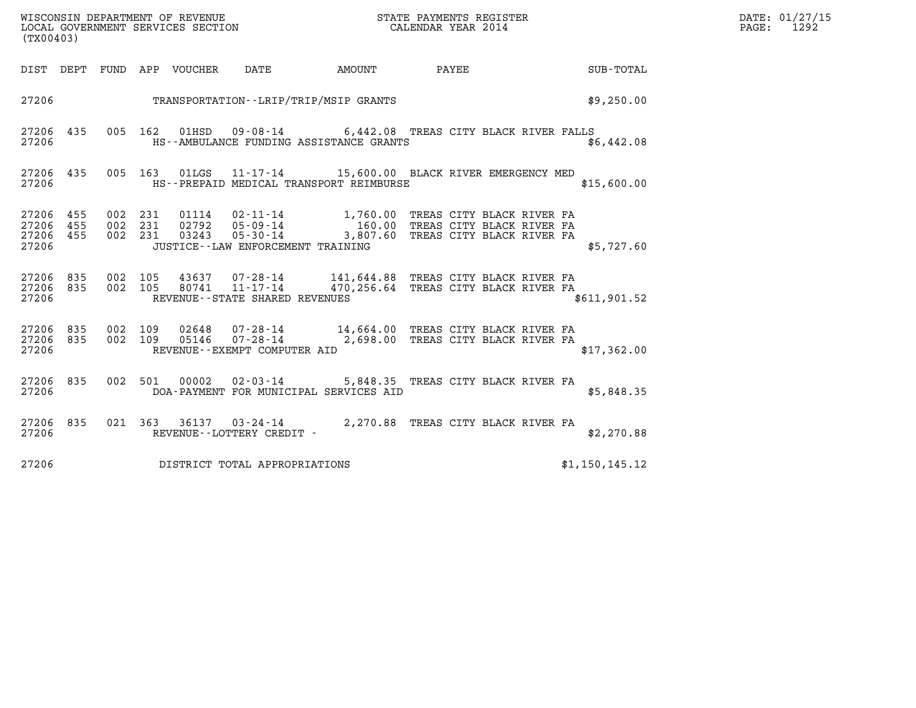WISCONSIN DEPARTMENT OF REVENUE
LOCAL GOVERNMENT SERVICES SECTION
(TX00403)

STATE PAYMENTS REGISTER
CALENDAR YEAR 2014

DATE: 01/27/15
PAGE: 1292

| DIST | DEPT | FUND | APP | VOUCHER | DATE | AMOUNT | PAYEE | SUB-TOTAL |
|---|---|---|---|---|---|---|---|---|
| 27206 | | | | TRANSPORTATION--LRIP/TRIP/MSIP GRANTS | | | | $9,250.00 |
| 27206 | 435 | 005 | 162 | 01HSD | 09-08-14 | 6,442.08 | TREAS CITY BLACK RIVER FALLS | |
| 27206 | | | | HS--AMBULANCE FUNDING ASSISTANCE GRANTS | | | | $6,442.08 |
| 27206 | 435 | 005 | 163 | 01LGS | 11-17-14 | 15,600.00 | BLACK RIVER EMERGENCY MED | |
| 27206 | | | | HS--PREPAID MEDICAL TRANSPORT REIMBURSE | | | | $15,600.00 |
| 27206 | 455 | 002 | 231 | 01114 | 02-11-14 | 1,760.00 | TREAS CITY BLACK RIVER FA | |
| 27206 | 455 | 002 | 231 | 02792 | 05-09-14 | 160.00 | TREAS CITY BLACK RIVER FA | |
| 27206 | 455 | 002 | 231 | 03243 | 05-30-14 | 3,807.60 | TREAS CITY BLACK RIVER FA | |
| 27206 | | | | JUSTICE--LAW ENFORCEMENT TRAINING | | | | $5,727.60 |
| 27206 | 835 | 002 | 105 | 43637 | 07-28-14 | 141,644.88 | TREAS CITY BLACK RIVER FA | |
| 27206 | 835 | 002 | 105 | 80741 | 11-17-14 | 470,256.64 | TREAS CITY BLACK RIVER FA | |
| 27206 | | | | REVENUE--STATE SHARED REVENUES | | | | $611,901.52 |
| 27206 | 835 | 002 | 109 | 02648 | 07-28-14 | 14,664.00 | TREAS CITY BLACK RIVER FA | |
| 27206 | 835 | 002 | 109 | 05146 | 07-28-14 | 2,698.00 | TREAS CITY BLACK RIVER FA | |
| 27206 | | | | REVENUE--EXEMPT COMPUTER AID | | | | $17,362.00 |
| 27206 | 835 | 002 | 501 | 00002 | 02-03-14 | 5,848.35 | TREAS CITY BLACK RIVER FA | |
| 27206 | | | | DOA-PAYMENT FOR MUNICIPAL SERVICES AID | | | | $5,848.35 |
| 27206 | 835 | 021 | 363 | 36137 | 03-24-14 | 2,270.88 | TREAS CITY BLACK RIVER FA | |
| 27206 | | | | REVENUE--LOTTERY CREDIT - | | | | $2,270.88 |
| 27206 | | | | DISTRICT TOTAL APPROPRIATIONS | | | | $1,150,145.12 |